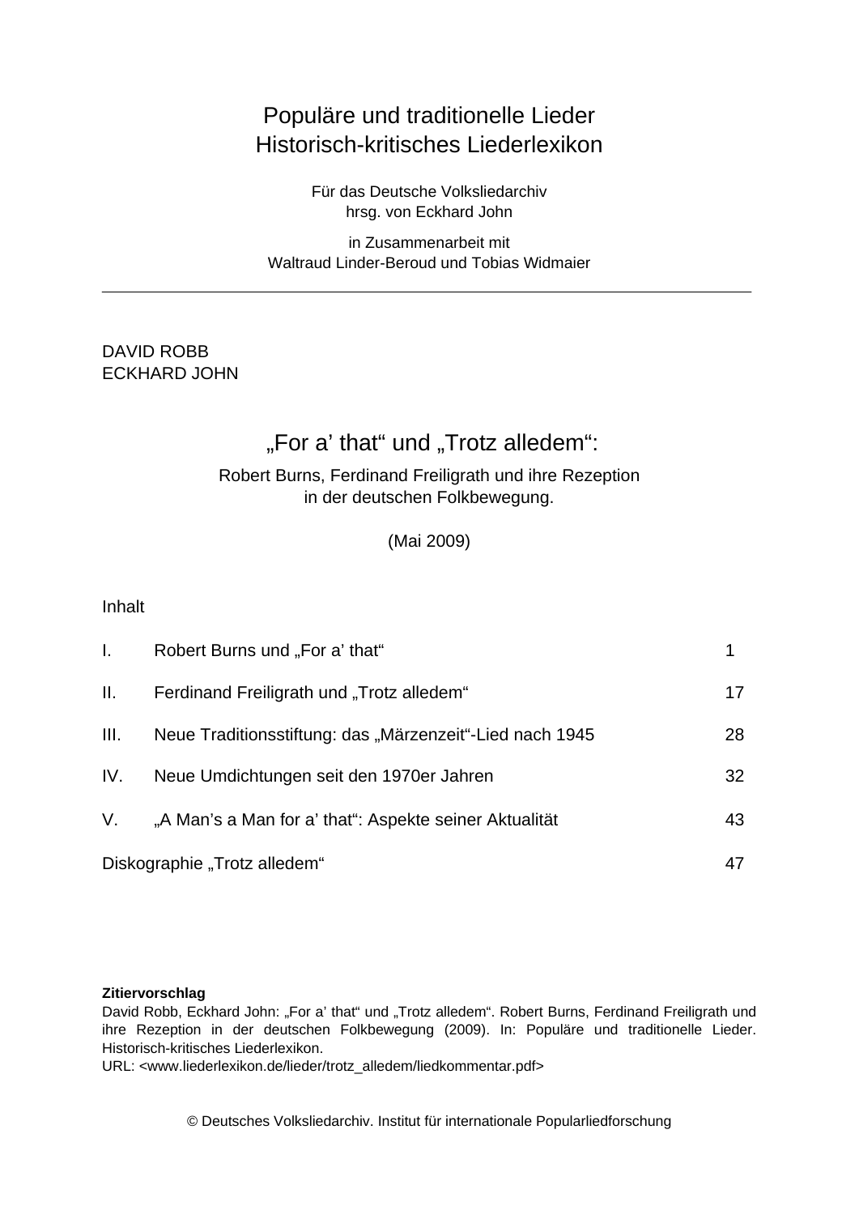# Populäre und traditionelle Lieder
# Historisch-kritisches Liederlexikon

Für das Deutsche Volksliedarchiv
hrsg. von Eckhard John

in Zusammenarbeit mit
Waltraud Linder-Beroud und Tobias Widmaier

---

DAVID ROBB
ECKHARD JOHN

## „For a' that" und „Trotz alledem":

Robert Burns, Ferdinand Freiligrath und ihre Rezeption
in der deutschen Folkbewegung.

(Mai 2009)

Inhalt

| | | |
|---|---|---|
| I. | Robert Burns und „For a' that" | 1 |
| II. | Ferdinand Freiligrath und „Trotz alledem" | 17 |
| III. | Neue Traditionsstiftung: das „Märzenzeit"-Lied nach 1945 | 28 |
| IV. | Neue Umdichtungen seit den 1970er Jahren | 32 |
| V. | „A Man's a Man for a' that": Aspekte seiner Aktualität | 43 |
| Diskographie „Trotz alledem" | | 47 |

**Zitiervorschlag**
David Robb, Eckhard John: „For a' that" und „Trotz alledem". Robert Burns, Ferdinand Freiligrath und ihre Rezeption in der deutschen Folkbewegung (2009). In: Populäre und traditionelle Lieder. Historisch-kritisches Liederlexikon.
URL: <www.liederlexikon.de/lieder/trotz_alledem/liedkommentar.pdf>

© Deutsches Volksliedarchiv. Institut für internationale Popularliedforschung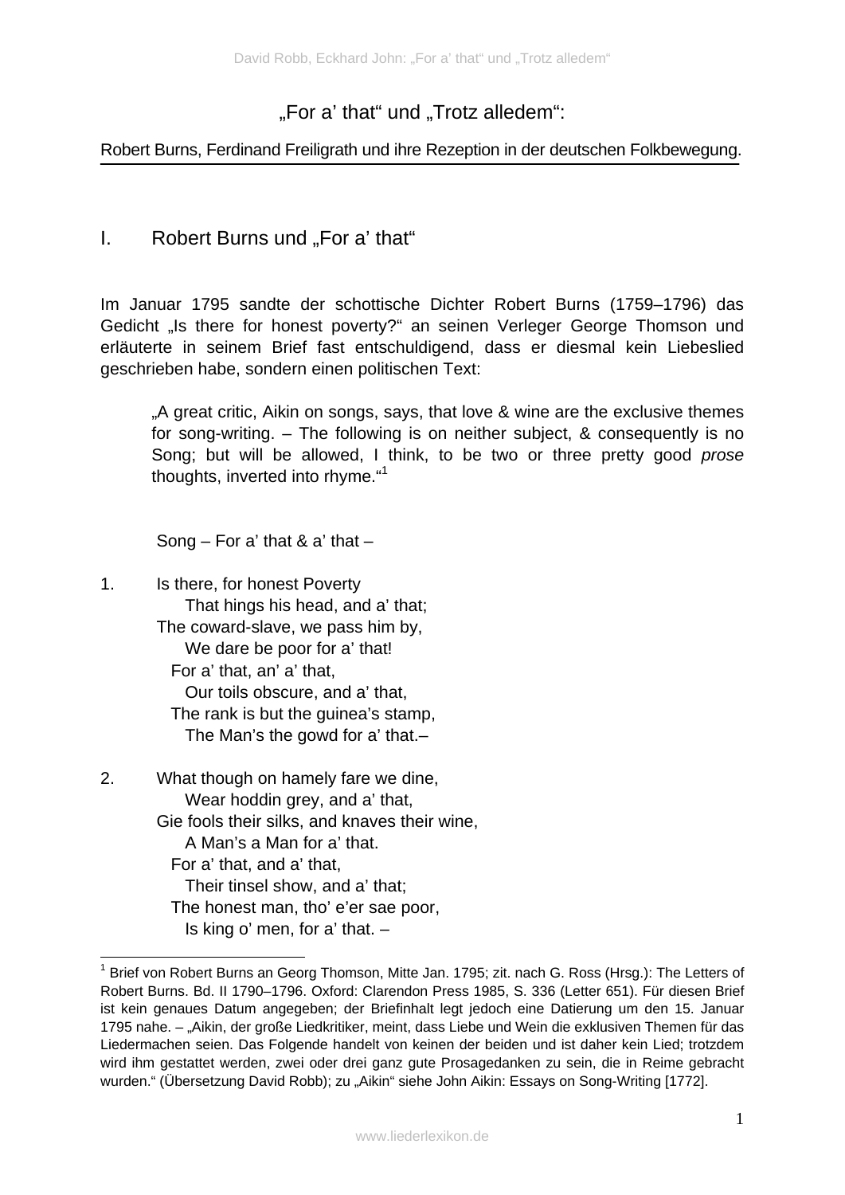# „For a' that" und „Trotz alledem":

Robert Burns, Ferdinand Freiligrath und ihre Rezeption in der deutschen Folkbewegung.

## I. Robert Burns und „For a' that"

Im Januar 1795 sandte der schottische Dichter Robert Burns (1759–1796) das Gedicht „Is there for honest poverty?" an seinen Verleger George Thomson und erläuterte in seinem Brief fast entschuldigend, dass er diesmal kein Liebeslied geschrieben habe, sondern einen politischen Text:

> „A great critic, Aikin on songs, says, that love & wine are the exclusive themes for song-writing. – The following is on neither subject, & consequently is no Song; but will be allowed, I think, to be two or three pretty good *prose* thoughts, inverted into rhyme."[1]

Song – For a' that & a' that –

1. Is there, for honest Poverty  
   That hings his head, and a' that;  
   The coward-slave, we pass him by,  
   We dare be poor for a' that!  
   For a' that, an' a' that,  
   Our toils obscure, and a' that,  
   The rank is but the guinea's stamp,  
   The Man's the gowd for a' that.–

2. What though on hamely fare we dine,  
   Wear hoddin grey, and a' that,  
   Gie fools their silks, and knaves their wine,  
   A Man's a Man for a' that.  
   For a' that, and a' that,  
   Their tinsel show, and a' that;  
   The honest man, tho' e'er sae poor,  
   Is king o' men, for a' that. –

---

[1] Brief von Robert Burns an Georg Thomson, Mitte Jan. 1795; zit. nach G. Ross (Hrsg.): The Letters of Robert Burns. Bd. II 1790–1796. Oxford: Clarendon Press 1985, S. 336 (Letter 651). Für diesen Brief ist kein genaues Datum angegeben; der Briefinhalt legt jedoch eine Datierung um den 15. Januar 1795 nahe. – „Aikin, der große Liedkritiker, meint, dass Liebe und Wein die exklusiven Themen für das Liedermachen seien. Das Folgende handelt von keinen der beiden und ist daher kein Lied; trotzdem wird ihm gestattet werden, zwei oder drei ganz gute Prosagedanken zu sein, die in Reime gebracht wurden." (Übersetzung David Robb); zu „Aikin" siehe John Aikin: Essays on Song-Writing [1772].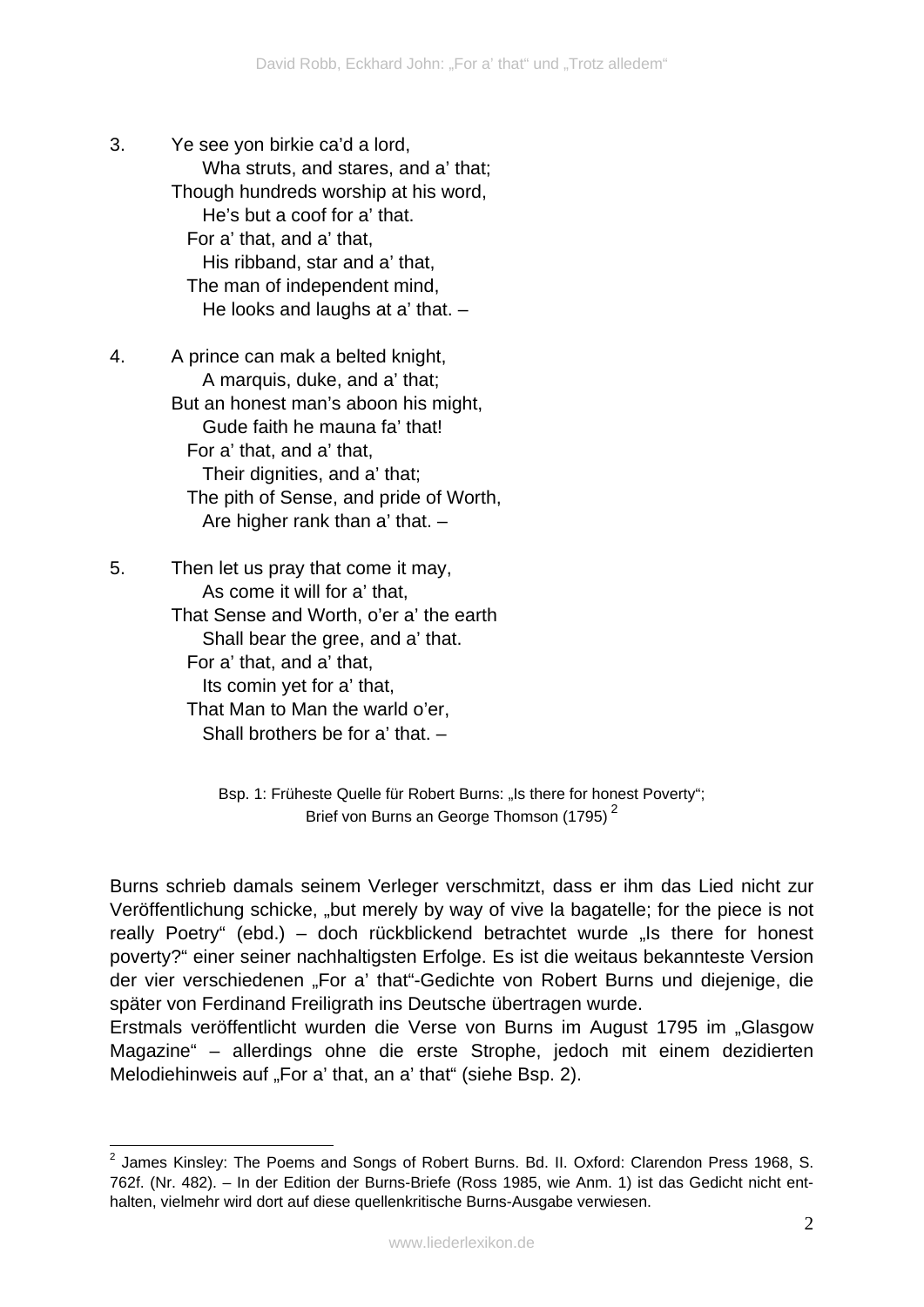3. Ye see yon birkie ca'd a lord,  
   Wha struts, and stares, and a' that;  
   Though hundreds worship at his word,  
   He's but a coof for a' that.  
   For a' that, and a' that,  
   His ribband, star and a' that,  
   The man of independent mind,  
   He looks and laughs at a' that. –

4. A prince can mak a belted knight,  
   A marquis, duke, and a' that;  
   But an honest man's aboon his might,  
   Gude faith he mauna fa' that!  
   For a' that, and a' that,  
   Their dignities, and a' that;  
   The pith of Sense, and pride of Worth,  
   Are higher rank than a' that. –

5. Then let us pray that come it may,  
   As come it will for a' that,  
   That Sense and Worth, o'er a' the earth  
   Shall bear the gree, and a' that.  
   For a' that, and a' that,  
   Its comin yet for a' that,  
   That Man to Man the warld o'er,  
   Shall brothers be for a' that. –

Bsp. 1: Früheste Quelle für Robert Burns: „Is there for honest Poverty";  
Brief von Burns an George Thomson (1795) [2]

Burns schrieb damals seinem Verleger verschmitzt, dass er ihm das Lied nicht zur Veröffentlichung schicke, „but merely by way of vive la bagatelle; for the piece is not really Poetry" (ebd.) – doch rückblickend betrachtet wurde „Is there for honest poverty?" einer seiner nachhaltigsten Erfolge. Es ist die weitaus bekannteste Version der vier verschiedenen „For a' that"-Gedichte von Robert Burns und diejenige, die später von Ferdinand Freiligrath ins Deutsche übertragen wurde.

Erstmals veröffentlicht wurden die Verse von Burns im August 1795 im „Glasgow Magazine" – allerdings ohne die erste Strophe, jedoch mit einem dezidierten Melodiehinweis auf „For a' that, an a' that" (siehe Bsp. 2).

---

[2] James Kinsley: The Poems and Songs of Robert Burns. Bd. II. Oxford: Clarendon Press 1968, S. 762f. (Nr. 482). – In der Edition der Burns-Briefe (Ross 1985, wie Anm. 1) ist das Gedicht nicht enthalten, vielmehr wird dort auf diese quellenkritische Burns-Ausgabe verwiesen.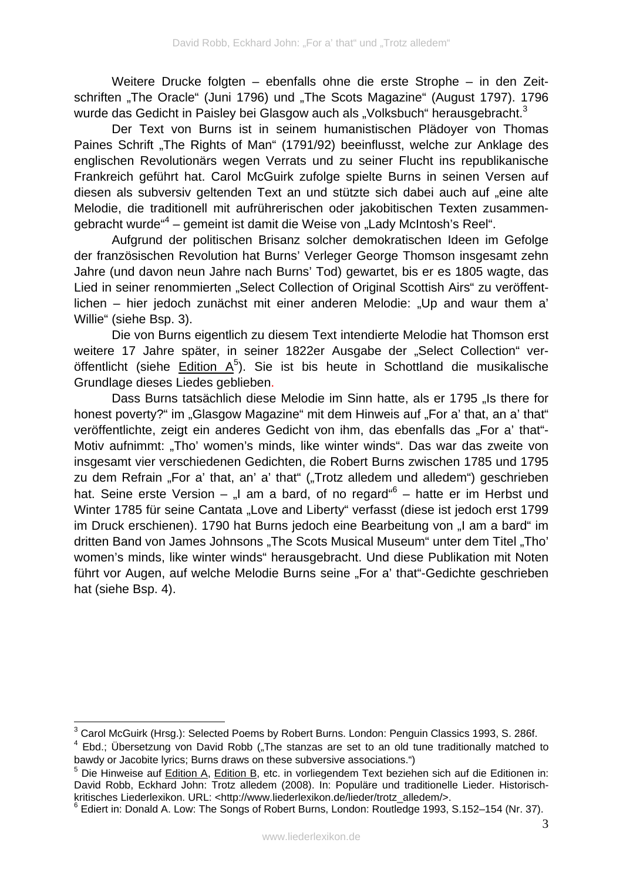Weitere Drucke folgten – ebenfalls ohne die erste Strophe – in den Zeitschriften „The Oracle“ (Juni 1796) und „The Scots Magazine“ (August 1797). 1796 wurde das Gedicht in Paisley bei Glasgow auch als „Volksbuch“ herausgebracht.[3]

Der Text von Burns ist in seinem humanistischen Plädoyer von Thomas Paines Schrift „The Rights of Man“ (1791/92) beeinflusst, welche zur Anklage des englischen Revolutionärs wegen Verrats und zu seiner Flucht ins republikanische Frankreich geführt hat. Carol McGuirk zufolge spielte Burns in seinen Versen auf diesen als subversiv geltenden Text an und stützte sich dabei auch auf „eine alte Melodie, die traditionell mit aufrührerischen oder jakobitischen Texten zusammengebracht wurde“[4] – gemeint ist damit die Weise von „Lady McIntosh's Reel“.

Aufgrund der politischen Brisanz solcher demokratischen Ideen im Gefolge der französischen Revolution hat Burns' Verleger George Thomson insgesamt zehn Jahre (und davon neun Jahre nach Burns' Tod) gewartet, bis er es 1805 wagte, das Lied in seiner renommierten „Select Collection of Original Scottish Airs“ zu veröffentlichen – hier jedoch zunächst mit einer anderen Melodie: „Up and waur them a' Willie“ (siehe Bsp. 3).

Die von Burns eigentlich zu diesem Text intendierte Melodie hat Thomson erst weitere 17 Jahre später, in seiner 1822er Ausgabe der „Select Collection“ veröffentlicht (siehe Edition A[5]). Sie ist bis heute in Schottland die musikalische Grundlage dieses Liedes geblieben.

Dass Burns tatsächlich diese Melodie im Sinn hatte, als er 1795 „Is there for honest poverty?“ im „Glasgow Magazine“ mit dem Hinweis auf „For a' that, an a' that“ veröffentlichte, zeigt ein anderes Gedicht von ihm, das ebenfalls das „For a' that“-Motiv aufnimmt: „Tho' women's minds, like winter winds“. Das war das zweite von insgesamt vier verschiedenen Gedichten, die Robert Burns zwischen 1785 und 1795 zu dem Refrain „For a' that, an' a' that“ („Trotz alledem und alledem“) geschrieben hat. Seine erste Version – „I am a bard, of no regard“[6] – hatte er im Herbst und Winter 1785 für seine Cantata „Love and Liberty“ verfasst (diese ist jedoch erst 1799 im Druck erschienen). 1790 hat Burns jedoch eine Bearbeitung von „I am a bard“ im dritten Band von James Johnsons „The Scots Musical Museum“ unter dem Titel „Tho' women's minds, like winter winds“ herausgebracht. Und diese Publikation mit Noten führt vor Augen, auf welche Melodie Burns seine „For a' that“-Gedichte geschrieben hat (siehe Bsp. 4).

---

[3] Carol McGuirk (Hrsg.): Selected Poems by Robert Burns. London: Penguin Classics 1993, S. 286f.

[4] Ebd.; Übersetzung von David Robb („The stanzas are set to an old tune traditionally matched to bawdy or Jacobite lyrics; Burns draws on these subversive associations.“)

[5] Die Hinweise auf Edition A, Edition B, etc. in vorliegendem Text beziehen sich auf die Editionen in: David Robb, Eckhard John: Trotz alledem (2008). In: Populäre und traditionelle Lieder. Historisch-kritisches Liederlexikon. URL: <http://www.liederlexikon.de/lieder/trotz_alledem/>.

[6] Ediert in: Donald A. Low: The Songs of Robert Burns, London: Routledge 1993, S.152–154 (Nr. 37).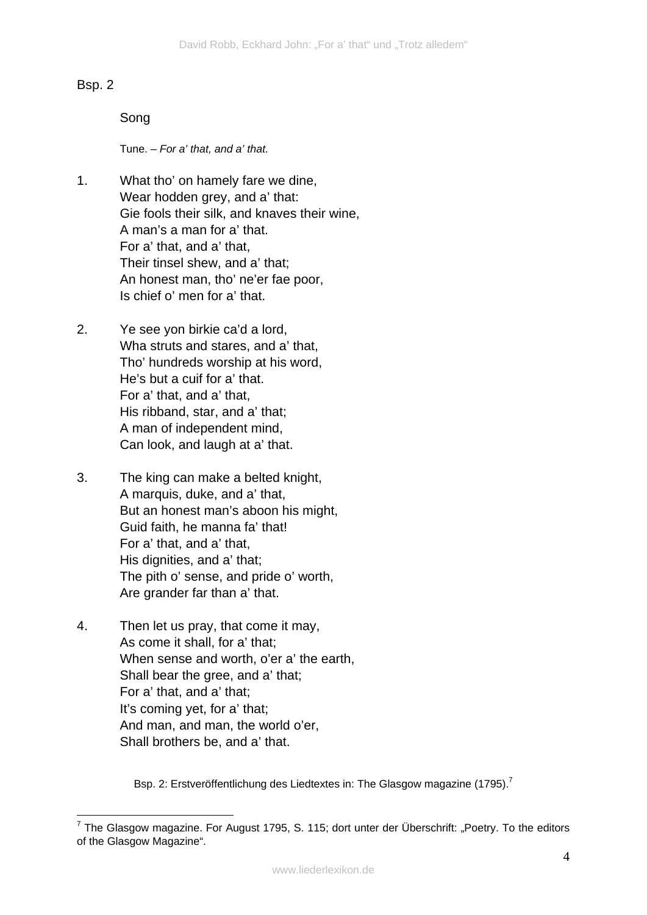Bsp. 2

Song

Tune. – *For a' that, and a' that.*

1. What tho' on hamely fare we dine,  
Wear hodden grey, and a' that:  
Gie fools their silk, and knaves their wine,  
A man's a man for a' that.  
For a' that, and a' that,  
Their tinsel shew, and a' that;  
An honest man, tho' ne'er fae poor,  
Is chief o' men for a' that.

2. Ye see yon birkie ca'd a lord,  
Wha struts and stares, and a' that,  
Tho' hundreds worship at his word,  
He's but a cuif for a' that.  
For a' that, and a' that,  
His ribband, star, and a' that;  
A man of independent mind,  
Can look, and laugh at a' that.

3. The king can make a belted knight,  
A marquis, duke, and a' that,  
But an honest man's aboon his might,  
Guid faith, he manna fa' that!  
For a' that, and a' that,  
His dignities, and a' that;  
The pith o' sense, and pride o' worth,  
Are grander far than a' that.

4. Then let us pray, that come it may,  
As come it shall, for a' that;  
When sense and worth, o'er a' the earth,  
Shall bear the gree, and a' that;  
For a' that, and a' that;  
It's coming yet, for a' that;  
And man, and man, the world o'er,  
Shall brothers be, and a' that.

Bsp. 2: Erstveröffentlichung des Liedtextes in: The Glasgow magazine (1795).[7]

---

[7] The Glasgow magazine. For August 1795, S. 115; dort unter der Überschrift: „Poetry. To the editors of the Glasgow Magazine".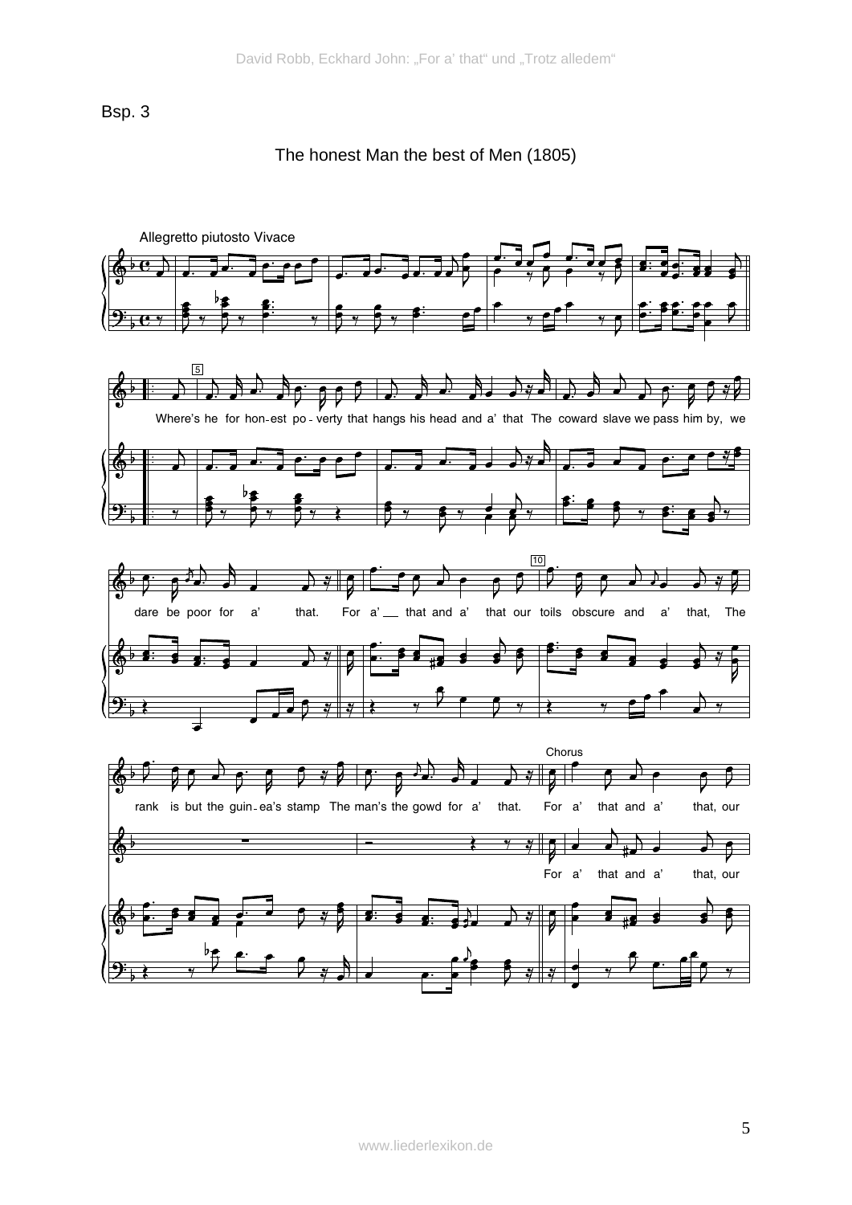Bsp. 3

The honest Man the best of Men (1805)

Allegretto piutosto Vivace

Where's he for hon-est po-verty that hangs his head and a' that The coward slave we pass him by, we dare be poor for a' that. For a' that and a' that our toils obscure and a' that, The rank is but the guin-ea's stamp The man's the gowd for a' that.

Chorus

For a' that and a' that, our

For a' that and a' that, our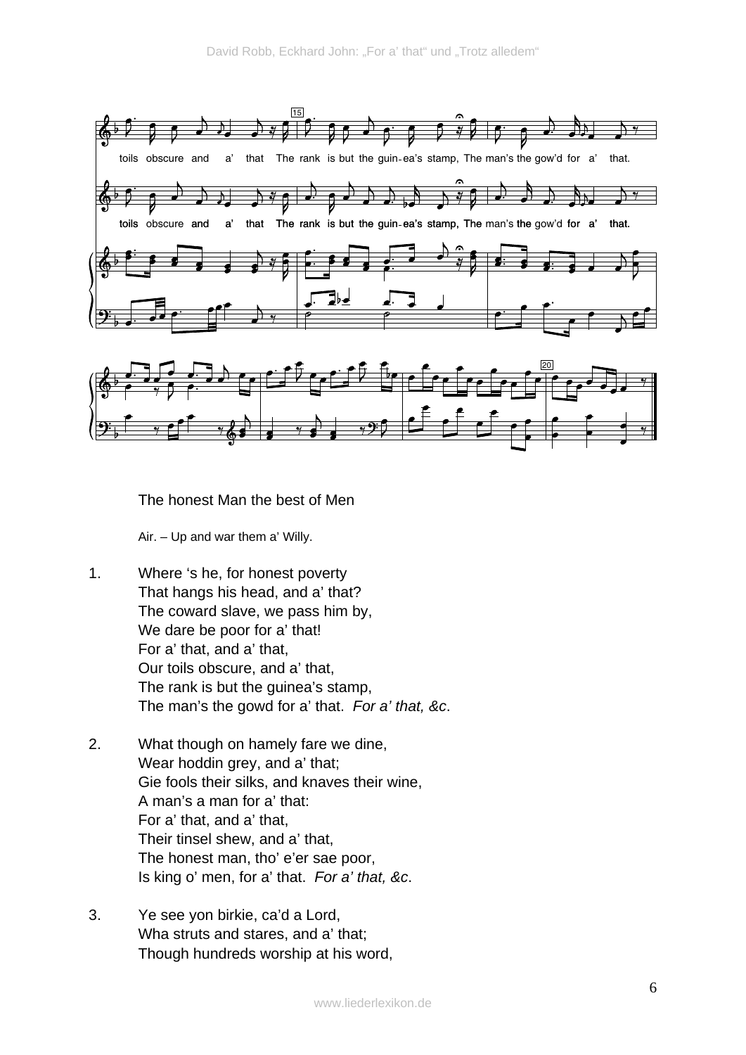The honest Man the best of Men

Air. – Up and war them a' Willy.

1. Where 's he, for honest poverty
   That hangs his head, and a' that?
   The coward slave, we pass him by,
   We dare be poor for a' that!
   For a' that, and a' that,
   Our toils obscure, and a' that,
   The rank is but the guinea's stamp,
   The man's the gowd for a' that. *For a' that, &c*.

2. What though on hamely fare we dine,
   Wear hoddin grey, and a' that;
   Gie fools their silks, and knaves their wine,
   A man's a man for a' that:
   For a' that, and a' that,
   Their tinsel shew, and a' that,
   The honest man, tho' e'er sae poor,
   Is king o' men, for a' that. *For a' that, &c*.

3. Ye see yon birkie, ca'd a Lord,
   Wha struts and stares, and a' that;
   Though hundreds worship at his word,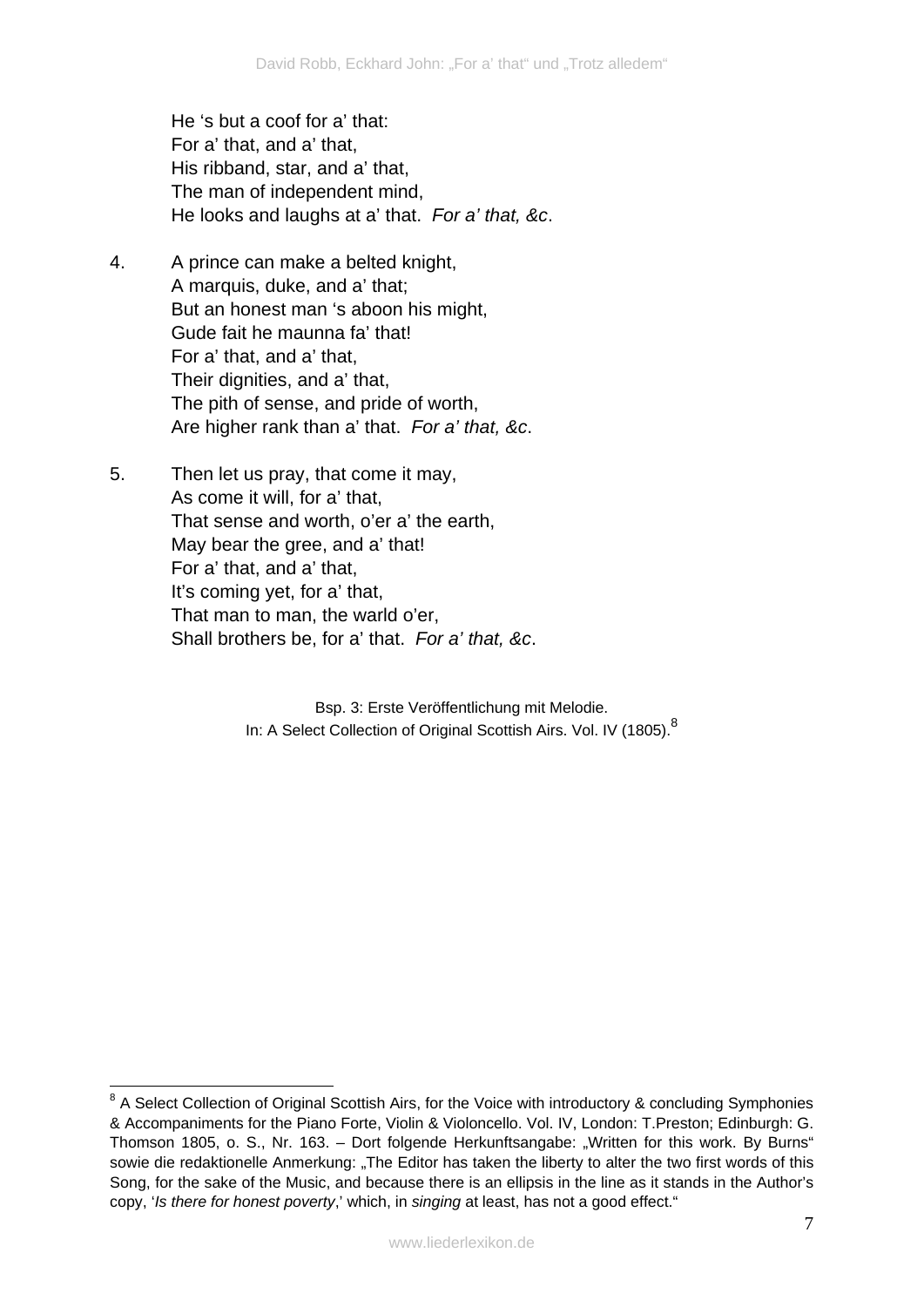He 's but a coof for a' that:  
For a' that, and a' that,  
His ribband, star, and a' that,  
The man of independent mind,  
He looks and laughs at a' that. *For a' that, &c*.

4. A prince can make a belted knight,  
A marquis, duke, and a' that;  
But an honest man 's aboon his might,  
Gude fait he maunna fa' that!  
For a' that, and a' that,  
Their dignities, and a' that,  
The pith of sense, and pride of worth,  
Are higher rank than a' that. *For a' that, &c*.

5. Then let us pray, that come it may,  
As come it will, for a' that,  
That sense and worth, o'er a' the earth,  
May bear the gree, and a' that!  
For a' that, and a' that,  
It's coming yet, for a' that,  
That man to man, the warld o'er,  
Shall brothers be, for a' that. *For a' that, &c*.

Bsp. 3: Erste Veröffentlichung mit Melodie.  
In: A Select Collection of Original Scottish Airs. Vol. IV (1805).[8]

---

[8] A Select Collection of Original Scottish Airs, for the Voice with introductory & concluding Symphonies & Accompaniments for the Piano Forte, Violin & Violoncello. Vol. IV, London: T.Preston; Edinburgh: G. Thomson 1805, o. S., Nr. 163. – Dort folgende Herkunftsangabe: „Written for this work. By Burns" sowie die redaktionelle Anmerkung: „The Editor has taken the liberty to alter the two first words of this Song, for the sake of the Music, and because there is an ellipsis in the line as it stands in the Author's copy, '*Is there for honest poverty*,' which, in *singing* at least, has not a good effect."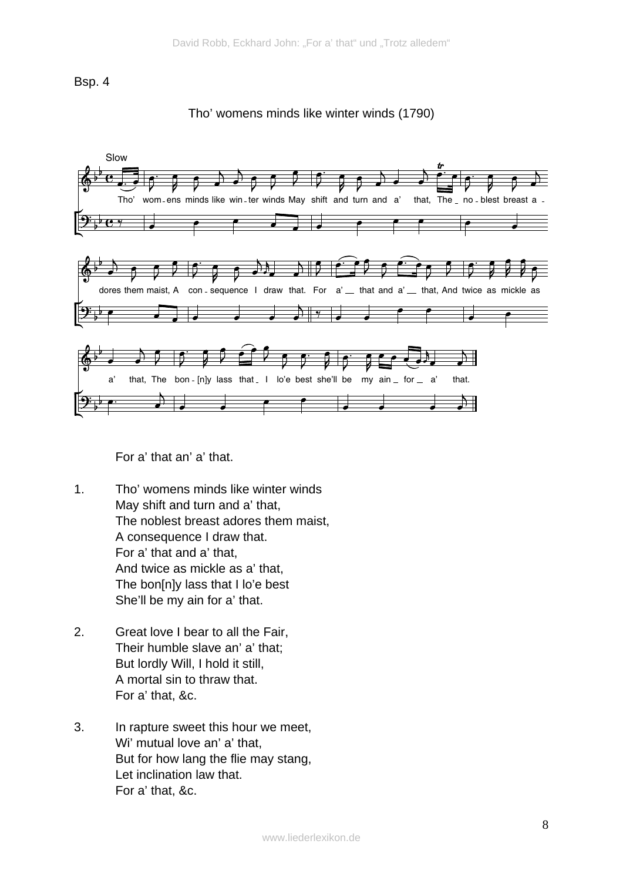Bsp. 4

Tho' womens minds like winter winds (1790)

For a' that an' a' that.

1. Tho' womens minds like winter winds
   May shift and turn and a' that,
   The noblest breast adores them maist,
   A consequence I draw that.
   For a' that and a' that,
   And twice as mickle as a' that,
   The bon[n]y lass that I lo'e best
   She'll be my ain for a' that.

2. Great love I bear to all the Fair,
   Their humble slave an' a' that;
   But lordly Will, I hold it still,
   A mortal sin to thraw that.
   For a' that, &c.

3. In rapture sweet this hour we meet,
   Wi' mutual love an' a' that,
   But for how lang the flie may stang,
   Let inclination law that.
   For a' that, &c.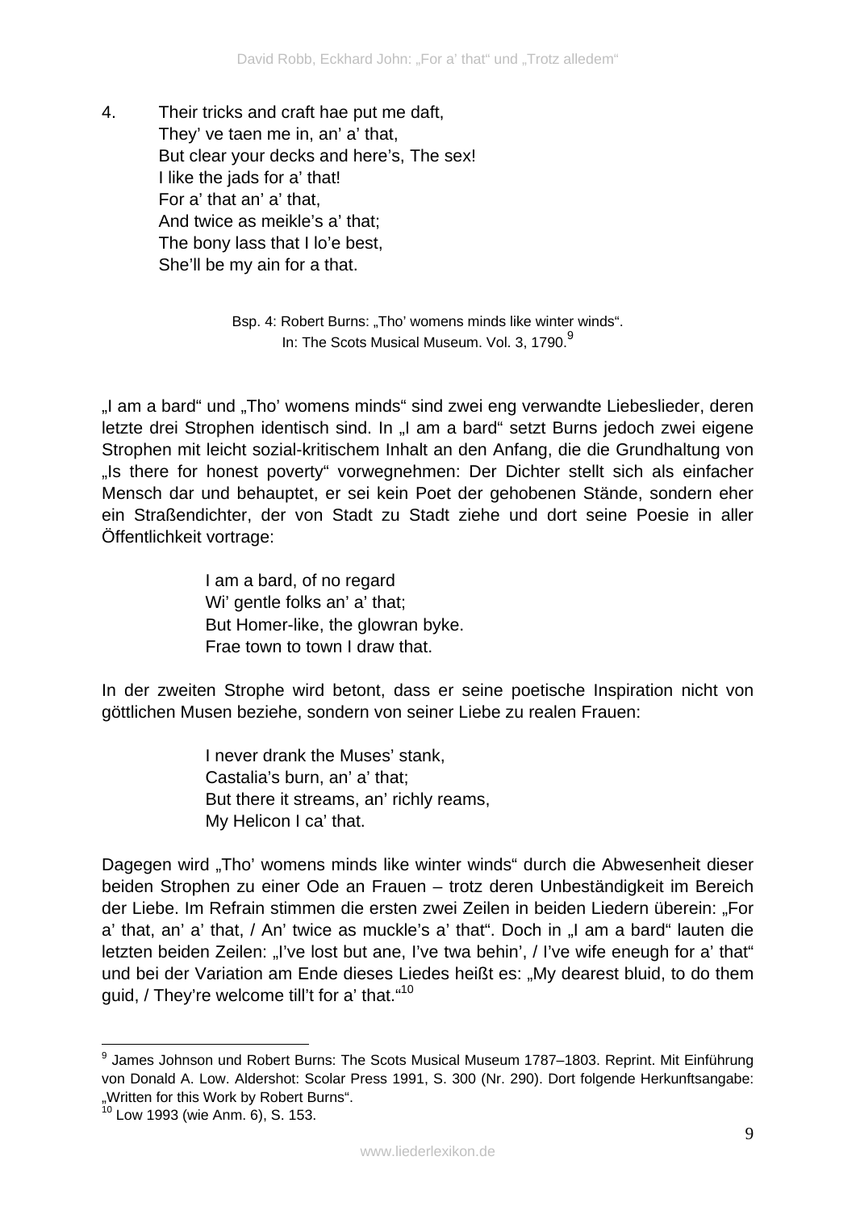4. Their tricks and craft hae put me daft,
They' ve taen me in, an' a' that,
But clear your decks and here's, The sex!
I like the jads for a' that!
For a' that an' a' that,
And twice as meikle's a' that;
The bony lass that I lo'e best,
She'll be my ain for a that.

Bsp. 4: Robert Burns: „Tho' womens minds like winter winds".
In: The Scots Musical Museum. Vol. 3, 1790.[9]

„I am a bard" und „Tho' womens minds" sind zwei eng verwandte Liebeslieder, deren letzte drei Strophen identisch sind. In „I am a bard" setzt Burns jedoch zwei eigene Strophen mit leicht sozial-kritischem Inhalt an den Anfang, die die Grundhaltung von „Is there for honest poverty" vorwegnehmen: Der Dichter stellt sich als einfacher Mensch dar und behauptet, er sei kein Poet der gehobenen Stände, sondern eher ein Straßendichter, der von Stadt zu Stadt ziehe und dort seine Poesie in aller Öffentlichkeit vortrage:

> I am a bard, of no regard
> Wi' gentle folks an' a' that;
> But Homer-like, the glowran byke.
> Frae town to town I draw that.

In der zweiten Strophe wird betont, dass er seine poetische Inspiration nicht von göttlichen Musen beziehe, sondern von seiner Liebe zu realen Frauen:

> I never drank the Muses' stank,
> Castalia's burn, an' a' that;
> But there it streams, an' richly reams,
> My Helicon I ca' that.

Dagegen wird „Tho' womens minds like winter winds" durch die Abwesenheit dieser beiden Strophen zu einer Ode an Frauen – trotz deren Unbeständigkeit im Bereich der Liebe. Im Refrain stimmen die ersten zwei Zeilen in beiden Liedern überein: „For a' that, an' a' that, / An' twice as muckle's a' that". Doch in „I am a bard" lauten die letzten beiden Zeilen: „I've lost but ane, I've twa behin', / I've wife eneugh for a' that" und bei der Variation am Ende dieses Liedes heißt es: „My dearest bluid, to do them guid, / They're welcome till't for a' that."[10]

---

[9] James Johnson und Robert Burns: The Scots Musical Museum 1787–1803. Reprint. Mit Einführung von Donald A. Low. Aldershot: Scolar Press 1991, S. 300 (Nr. 290). Dort folgende Herkunftsangabe: „Written for this Work by Robert Burns".

[10] Low 1993 (wie Anm. 6), S. 153.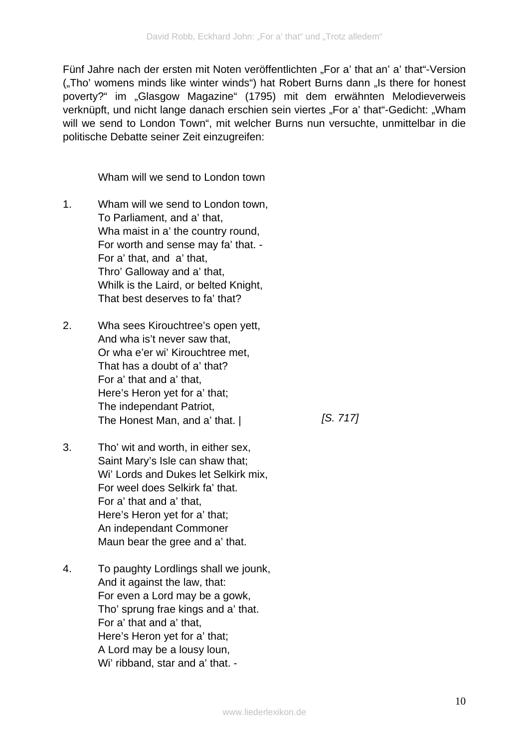Fünf Jahre nach der ersten mit Noten veröffentlichten „For a' that an' a' that"-Version („Tho' womens minds like winter winds") hat Robert Burns dann „Is there for honest poverty?" im „Glasgow Magazine" (1795) mit dem erwähnten Melodieverweis verknüpft, und nicht lange danach erschien sein viertes „For a' that"-Gedicht: „Wham will we send to London Town", mit welcher Burns nun versuchte, unmittelbar in die politische Debatte seiner Zeit einzugreifen:

Wham will we send to London town

1. Wham will we send to London town,  
   To Parliament, and a' that,  
   Wha maist in a' the country round,  
   For worth and sense may fa' that. -  
   For a' that, and a' that,  
   Thro' Galloway and a' that,  
   Whilk is the Laird, or belted Knight,  
   That best deserves to fa' that?

2. Wha sees Kirouchtree's open yett,  
   And wha is't never saw that,  
   Or wha e'er wi' Kirouchtree met,  
   That has a doubt of a' that?  
   For a' that and a' that,  
   Here's Heron yet for a' that;  
   The independant Patriot,  
   The Honest Man, and a' that. | *[S. 717]*

3. Tho' wit and worth, in either sex,  
   Saint Mary's Isle can shaw that;  
   Wi' Lords and Dukes let Selkirk mix,  
   For weel does Selkirk fa' that.  
   For a' that and a' that,  
   Here's Heron yet for a' that;  
   An independant Commoner  
   Maun bear the gree and a' that.

4. To paughty Lordlings shall we jounk,  
   And it against the law, that:  
   For even a Lord may be a gowk,  
   Tho' sprung frae kings and a' that.  
   For a' that and a' that,  
   Here's Heron yet for a' that;  
   A Lord may be a lousy loun,  
   Wi' ribband, star and a' that. -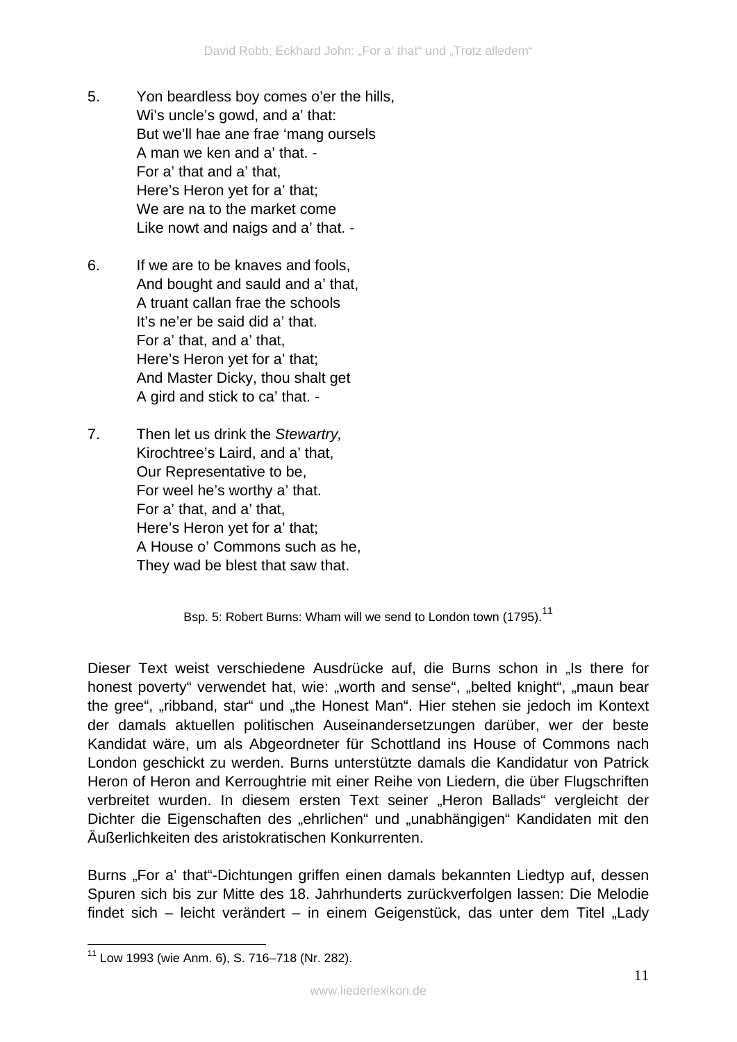5. Yon beardless boy comes o'er the hills,  
Wi's uncle's gowd, and a' that:  
But we'll hae ane frae 'mang oursels  
A man we ken and a' that. -  
For a' that and a' that,  
Here's Heron yet for a' that;  
We are na to the market come  
Like nowt and naigs and a' that. -

6. If we are to be knaves and fools,  
And bought and sauld and a' that,  
A truant callan frae the schools  
It's ne'er be said did a' that.  
For a' that, and a' that,  
Here's Heron yet for a' that;  
And Master Dicky, thou shalt get  
A gird and stick to ca' that. -

7. Then let us drink the *Stewartry,*  
Kirochtree's Laird, and a' that,  
Our Representative to be,  
For weel he's worthy a' that.  
For a' that, and a' that,  
Here's Heron yet for a' that;  
A House o' Commons such as he,  
They wad be blest that saw that.

Bsp. 5: Robert Burns: Wham will we send to London town (1795).[11]

Dieser Text weist verschiedene Ausdrücke auf, die Burns schon in „Is there for honest poverty" verwendet hat, wie: „worth and sense", „belted knight", „maun bear the gree", „ribband, star" und „the Honest Man". Hier stehen sie jedoch im Kontext der damals aktuellen politischen Auseinandersetzungen darüber, wer der beste Kandidat wäre, um als Abgeordneter für Schottland ins House of Commons nach London geschickt zu werden. Burns unterstützte damals die Kandidatur von Patrick Heron of Heron and Kerroughtrie mit einer Reihe von Liedern, die über Flugschriften verbreitet wurden. In diesem ersten Text seiner „Heron Ballads" vergleicht der Dichter die Eigenschaften des „ehrlichen" und „unabhängigen" Kandidaten mit den Äußerlichkeiten des aristokratischen Konkurrenten.

Burns „For a' that"-Dichtungen griffen einen damals bekannten Liedtyp auf, dessen Spuren sich bis zur Mitte des 18. Jahrhunderts zurückverfolgen lassen: Die Melodie findet sich – leicht verändert – in einem Geigenstück, das unter dem Titel „Lady

[11] Low 1993 (wie Anm. 6), S. 716–718 (Nr. 282).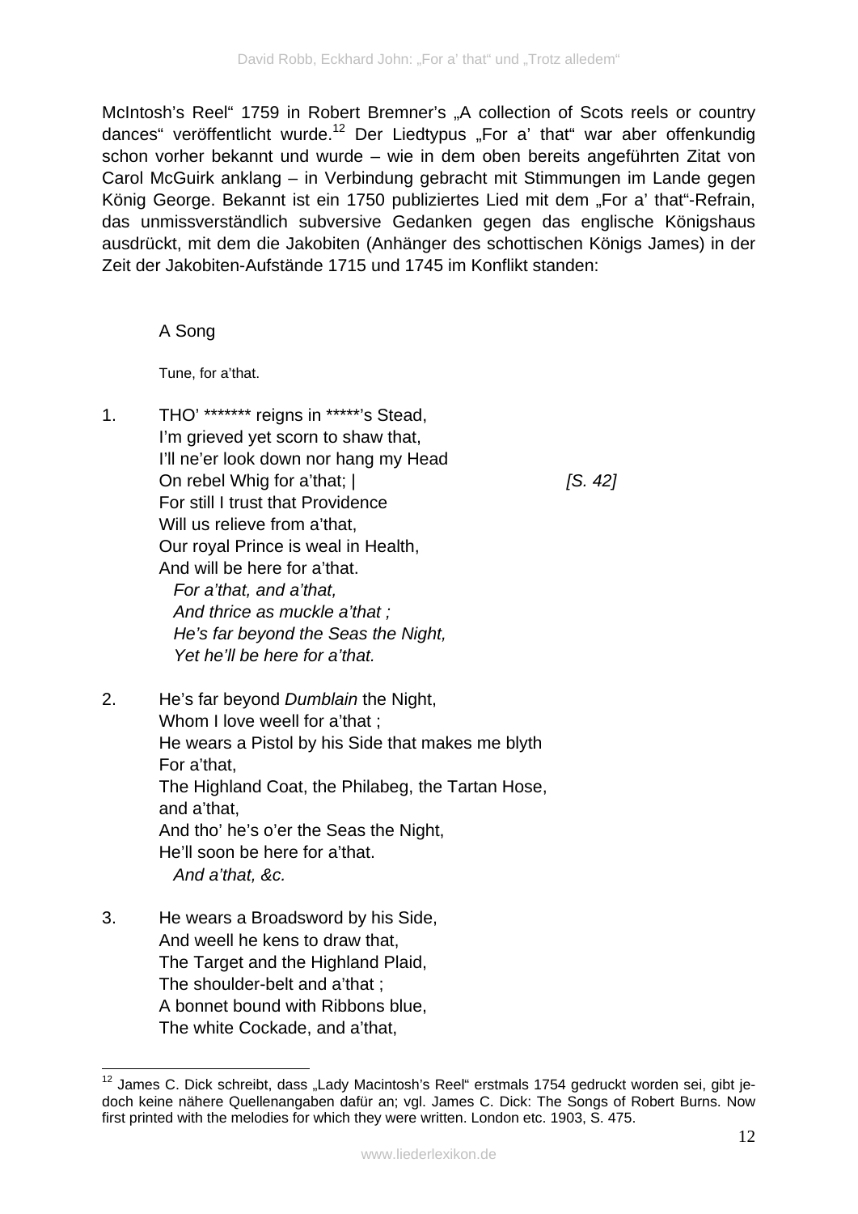McIntosh's Reel" 1759 in Robert Bremner's „A collection of Scots reels or country dances" veröffentlicht wurde.[12] Der Liedtypus „For a' that" war aber offenkundig schon vorher bekannt und wurde – wie in dem oben bereits angeführten Zitat von Carol McGuirk anklang – in Verbindung gebracht mit Stimmungen im Lande gegen König George. Bekannt ist ein 1750 publiziertes Lied mit dem „For a' that"-Refrain, das unmissverständlich subversive Gedanken gegen das englische Königshaus ausdrückt, mit dem die Jakobiten (Anhänger des schottischen Königs James) in der Zeit der Jakobiten-Aufstände 1715 und 1745 im Konflikt standen:

A Song

Tune, for a'that.

1. THO' ******* reigns in *****'s Stead,  
I'm grieved yet scorn to shaw that,  
I'll ne'er look down nor hang my Head  
On rebel Whig for a'that; | *[S. 42]*  
For still I trust that Providence  
Will us relieve from a'that,  
Our royal Prince is weal in Health,  
And will be here for a'that.  
*For a'that, and a'that,*  
*And thrice as muckle a'that ;*  
*He's far beyond the Seas the Night,*  
*Yet he'll be here for a'that.*

2. He's far beyond *Dumblain* the Night,  
Whom I love weell for a'that ;  
He wears a Pistol by his Side that makes me blyth  
For a'that,  
The Highland Coat, the Philabeg, the Tartan Hose,  
and a'that,  
And tho' he's o'er the Seas the Night,  
He'll soon be here for a'that.  
*And a'that, &c.*

3. He wears a Broadsword by his Side,  
And weell he kens to draw that,  
The Target and the Highland Plaid,  
The shoulder-belt and a'that ;  
A bonnet bound with Ribbons blue,  
The white Cockade, and a'that,

[12] James C. Dick schreibt, dass „Lady Macintosh's Reel" erstmals 1754 gedruckt worden sei, gibt jedoch keine nähere Quellenangaben dafür an; vgl. James C. Dick: The Songs of Robert Burns. Now first printed with the melodies for which they were written. London etc. 1903, S. 475.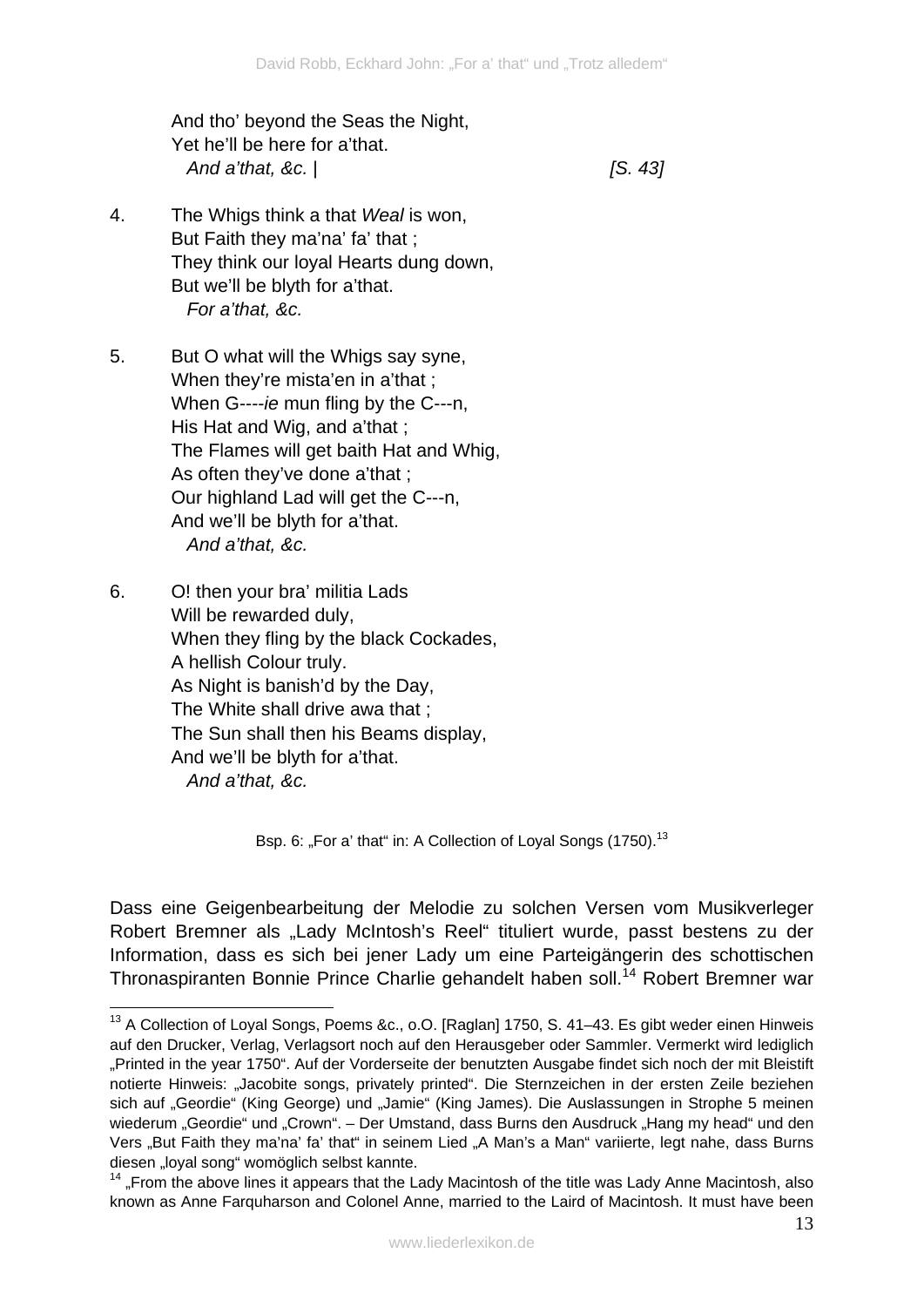And tho' beyond the Seas the Night,
Yet he'll be here for a'that.
*And a'that, &c.* | *[S. 43]*

4. The Whigs think a that *Weal* is won,
But Faith they ma'na' fa' that ;
They think our loyal Hearts dung down,
But we'll be blyth for a'that.
*For a'that, &c.*

5. But O what will the Whigs say syne,
When they're mista'en in a'that ;
When G----*ie* mun fling by the C---n,
His Hat and Wig, and a'that ;
The Flames will get baith Hat and Whig,
As often they've done a'that ;
Our highland Lad will get the C---n,
And we'll be blyth for a'that.
*And a'that, &c.*

6. O! then your bra' militia Lads
Will be rewarded duly,
When they fling by the black Cockades,
A hellish Colour truly.
As Night is banish'd by the Day,
The White shall drive awa that ;
The Sun shall then his Beams display,
And we'll be blyth for a'that.
*And a'that, &c.*

Bsp. 6: „For a' that" in: A Collection of Loyal Songs (1750).[13]

Dass eine Geigenbearbeitung der Melodie zu solchen Versen vom Musikverleger Robert Bremner als „Lady McIntosh's Reel" tituliert wurde, passt bestens zu der Information, dass es sich bei jener Lady um eine Parteigängerin des schottischen Thronaspiranten Bonnie Prince Charlie gehandelt haben soll.[14] Robert Bremner war

[13] A Collection of Loyal Songs, Poems &c., o.O. [Raglan] 1750, S. 41–43. Es gibt weder einen Hinweis auf den Drucker, Verlag, Verlagsort noch auf den Herausgeber oder Sammler. Vermerkt wird lediglich „Printed in the year 1750". Auf der Vorderseite der benutzten Ausgabe findet sich noch der mit Bleistift notierte Hinweis: „Jacobite songs, privately printed". Die Sternzeichen in der ersten Zeile beziehen sich auf „Geordie" (King George) und „Jamie" (King James). Die Auslassungen in Strophe 5 meinen wiederum „Geordie" und „Crown". – Der Umstand, dass Burns den Ausdruck „Hang my head" und den Vers „But Faith they ma'na' fa' that" in seinem Lied „A Man's a Man" variierte, legt nahe, dass Burns diesen „loyal song" womöglich selbst kannte.

[14] „From the above lines it appears that the Lady Macintosh of the title was Lady Anne Macintosh, also known as Anne Farquharson and Colonel Anne, married to the Laird of Macintosh. It must have been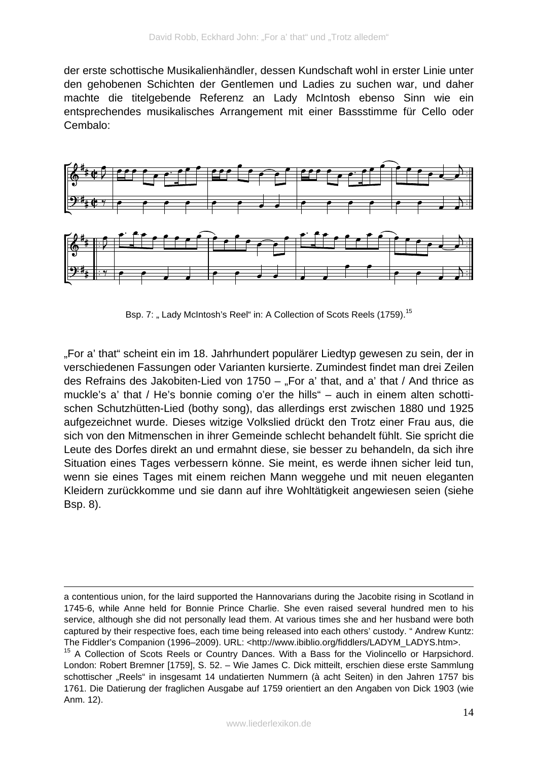der erste schottische Musikalienhändler, dessen Kundschaft wohl in erster Linie unter den gehobenen Schichten der Gentlemen und Ladies zu suchen war, und daher machte die titelgebende Referenz an Lady McIntosh ebenso Sinn wie ein entsprechendes musikalisches Arrangement mit einer Bassstimme für Cello oder Cembalo:

Bsp. 7: „ Lady McIntosh's Reel“ in: A Collection of Scots Reels (1759).[15]

„For a' that“ scheint ein im 18. Jahrhundert populärer Liedtyp gewesen zu sein, der in verschiedenen Fassungen oder Varianten kursierte. Zumindest findet man drei Zeilen des Refrains des Jakobiten-Lied von 1750 – „For a' that, and a' that / And thrice as muckle's a' that / He's bonnie coming o'er the hills“ – auch in einem alten schottischen Schutzhütten-Lied (bothy song), das allerdings erst zwischen 1880 und 1925 aufgezeichnet wurde. Dieses witzige Volkslied drückt den Trotz einer Frau aus, die sich von den Mitmenschen in ihrer Gemeinde schlecht behandelt fühlt. Sie spricht die Leute des Dorfes direkt an und ermahnt diese, sie besser zu behandeln, da sich ihre Situation eines Tages verbessern könne. Sie meint, es werde ihnen sicher leid tun, wenn sie eines Tages mit einem reichen Mann weggehe und mit neuen eleganten Kleidern zurückkomme und sie dann auf ihre Wohltätigkeit angewiesen seien (siehe Bsp. 8).

---

a contentious union, for the laird supported the Hannovarians during the Jacobite rising in Scotland in 1745-6, while Anne held for Bonnie Prince Charlie. She even raised several hundred men to his service, although she did not personally lead them. At various times she and her husband were both captured by their respective foes, each time being released into each others' custody. “ Andrew Kuntz: The Fiddler's Companion (1996–2009). URL: <http://www.ibiblio.org/fiddlers/LADYM_LADYS.htm>.

[15] A Collection of Scots Reels or Country Dances. With a Bass for the Violincello or Harpsichord. London: Robert Bremner [1759], S. 52. – Wie James C. Dick mitteilt, erschien diese erste Sammlung schottischer „Reels“ in insgesamt 14 undatierten Nummern (à acht Seiten) in den Jahren 1757 bis 1761. Die Datierung der fraglichen Ausgabe auf 1759 orientiert an den Angaben von Dick 1903 (wie Anm. 12).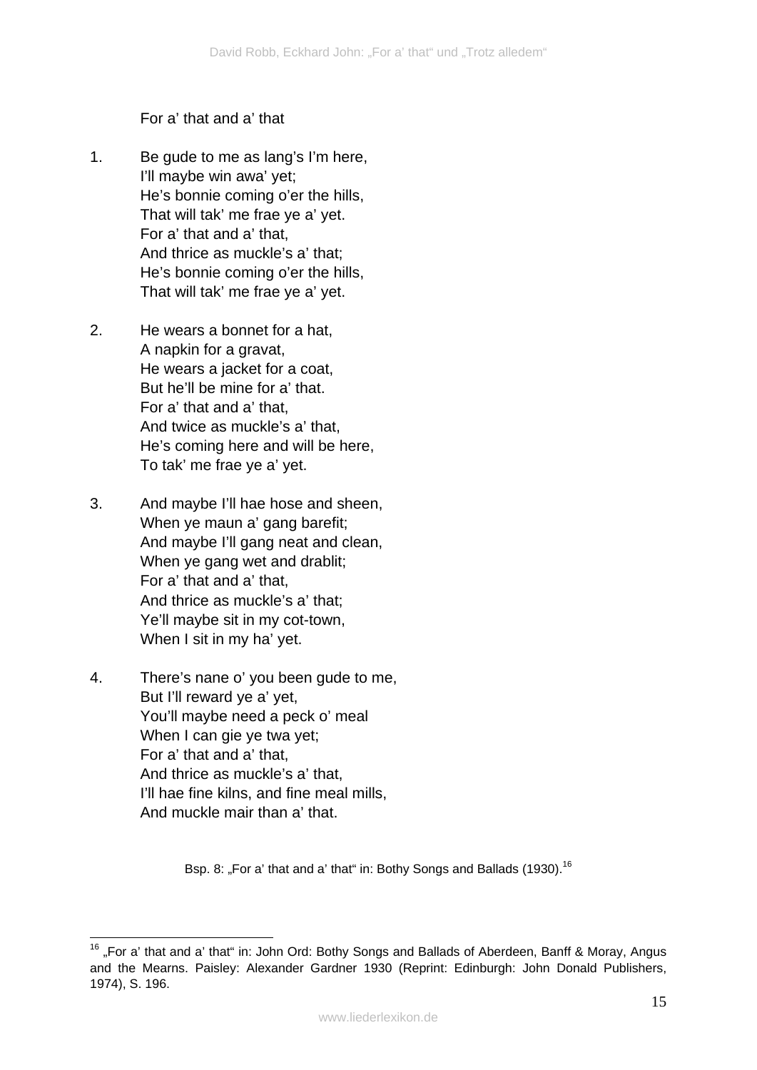For a' that and a' that

1. Be gude to me as lang's I'm here,
   I'll maybe win awa' yet;
   He's bonnie coming o'er the hills,
   That will tak' me frae ye a' yet.
   For a' that and a' that,
   And thrice as muckle's a' that;
   He's bonnie coming o'er the hills,
   That will tak' me frae ye a' yet.

2. He wears a bonnet for a hat,
   A napkin for a gravat,
   He wears a jacket for a coat,
   But he'll be mine for a' that.
   For a' that and a' that,
   And twice as muckle's a' that,
   He's coming here and will be here,
   To tak' me frae ye a' yet.

3. And maybe I'll hae hose and sheen,
   When ye maun a' gang barefit;
   And maybe I'll gang neat and clean,
   When ye gang wet and drablit;
   For a' that and a' that,
   And thrice as muckle's a' that;
   Ye'll maybe sit in my cot-town,
   When I sit in my ha' yet.

4. There's nane o' you been gude to me,
   But I'll reward ye a' yet,
   You'll maybe need a peck o' meal
   When I can gie ye twa yet;
   For a' that and a' that,
   And thrice as muckle's a' that,
   I'll hae fine kilns, and fine meal mills,
   And muckle mair than a' that.

Bsp. 8: „For a' that and a' that" in: Bothy Songs and Ballads (1930).[16]

[16] „For a' that and a' that" in: John Ord: Bothy Songs and Ballads of Aberdeen, Banff & Moray, Angus and the Mearns. Paisley: Alexander Gardner 1930 (Reprint: Edinburgh: John Donald Publishers, 1974), S. 196.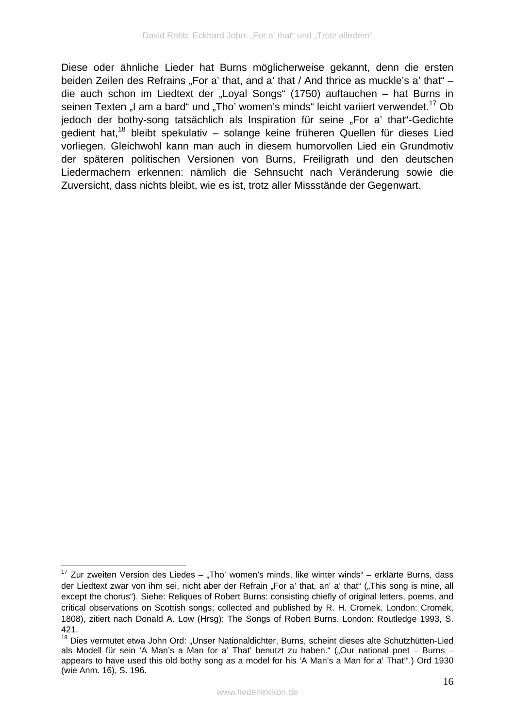Diese oder ähnliche Lieder hat Burns möglicherweise gekannt, denn die ersten beiden Zeilen des Refrains „For a' that, and a' that / And thrice as muckle's a' that" – die auch schon im Liedtext der „Loyal Songs" (1750) auftauchen – hat Burns in seinen Texten „I am a bard" und „Tho' women's minds" leicht variiert verwendet.[17] Ob jedoch der bothy-song tatsächlich als Inspiration für seine „For a' that"-Gedichte gedient hat,[18] bleibt spekulativ – solange keine früheren Quellen für dieses Lied vorliegen. Gleichwohl kann man auch in diesem humorvollen Lied ein Grundmotiv der späteren politischen Versionen von Burns, Freiligrath und den deutschen Liedermachern erkennen: nämlich die Sehnsucht nach Veränderung sowie die Zuversicht, dass nichts bleibt, wie es ist, trotz aller Missstände der Gegenwart.

---

[17] Zur zweiten Version des Liedes – „Tho' women's minds, like winter winds" – erklärte Burns, dass der Liedtext zwar von ihm sei, nicht aber der Refrain „For a' that, an' a' that" („This song is mine, all except the chorus"). Siehe: Reliques of Robert Burns: consisting chiefly of original letters, poems, and critical observations on Scottish songs; collected and published by R. H. Cromek. London: Cromek, 1808), zitiert nach Donald A. Low (Hrsg): The Songs of Robert Burns. London: Routledge 1993, S. 421.

[18] Dies vermutet etwa John Ord: „Unser Nationaldichter, Burns, scheint dieses alte Schutzhütten-Lied als Modell für sein 'A Man's a Man for a' That' benutzt zu haben." („Our national poet – Burns – appears to have used this old bothy song as a model for his 'A Man's a Man for a' That'".) Ord 1930 (wie Anm. 16), S. 196.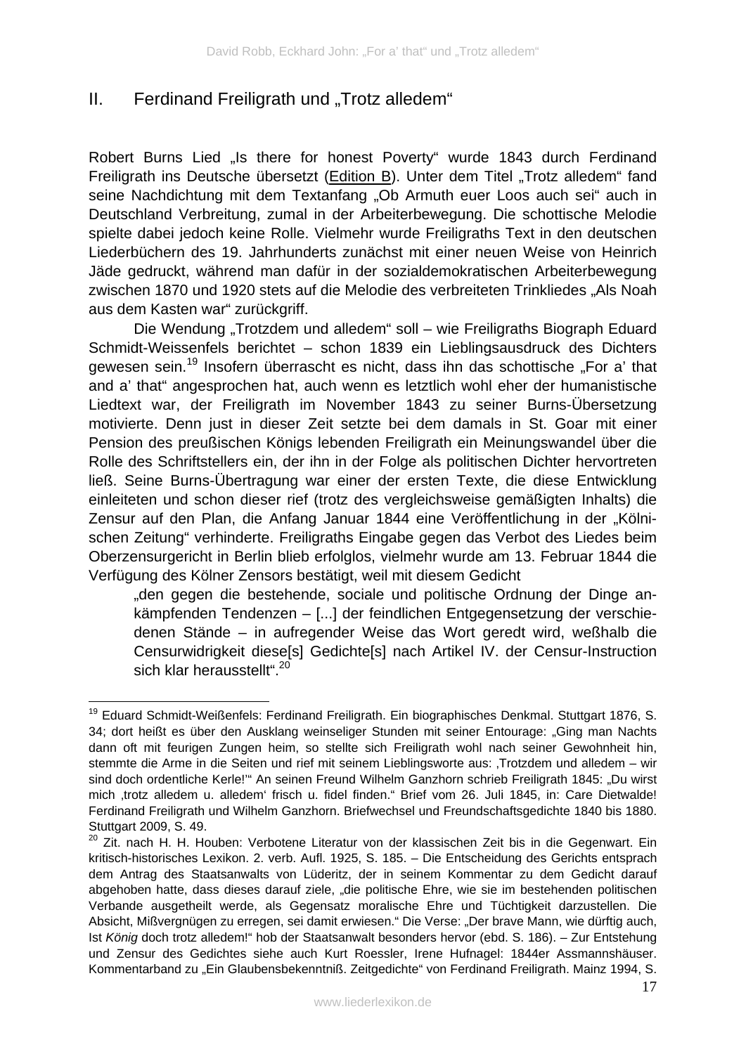## II. Ferdinand Freiligrath und „Trotz alledem"

Robert Burns Lied „Is there for honest Poverty" wurde 1843 durch Ferdinand Freiligrath ins Deutsche übersetzt (Edition B). Unter dem Titel „Trotz alledem" fand seine Nachdichtung mit dem Textanfang „Ob Armuth euer Loos auch sei" auch in Deutschland Verbreitung, zumal in der Arbeiterbewegung. Die schottische Melodie spielte dabei jedoch keine Rolle. Vielmehr wurde Freiligraths Text in den deutschen Liederbüchern des 19. Jahrhunderts zunächst mit einer neuen Weise von Heinrich Jäde gedruckt, während man dafür in der sozialdemokratischen Arbeiterbewegung zwischen 1870 und 1920 stets auf die Melodie des verbreiteten Trinkliedes „Als Noah aus dem Kasten war" zurückgriff.

Die Wendung „Trotzdem und alledem" soll – wie Freiligraths Biograph Eduard Schmidt-Weissenfels berichtet – schon 1839 ein Lieblingsausdruck des Dichters gewesen sein.[19] Insofern überrascht es nicht, dass ihn das schottische „For a' that and a' that" angesprochen hat, auch wenn es letztlich wohl eher der humanistische Liedtext war, der Freiligrath im November 1843 zu seiner Burns-Übersetzung motivierte. Denn just in dieser Zeit setzte bei dem damals in St. Goar mit einer Pension des preußischen Königs lebenden Freiligrath ein Meinungswandel über die Rolle des Schriftstellers ein, der ihn in der Folge als politischen Dichter hervortreten ließ. Seine Burns-Übertragung war einer der ersten Texte, die diese Entwicklung einleiteten und schon dieser rief (trotz des vergleichsweise gemäßigten Inhalts) die Zensur auf den Plan, die Anfang Januar 1844 eine Veröffentlichung in der „Kölnischen Zeitung" verhinderte. Freiligraths Eingabe gegen das Verbot des Liedes beim Oberzensurgericht in Berlin blieb erfolglos, vielmehr wurde am 13. Februar 1844 die Verfügung des Kölner Zensors bestätigt, weil mit diesem Gedicht

> „den gegen die bestehende, sociale und politische Ordnung der Dinge ankämpfenden Tendenzen – [...] der feindlichen Entgegensetzung der verschiedenen Stände – in aufregender Weise das Wort geredt wird, weßhalb die Censurwidrigkeit diese[s] Gedichte[s] nach Artikel IV. der Censur-Instruction sich klar herausstellt".[20]

---

[19] Eduard Schmidt-Weißenfels: Ferdinand Freiligrath. Ein biographisches Denkmal. Stuttgart 1876, S. 34; dort heißt es über den Ausklang weinseliger Stunden mit seiner Entourage: „Ging man Nachts dann oft mit feurigen Zungen heim, so stellte sich Freiligrath wohl nach seiner Gewohnheit hin, stemmte die Arme in die Seiten und rief mit seinem Lieblingsworte aus: ‚Trotzdem und alledem – wir sind doch ordentliche Kerle!'" An seinen Freund Wilhelm Ganzhorn schrieb Freiligrath 1845: „Du wirst mich ‚trotz alledem u. alledem' frisch u. fidel finden." Brief vom 26. Juli 1845, in: Care Dietwalde! Ferdinand Freiligrath und Wilhelm Ganzhorn. Briefwechsel und Freundschaftsgedichte 1840 bis 1880. Stuttgart 2009, S. 49.

[20] Zit. nach H. H. Houben: Verbotene Literatur von der klassischen Zeit bis in die Gegenwart. Ein kritisch-historisches Lexikon. 2. verb. Aufl. 1925, S. 185. – Die Entscheidung des Gerichts entsprach dem Antrag des Staatsanwalts von Lüderitz, der in seinem Kommentar zu dem Gedicht darauf abgehoben hatte, dass dieses darauf ziele, „die politische Ehre, wie sie im bestehenden politischen Verbande ausgetheilt werde, als Gegensatz moralische Ehre und Tüchtigkeit darzustellen. Die Absicht, Mißvergnügen zu erregen, sei damit erwiesen." Die Verse: „Der brave Mann, wie dürftig auch, Ist *König* doch trotz alledem!" hob der Staatsanwalt besonders hervor (ebd. S. 186). – Zur Entstehung und Zensur des Gedichtes siehe auch Kurt Roessler, Irene Hufnagel: 1844er Assmannshäuser. Kommentarband zu „Ein Glaubensbekenntniß. Zeitgedichte" von Ferdinand Freiligrath. Mainz 1994, S.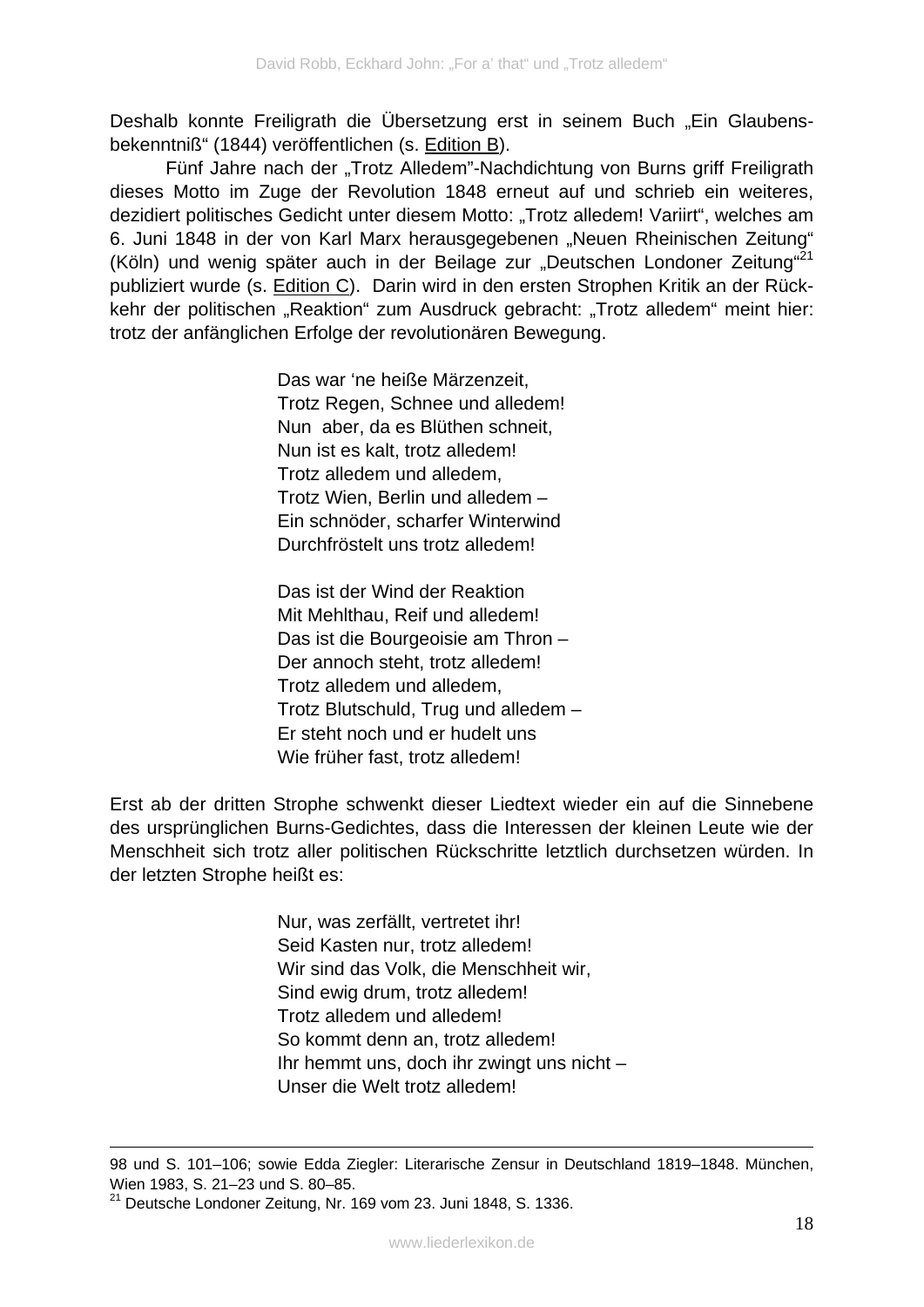Deshalb konnte Freiligrath die Übersetzung erst in seinem Buch „Ein Glaubens­bekenntniß“ (1844) veröffentlichen (s. Edition B).

Fünf Jahre nach der „Trotz Alledem”-Nachdichtung von Burns griff Freiligrath dieses Motto im Zuge der Revolution 1848 erneut auf und schrieb ein weiteres, dezidiert politisches Gedicht unter diesem Motto: „Trotz alledem! Variirt“, welches am 6. Juni 1848 in der von Karl Marx herausgegebenen „Neuen Rheinischen Zeitung“ (Köln) und wenig später auch in der Beilage zur „Deutschen Londoner Zeitung“[21] publiziert wurde (s. Edition C). Darin wird in den ersten Strophen Kritik an der Rück­kehr der politischen „Reaktion“ zum Ausdruck gebracht: „Trotz alledem“ meint hier: trotz der anfänglichen Erfolge der revolutionären Bewegung.

> Das war ‘ne heiße Märzenzeit,
> Trotz Regen, Schnee und alledem!
> Nun aber, da es Blüthen schneit,
> Nun ist es kalt, trotz alledem!
> Trotz alledem und alledem,
> Trotz Wien, Berlin und alledem –
> Ein schnöder, scharfer Winterwind
> Durchfröstelt uns trotz alledem!
>
> Das ist der Wind der Reaktion
> Mit Mehlthau, Reif und alledem!
> Das ist die Bourgeoisie am Thron –
> Der annoch steht, trotz alledem!
> Trotz alledem und alledem,
> Trotz Blutschuld, Trug und alledem –
> Er steht noch und er hudelt uns
> Wie früher fast, trotz alledem!

Erst ab der dritten Strophe schwenkt dieser Liedtext wieder ein auf die Sinnebene des ursprünglichen Burns-Gedichtes, dass die Interessen der kleinen Leute wie der Menschheit sich trotz aller politischen Rückschritte letztlich durchsetzen würden. In der letzten Strophe heißt es:

> Nur, was zerfällt, vertretet ihr!
> Seid Kasten nur, trotz alledem!
> Wir sind das Volk, die Menschheit wir,
> Sind ewig drum, trotz alledem!
> Trotz alledem und alledem!
> So kommt denn an, trotz alledem!
> Ihr hemmt uns, doch ihr zwingt uns nicht –
> Unser die Welt trotz alledem!

---

98 und S. 101–106; sowie Edda Ziegler: Literarische Zensur in Deutschland 1819–1848. München, Wien 1983, S. 21–23 und S. 80–85.

[21] Deutsche Londoner Zeitung, Nr. 169 vom 23. Juni 1848, S. 1336.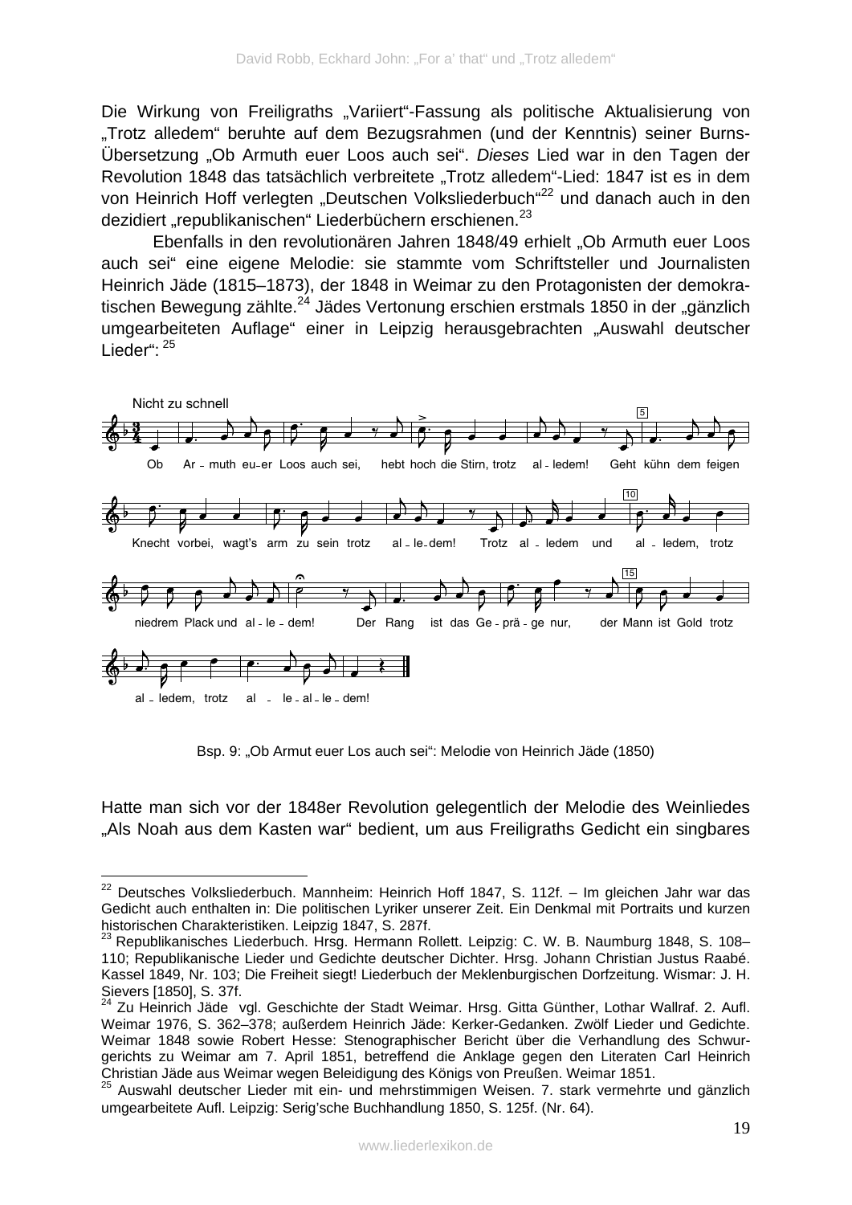Die Wirkung von Freiligraths „Variiert"-Fassung als politische Aktualisierung von „Trotz alledem" beruhte auf dem Bezugsrahmen (und der Kenntnis) seiner Burns-Übersetzung „Ob Armuth euer Loos auch sei". *Dieses* Lied war in den Tagen der Revolution 1848 das tatsächlich verbreitete „Trotz alledem"-Lied: 1847 ist es in dem von Heinrich Hoff verlegten „Deutschen Volksliederbuch"[22] und danach auch in den dezidiert „republikanischen" Liederbüchern erschienen.[23]

Ebenfalls in den revolutionären Jahren 1848/49 erhielt „Ob Armuth euer Loos auch sei" eine eigene Melodie: sie stammte vom Schriftsteller und Journalisten Heinrich Jäde (1815–1873), der 1848 in Weimar zu den Protagonisten der demokratischen Bewegung zählte.[24] Jädes Vertonung erschien erstmals 1850 in der „gänzlich umgearbeiteten Auflage" einer in Leipzig herausgebrachten „Auswahl deutscher Lieder":[25]

Bsp. 9: „Ob Armut euer Los auch sei": Melodie von Heinrich Jäde (1850)

Hatte man sich vor der 1848er Revolution gelegentlich der Melodie des Weinliedes „Als Noah aus dem Kasten war" bedient, um aus Freiligraths Gedicht ein singbares

---

[22] Deutsches Volksliederbuch. Mannheim: Heinrich Hoff 1847, S. 112f. – Im gleichen Jahr war das Gedicht auch enthalten in: Die politischen Lyriker unserer Zeit. Ein Denkmal mit Portraits und kurzen historischen Charakteristiken. Leipzig 1847, S. 287f.

[23] Republikanisches Liederbuch. Hrsg. Hermann Rollett. Leipzig: C. W. B. Naumburg 1848, S. 108–110; Republikanische Lieder und Gedichte deutscher Dichter. Hrsg. Johann Christian Justus Raabé. Kassel 1849, Nr. 103; Die Freiheit siegt! Liederbuch der Meklenburgischen Dorfzeitung. Wismar: J. H. Sievers [1850], S. 37f.

[24] Zu Heinrich Jäde vgl. Geschichte der Stadt Weimar. Hrsg. Gitta Günther, Lothar Wallraf. 2. Aufl. Weimar 1976, S. 362–378; außerdem Heinrich Jäde: Kerker-Gedanken. Zwölf Lieder und Gedichte. Weimar 1848 sowie Robert Hesse: Stenographischer Bericht über die Verhandlung des Schwurgerichts zu Weimar am 7. April 1851, betreffend die Anklage gegen den Literaten Carl Heinrich Christian Jäde aus Weimar wegen Beleidigung des Königs von Preußen. Weimar 1851.

[25] Auswahl deutscher Lieder mit ein- und mehrstimmigen Weisen. 7. stark vermehrte und gänzlich umgearbeitete Aufl. Leipzig: Serig'sche Buchhandlung 1850, S. 125f. (Nr. 64).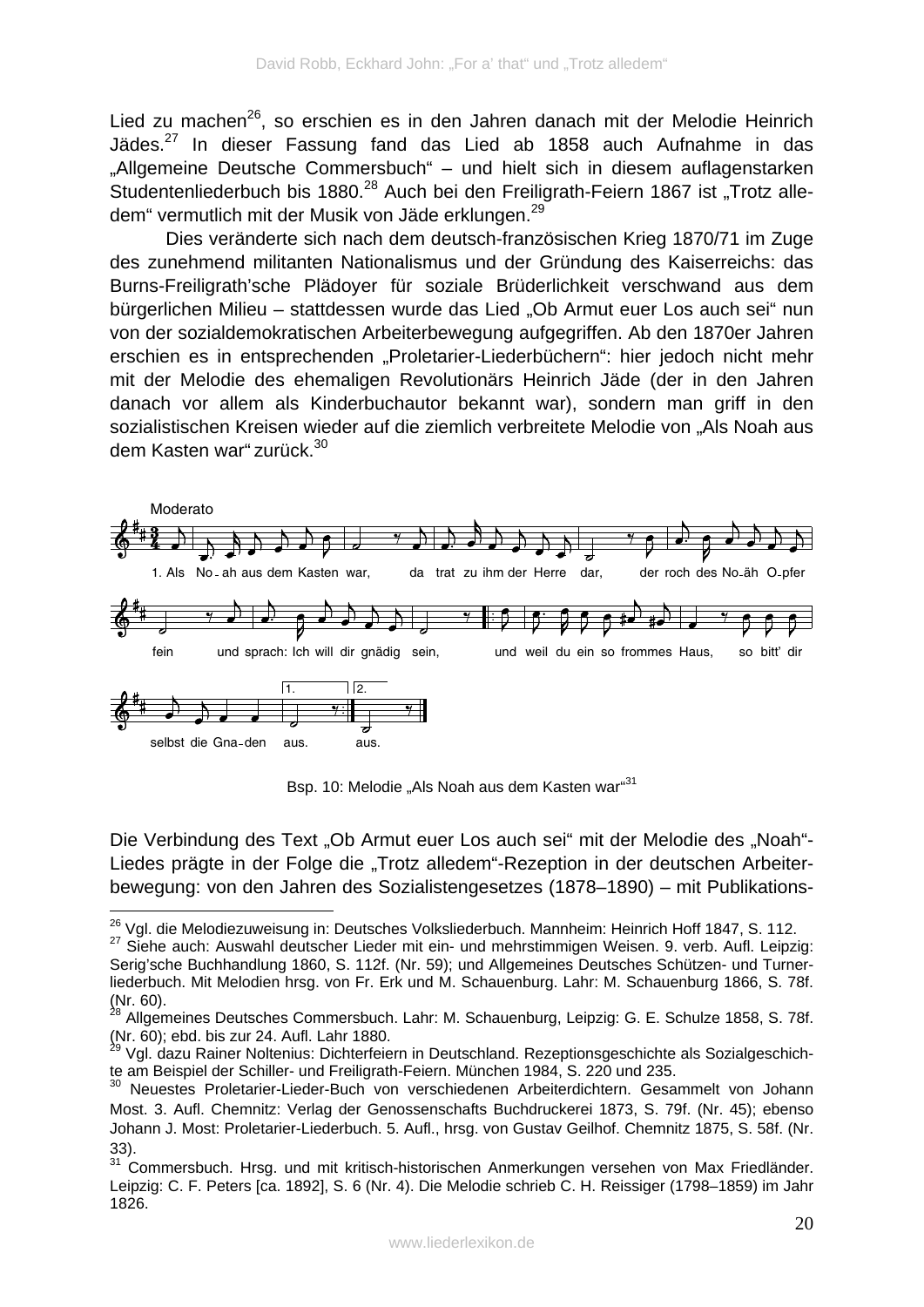Lied zu machen[26], so erschien es in den Jahren danach mit der Melodie Heinrich Jädes.[27] In dieser Fassung fand das Lied ab 1858 auch Aufnahme in das „Allgemeine Deutsche Commersbuch" – und hielt sich in diesem auflagenstarken Studentenliederbuch bis 1880.[28] Auch bei den Freiligrath-Feiern 1867 ist „Trotz alledem" vermutlich mit der Musik von Jäde erklungen.[29]

Dies veränderte sich nach dem deutsch-französischen Krieg 1870/71 im Zuge des zunehmend militanten Nationalismus und der Gründung des Kaiserreichs: das Burns-Freiligrath'sche Plädoyer für soziale Brüderlichkeit verschwand aus dem bürgerlichen Milieu – stattdessen wurde das Lied „Ob Armut euer Los auch sei" nun von der sozialdemokratischen Arbeiterbewegung aufgegriffen. Ab den 1870er Jahren erschien es in entsprechenden „Proletarier-Liederbüchern": hier jedoch nicht mehr mit der Melodie des ehemaligen Revolutionärs Heinrich Jäde (der in den Jahren danach vor allem als Kinderbuchautor bekannt war), sondern man griff in den sozialistischen Kreisen wieder auf die ziemlich verbreitete Melodie von „Als Noah aus dem Kasten war" zurück.[30]

Moderato

1. Als No-ah aus dem Kasten war, da trat zu ihm der Herre dar, der roch des No-äh O-pfer fein und sprach: Ich will dir gnädig sein, und weil du ein so frommes Haus, so bitt' dir selbst die Gna-den aus. aus.

Bsp. 10: Melodie „Als Noah aus dem Kasten war"[31]

Die Verbindung des Text „Ob Armut euer Los auch sei" mit der Melodie des „Noah"-Liedes prägte in der Folge die „Trotz alledem"-Rezeption in der deutschen Arbeiterbewegung: von den Jahren des Sozialistengesetzes (1878–1890) – mit Publikations-

---

[26] Vgl. die Melodiezuweisung in: Deutsches Volksliederbuch. Mannheim: Heinrich Hoff 1847, S. 112.

[27] Siehe auch: Auswahl deutscher Lieder mit ein- und mehrstimmigen Weisen. 9. verb. Aufl. Leipzig: Serig'sche Buchhandlung 1860, S. 112f. (Nr. 59); und Allgemeines Deutsches Schützen- und Turnerliederbuch. Mit Melodien hrsg. von Fr. Erk und M. Schauenburg. Lahr: M. Schauenburg 1866, S. 78f. (Nr. 60).

[28] Allgemeines Deutsches Commersbuch. Lahr: M. Schauenburg, Leipzig: G. E. Schulze 1858, S. 78f. (Nr. 60); ebd. bis zur 24. Aufl. Lahr 1880.

[29] Vgl. dazu Rainer Noltenius: Dichterfeiern in Deutschland. Rezeptionsgeschichte als Sozialgeschichte am Beispiel der Schiller- und Freiligrath-Feiern. München 1984, S. 220 und 235.

[30] Neuestes Proletarier-Lieder-Buch von verschiedenen Arbeiterdichtern. Gesammelt von Johann Most. 3. Aufl. Chemnitz: Verlag der Genossenschafts Buchdruckerei 1873, S. 79f. (Nr. 45); ebenso Johann J. Most: Proletarier-Liederbuch. 5. Aufl., hrsg. von Gustav Geilhof. Chemnitz 1875, S. 58f. (Nr. 33).

[31] Commersbuch. Hrsg. und mit kritisch-historischen Anmerkungen versehen von Max Friedländer. Leipzig: C. F. Peters [ca. 1892], S. 6 (Nr. 4). Die Melodie schrieb C. H. Reissiger (1798–1859) im Jahr 1826.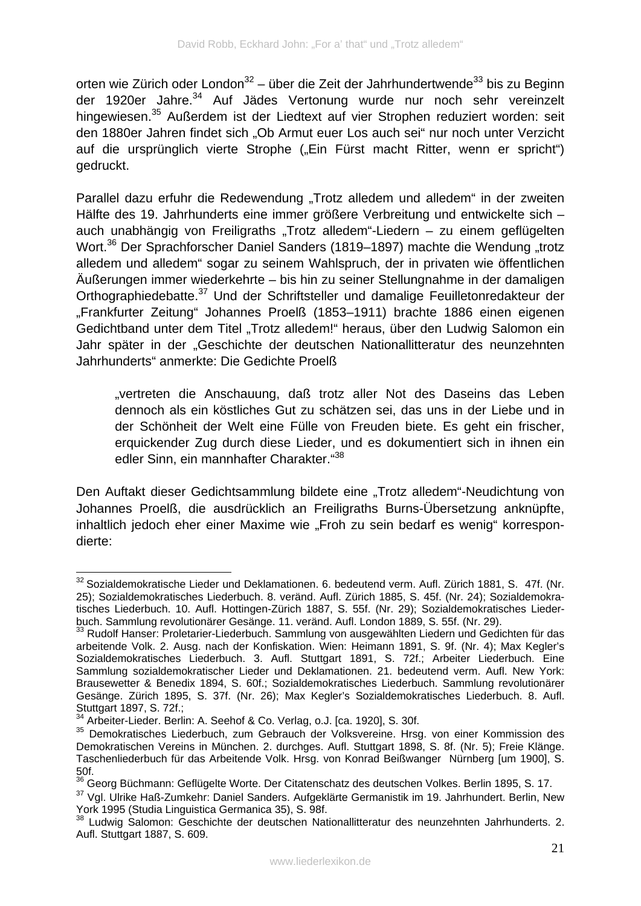orten wie Zürich oder London[32] – über die Zeit der Jahrhundertwende[33] bis zu Beginn der 1920er Jahre.[34] Auf Jädes Vertonung wurde nur noch sehr vereinzelt hingewiesen.[35] Außerdem ist der Liedtext auf vier Strophen reduziert worden: seit den 1880er Jahren findet sich „Ob Armut euer Los auch sei" nur noch unter Verzicht auf die ursprünglich vierte Strophe („Ein Fürst macht Ritter, wenn er spricht") gedruckt.

Parallel dazu erfuhr die Redewendung „Trotz alledem und alledem" in der zweiten Hälfte des 19. Jahrhunderts eine immer größere Verbreitung und entwickelte sich – auch unabhängig von Freiligraths „Trotz alledem"-Liedern – zu einem geflügelten Wort.[36] Der Sprachforscher Daniel Sanders (1819–1897) machte die Wendung „trotz alledem und alledem" sogar zu seinem Wahlspruch, der in privaten wie öffentlichen Äußerungen immer wiederkehrte – bis hin zu seiner Stellungnahme in der damaligen Orthographiedebatte.[37] Und der Schriftsteller und damalige Feuilletonredakteur der „Frankfurter Zeitung" Johannes Proelß (1853–1911) brachte 1886 einen eigenen Gedichtband unter dem Titel „Trotz alledem!" heraus, über den Ludwig Salomon ein Jahr später in der „Geschichte der deutschen Nationallitteratur des neunzehnten Jahrhunderts" anmerkte: Die Gedichte Proelß

> „vertreten die Anschauung, daß trotz aller Not des Daseins das Leben dennoch als ein köstliches Gut zu schätzen sei, das uns in der Liebe und in der Schönheit der Welt eine Fülle von Freuden biete. Es geht ein frischer, erquickender Zug durch diese Lieder, und es dokumentiert sich in ihnen ein edler Sinn, ein mannhafter Charakter."[38]

Den Auftakt dieser Gedichtsammlung bildete eine „Trotz alledem"-Neudichtung von Johannes Proelß, die ausdrücklich an Freiligraths Burns-Übersetzung anknüpfte, inhaltlich jedoch eher einer Maxime wie „Froh zu sein bedarf es wenig" korrespondierte:

---

[32] Sozialdemokratische Lieder und Deklamationen. 6. bedeutend verm. Aufl. Zürich 1881, S. 47f. (Nr. 25); Sozialdemokratisches Liederbuch. 8. veränd. Aufl. Zürich 1885, S. 45f. (Nr. 24); Sozialdemokratisches Liederbuch. 10. Aufl. Hottingen-Zürich 1887, S. 55f. (Nr. 29); Sozialdemokratisches Liederbuch. Sammlung revolutionärer Gesänge. 11. veränd. Aufl. London 1889, S. 55f. (Nr. 29).

[33] Rudolf Hanser: Proletarier-Liederbuch. Sammlung von ausgewählten Liedern und Gedichten für das arbeitende Volk. 2. Ausg. nach der Konfiskation. Wien: Heimann 1891, S. 9f. (Nr. 4); Max Kegler's Sozialdemokratisches Liederbuch. 3. Aufl. Stuttgart 1891, S. 72f.; Arbeiter Liederbuch. Eine Sammlung sozialdemokratischer Lieder und Deklamationen. 21. bedeutend verm. Aufl. New York: Brausewetter & Benedix 1894, S. 60f.; Sozialdemokratisches Liederbuch. Sammlung revolutionärer Gesänge. Zürich 1895, S. 37f. (Nr. 26); Max Kegler's Sozialdemokratisches Liederbuch. 8. Aufl. Stuttgart 1897, S. 72f.;

[34] Arbeiter-Lieder. Berlin: A. Seehof & Co. Verlag, o.J. [ca. 1920], S. 30f.

[35] Demokratisches Liederbuch, zum Gebrauch der Volksvereine. Hrsg. von einer Kommission des Demokratischen Vereins in München. 2. durchges. Aufl. Stuttgart 1898, S. 8f. (Nr. 5); Freie Klänge. Taschenliederbuch für das Arbeitende Volk. Hrsg. von Konrad Beißwanger Nürnberg [um 1900], S. 50f.

[36] Georg Büchmann: Geflügelte Worte. Der Citatenschatz des deutschen Volkes. Berlin 1895, S. 17.

[37] Vgl. Ulrike Haß-Zumkehr: Daniel Sanders. Aufgeklärte Germanistik im 19. Jahrhundert. Berlin, New York 1995 (Studia Linguistica Germanica 35), S. 98f.

[38] Ludwig Salomon: Geschichte der deutschen Nationallitteratur des neunzehnten Jahrhunderts. 2. Aufl. Stuttgart 1887, S. 609.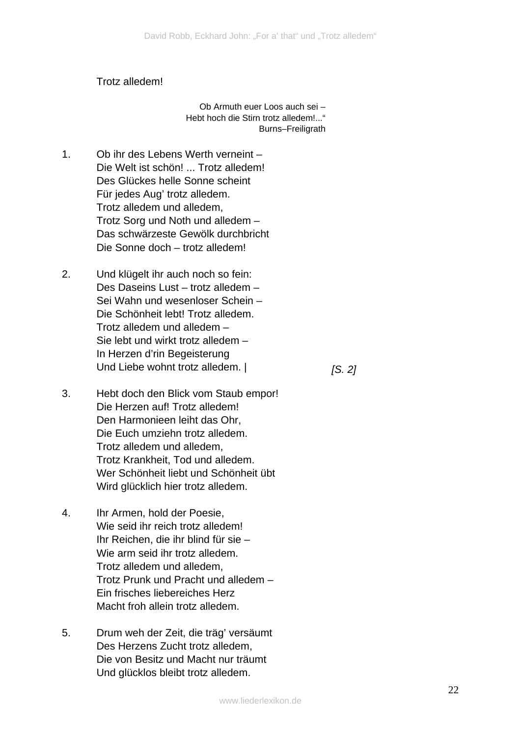Trotz alledem!

> Ob Armuth euer Loos auch sei –
> Hebt hoch die Stirn trotz alledem!...“
> Burns–Freiligrath

1. Ob ihr des Lebens Werth verneint –
Die Welt ist schön! ... Trotz alledem!
Des Glückes helle Sonne scheint
Für jedes Aug’ trotz alledem.
Trotz alledem und alledem,
Trotz Sorg und Noth und alledem –
Das schwärzeste Gewölk durchbricht
Die Sonne doch – trotz alledem!

2. Und klügelt ihr auch noch so fein:
Des Daseins Lust – trotz alledem –
Sei Wahn und wesenloser Schein –
Die Schönheit lebt! Trotz alledem.
Trotz alledem und alledem –
Sie lebt und wirkt trotz alledem –
In Herzen d’rin Begeisterung
Und Liebe wohnt trotz alledem. | *[S. 2]*

3. Hebt doch den Blick vom Staub empor!
Die Herzen auf! Trotz alledem!
Den Harmonieen leiht das Ohr,
Die Euch umziehn trotz alledem.
Trotz alledem und alledem,
Trotz Krankheit, Tod und alledem.
Wer Schönheit liebt und Schönheit übt
Wird glücklich hier trotz alledem.

4. Ihr Armen, hold der Poesie,
Wie seid ihr reich trotz alledem!
Ihr Reichen, die ihr blind für sie –
Wie arm seid ihr trotz alledem.
Trotz alledem und alledem,
Trotz Prunk und Pracht und alledem –
Ein frisches liebereiches Herz
Macht froh allein trotz alledem.

5. Drum weh der Zeit, die träg’ versäumt
Des Herzens Zucht trotz alledem,
Die von Besitz und Macht nur träumt
Und glücklos bleibt trotz alledem.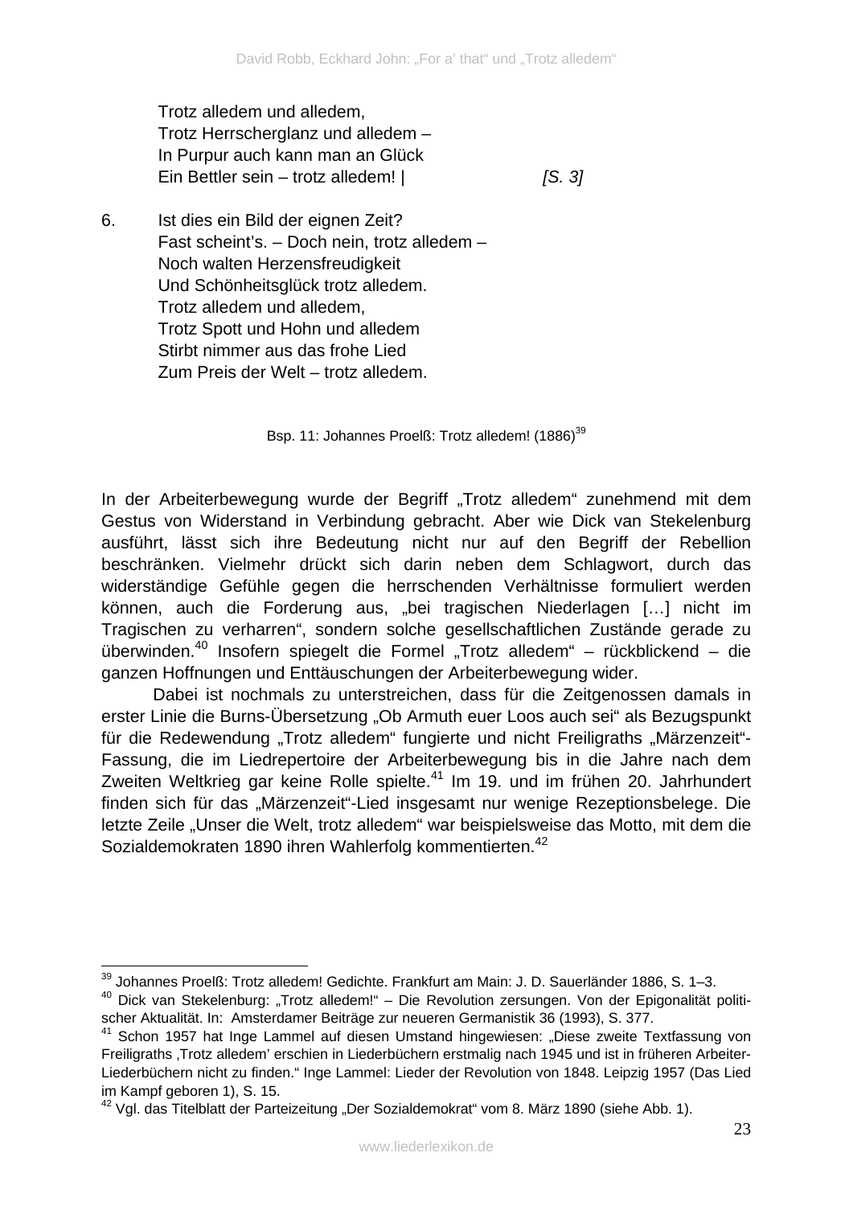Trotz alledem und alledem,  
Trotz Herrscherglanz und alledem –  
In Purpur auch kann man an Glück  
Ein Bettler sein – trotz alledem! | *[S. 3]*

6. Ist dies ein Bild der eignen Zeit?  
Fast scheint's. – Doch nein, trotz alledem –  
Noch walten Herzensfreudigkeit  
Und Schönheitsglück trotz alledem.  
Trotz alledem und alledem,  
Trotz Spott und Hohn und alledem  
Stirbt nimmer aus das frohe Lied  
Zum Preis der Welt – trotz alledem.

Bsp. 11: Johannes Proelß: Trotz alledem! (1886)[39]

In der Arbeiterbewegung wurde der Begriff „Trotz alledem" zunehmend mit dem Gestus von Widerstand in Verbindung gebracht. Aber wie Dick van Stekelenburg ausführt, lässt sich ihre Bedeutung nicht nur auf den Begriff der Rebellion beschränken. Vielmehr drückt sich darin neben dem Schlagwort, durch das widerständige Gefühle gegen die herrschenden Verhältnisse formuliert werden können, auch die Forderung aus, „bei tragischen Niederlagen […] nicht im Tragischen zu verharren", sondern solche gesellschaftlichen Zustände gerade zu überwinden.[40] Insofern spiegelt die Formel „Trotz alledem" – rückblickend – die ganzen Hoffnungen und Enttäuschungen der Arbeiterbewegung wider.

Dabei ist nochmals zu unterstreichen, dass für die Zeitgenossen damals in erster Linie die Burns-Übersetzung „Ob Armuth euer Loos auch sei" als Bezugspunkt für die Redewendung „Trotz alledem" fungierte und nicht Freiligraths „Märzenzeit"-Fassung, die im Liedrepertoire der Arbeiterbewegung bis in die Jahre nach dem Zweiten Weltkrieg gar keine Rolle spielte.[41] Im 19. und im frühen 20. Jahrhundert finden sich für das „Märzenzeit"-Lied insgesamt nur wenige Rezeptionsbelege. Die letzte Zeile „Unser die Welt, trotz alledem" war beispielsweise das Motto, mit dem die Sozialdemokraten 1890 ihren Wahlerfolg kommentierten.[42]

---

[39] Johannes Proelß: Trotz alledem! Gedichte. Frankfurt am Main: J. D. Sauerländer 1886, S. 1–3.

[40] Dick van Stekelenburg: „Trotz alledem!" – Die Revolution zersungen. Von der Epigonalität politischer Aktualität. In: Amsterdamer Beiträge zur neueren Germanistik 36 (1993), S. 377.

[41] Schon 1957 hat Inge Lammel auf diesen Umstand hingewiesen: „Diese zweite Textfassung von Freiligraths ‚Trotz alledem' erschien in Liederbüchern erstmalig nach 1945 und ist in früheren Arbeiter-Liederbüchern nicht zu finden." Inge Lammel: Lieder der Revolution von 1848. Leipzig 1957 (Das Lied im Kampf geboren 1), S. 15.

[42] Vgl. das Titelblatt der Parteizeitung „Der Sozialdemokrat" vom 8. März 1890 (siehe Abb. 1).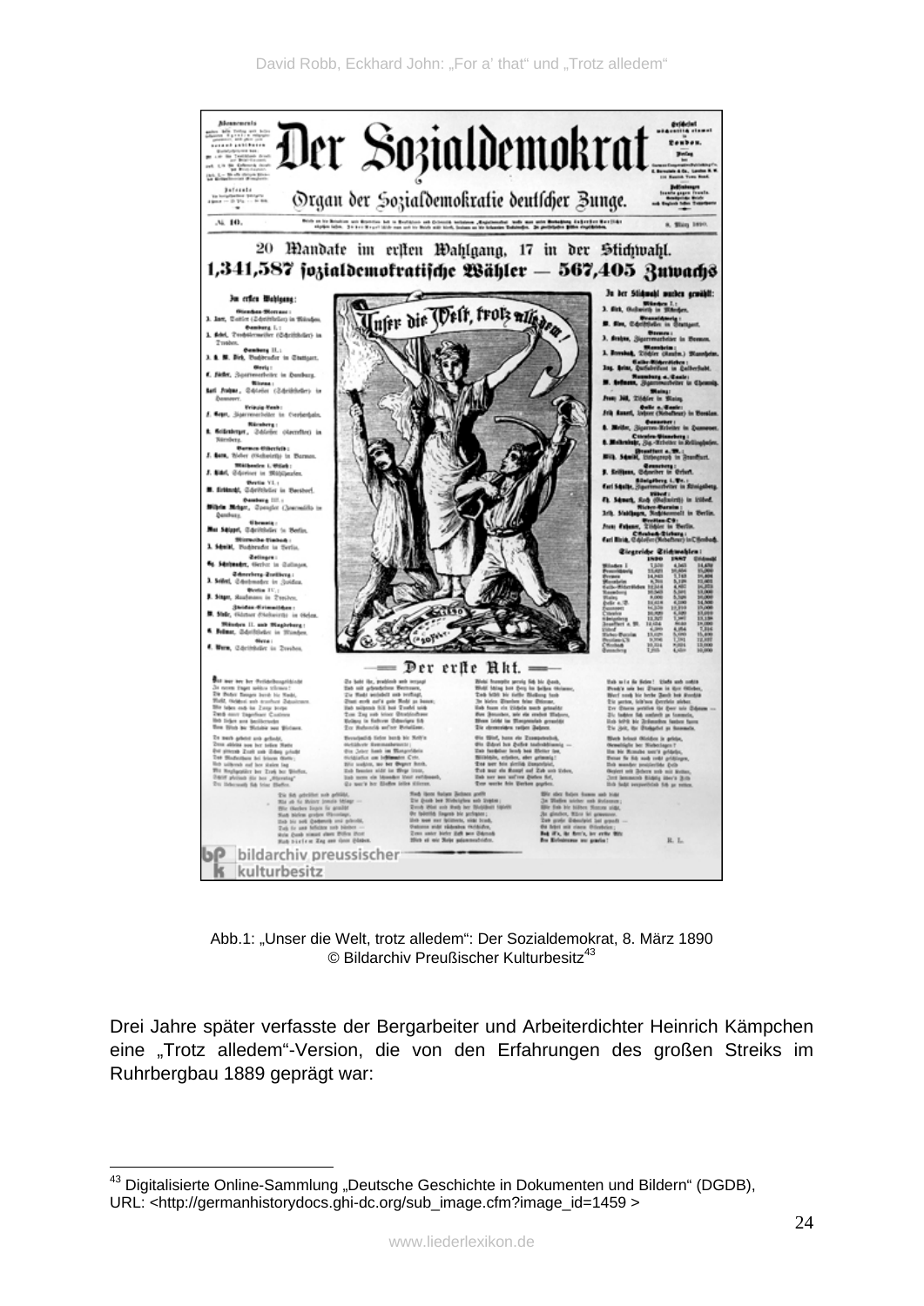Abb.1: „Unser die Welt, trotz alledem“: Der Sozialdemokrat, 8. März 1890
© Bildarchiv Preußischer Kulturbesitz[43]

Drei Jahre später verfasste der Bergarbeiter und Arbeiterdichter Heinrich Kämpchen eine „Trotz alledem“-Version, die von den Erfahrungen des großen Streiks im Ruhrbergbau 1889 geprägt war:

---

[43] Digitalisierte Online-Sammlung „Deutsche Geschichte in Dokumenten und Bildern“ (DGDB), URL: <http://germanhistorydocs.ghi-dc.org/sub_image.cfm?image_id=1459 >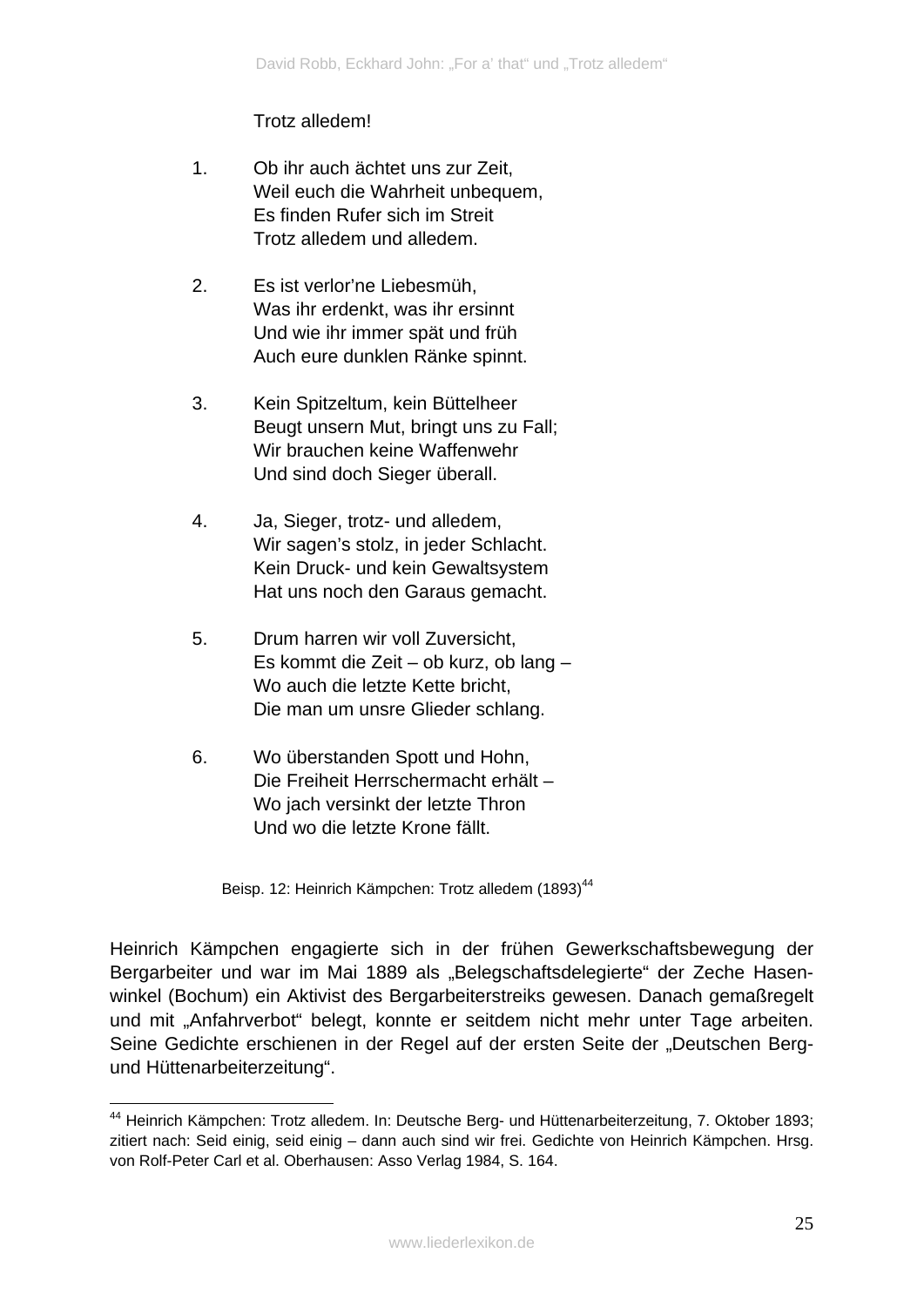Trotz alledem!

1. Ob ihr auch ächtet uns zur Zeit,  
   Weil euch die Wahrheit unbequem,  
   Es finden Rufer sich im Streit  
   Trotz alledem und alledem.

2. Es ist verlor'ne Liebesmüh,  
   Was ihr erdenkt, was ihr ersinnt  
   Und wie ihr immer spät und früh  
   Auch eure dunklen Ränke spinnt.

3. Kein Spitzeltum, kein Büttelheer  
   Beugt unsern Mut, bringt uns zu Fall;  
   Wir brauchen keine Waffenwehr  
   Und sind doch Sieger überall.

4. Ja, Sieger, trotz- und alledem,  
   Wir sagen's stolz, in jeder Schlacht.  
   Kein Druck- und kein Gewaltsystem  
   Hat uns noch den Garaus gemacht.

5. Drum harren wir voll Zuversicht,  
   Es kommt die Zeit – ob kurz, ob lang –  
   Wo auch die letzte Kette bricht,  
   Die man um unsre Glieder schlang.

6. Wo überstanden Spott und Hohn,  
   Die Freiheit Herrschermacht erhält –  
   Wo jach versinkt der letzte Thron  
   Und wo die letzte Krone fällt.

Beisp. 12: Heinrich Kämpchen: Trotz alledem (1893)[44]

Heinrich Kämpchen engagierte sich in der frühen Gewerkschaftsbewegung der Bergarbeiter und war im Mai 1889 als „Belegschaftsdelegierte" der Zeche Hasenwinkel (Bochum) ein Aktivist des Bergarbeiterstreiks gewesen. Danach gemaßregelt und mit „Anfahrverbot" belegt, konnte er seitdem nicht mehr unter Tage arbeiten. Seine Gedichte erschienen in der Regel auf der ersten Seite der „Deutschen Berg- und Hüttenarbeiterzeitung".

[44] Heinrich Kämpchen: Trotz alledem. In: Deutsche Berg- und Hüttenarbeiterzeitung, 7. Oktober 1893; zitiert nach: Seid einig, seid einig – dann auch sind wir frei. Gedichte von Heinrich Kämpchen. Hrsg. von Rolf-Peter Carl et al. Oberhausen: Asso Verlag 1984, S. 164.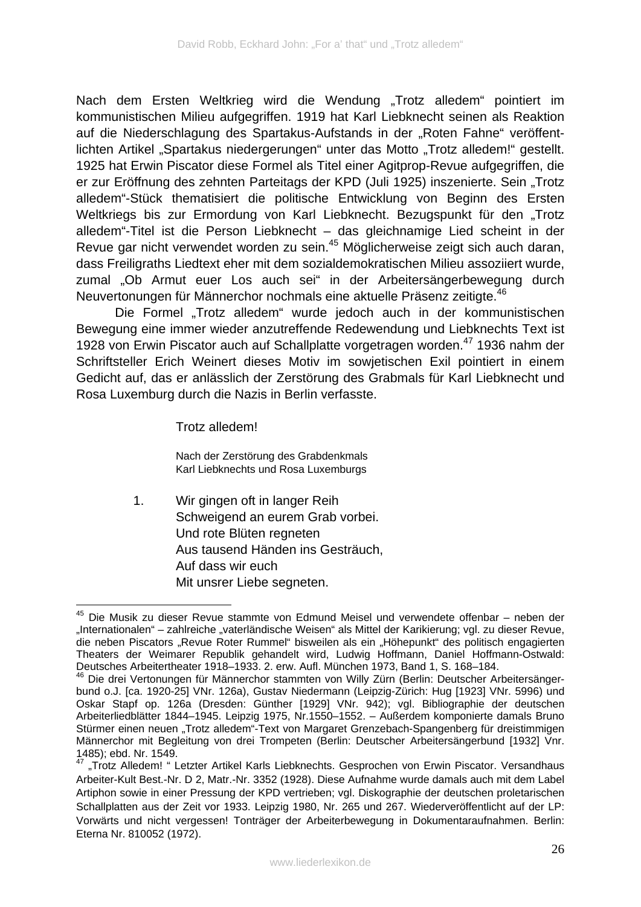Nach dem Ersten Weltkrieg wird die Wendung „Trotz alledem" pointiert im kommunistischen Milieu aufgegriffen. 1919 hat Karl Liebknecht seinen als Reaktion auf die Niederschlagung des Spartakus-Aufstands in der „Roten Fahne" veröffentlichten Artikel „Spartakus niedergerungen" unter das Motto „Trotz alledem!" gestellt. 1925 hat Erwin Piscator diese Formel als Titel einer Agitprop-Revue aufgegriffen, die er zur Eröffnung des zehnten Parteitags der KPD (Juli 1925) inszenierte. Sein „Trotz alledem"-Stück thematisiert die politische Entwicklung von Beginn des Ersten Weltkriegs bis zur Ermordung von Karl Liebknecht. Bezugspunkt für den „Trotz alledem"-Titel ist die Person Liebknecht – das gleichnamige Lied scheint in der Revue gar nicht verwendet worden zu sein.[45] Möglicherweise zeigt sich auch daran, dass Freiligraths Liedtext eher mit dem sozialdemokratischen Milieu assoziiert wurde, zumal „Ob Armut euer Los auch sei" in der Arbeitersängerbewegung durch Neuvertonungen für Männerchor nochmals eine aktuelle Präsenz zeitigte.[46]

Die Formel „Trotz alledem" wurde jedoch auch in der kommunistischen Bewegung eine immer wieder anzutreffende Redewendung und Liebknechts Text ist 1928 von Erwin Piscator auch auf Schallplatte vorgetragen worden.[47] 1936 nahm der Schriftsteller Erich Weinert dieses Motiv im sowjetischen Exil pointiert in einem Gedicht auf, das er anlässlich der Zerstörung des Grabmals für Karl Liebknecht und Rosa Luxemburg durch die Nazis in Berlin verfasste.

Trotz alledem!

Nach der Zerstörung des Grabdenkmals
Karl Liebknechts und Rosa Luxemburgs

1. Wir gingen oft in langer Reih
Schweigend an eurem Grab vorbei.
Und rote Blüten regneten
Aus tausend Händen ins Gesträuch,
Auf dass wir euch
Mit unsrer Liebe segneten.

---

[45] Die Musik zu dieser Revue stammte von Edmund Meisel und verwendete offenbar – neben der „Internationalen" – zahlreiche „vaterländische Weisen" als Mittel der Karikierung; vgl. zu dieser Revue, die neben Piscators „Revue Roter Rummel" bisweilen als ein „Höhepunkt" des politisch engagierten Theaters der Weimarer Republik gehandelt wird, Ludwig Hoffmann, Daniel Hoffmann-Ostwald: Deutsches Arbeitertheater 1918–1933. 2. erw. Aufl. München 1973, Band 1, S. 168–184.

[46] Die drei Vertonungen für Männerchor stammten von Willy Zürn (Berlin: Deutscher Arbeitersängerbund o.J. [ca. 1920-25] VNr. 126a), Gustav Niedermann (Leipzig-Zürich: Hug [1923] VNr. 5996) und Oskar Stapf op. 126a (Dresden: Günther [1929] VNr. 942); vgl. Bibliographie der deutschen Arbeiterliedblätter 1844–1945. Leipzig 1975, Nr.1550–1552. – Außerdem komponierte damals Bruno Stürmer einen neuen „Trotz alledem"-Text von Margaret Grenzebach-Spangenberg für dreistimmigen Männerchor mit Begleitung von drei Trompeten (Berlin: Deutscher Arbeitersängerbund [1932] Vnr. 1485); ebd. Nr. 1549.

[47] „Trotz Alledem! " Letzter Artikel Karls Liebknechts. Gesprochen von Erwin Piscator. Versandhaus Arbeiter-Kult Best.-Nr. D 2, Matr.-Nr. 3352 (1928). Diese Aufnahme wurde damals auch mit dem Label Artiphon sowie in einer Pressung der KPD vertrieben; vgl. Diskographie der deutschen proletarischen Schallplatten aus der Zeit vor 1933. Leipzig 1980, Nr. 265 und 267. Wiederveröffentlicht auf der LP: Vorwärts und nicht vergessen! Tonträger der Arbeiterbewegung in Dokumentaraufnahmen. Berlin: Eterna Nr. 810052 (1972).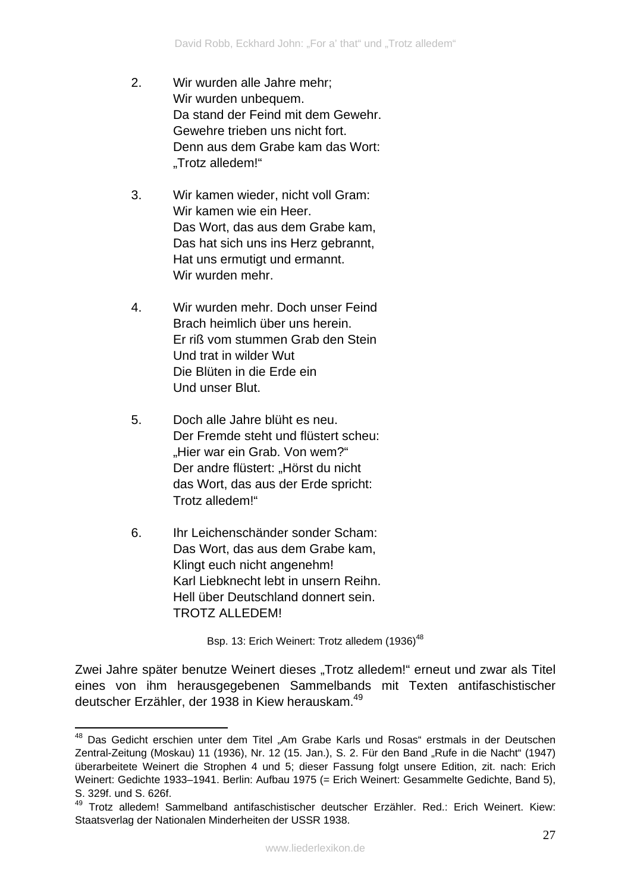2. Wir wurden alle Jahre mehr;
   Wir wurden unbequem.
   Da stand der Feind mit dem Gewehr.
   Gewehre trieben uns nicht fort.
   Denn aus dem Grabe kam das Wort:
   „Trotz alledem!“

3. Wir kamen wieder, nicht voll Gram:
   Wir kamen wie ein Heer.
   Das Wort, das aus dem Grabe kam,
   Das hat sich uns ins Herz gebrannt,
   Hat uns ermutigt und ermannt.
   Wir wurden mehr.

4. Wir wurden mehr. Doch unser Feind
   Brach heimlich über uns herein.
   Er riß vom stummen Grab den Stein
   Und trat in wilder Wut
   Die Blüten in die Erde ein
   Und unser Blut.

5. Doch alle Jahre blüht es neu.
   Der Fremde steht und flüstert scheu:
   „Hier war ein Grab. Von wem?“
   Der andre flüstert: „Hörst du nicht
   das Wort, das aus der Erde spricht:
   Trotz alledem!“

6. Ihr Leichenschänder sonder Scham:
   Das Wort, das aus dem Grabe kam,
   Klingt euch nicht angenehm!
   Karl Liebknecht lebt in unsern Reihn.
   Hell über Deutschland donnert sein.
   TROTZ ALLEDEM!

Bsp. 13: Erich Weinert: Trotz alledem (1936)[48]

Zwei Jahre später benutze Weinert dieses „Trotz alledem!“ erneut und zwar als Titel eines von ihm herausgegebenen Sammelbands mit Texten antifaschistischer deutscher Erzähler, der 1938 in Kiew herauskam.[49]

---

[48] Das Gedicht erschien unter dem Titel „Am Grabe Karls und Rosas“ erstmals in der Deutschen Zentral-Zeitung (Moskau) 11 (1936), Nr. 12 (15. Jan.), S. 2. Für den Band „Rufe in die Nacht“ (1947) überarbeitete Weinert die Strophen 4 und 5; dieser Fassung folgt unsere Edition, zit. nach: Erich Weinert: Gedichte 1933–1941. Berlin: Aufbau 1975 (= Erich Weinert: Gesammelte Gedichte, Band 5), S. 329f. und S. 626f.

[49] Trotz alledem! Sammelband antifaschistischer deutscher Erzähler. Red.: Erich Weinert. Kiew: Staatsverlag der Nationalen Minderheiten der USSR 1938.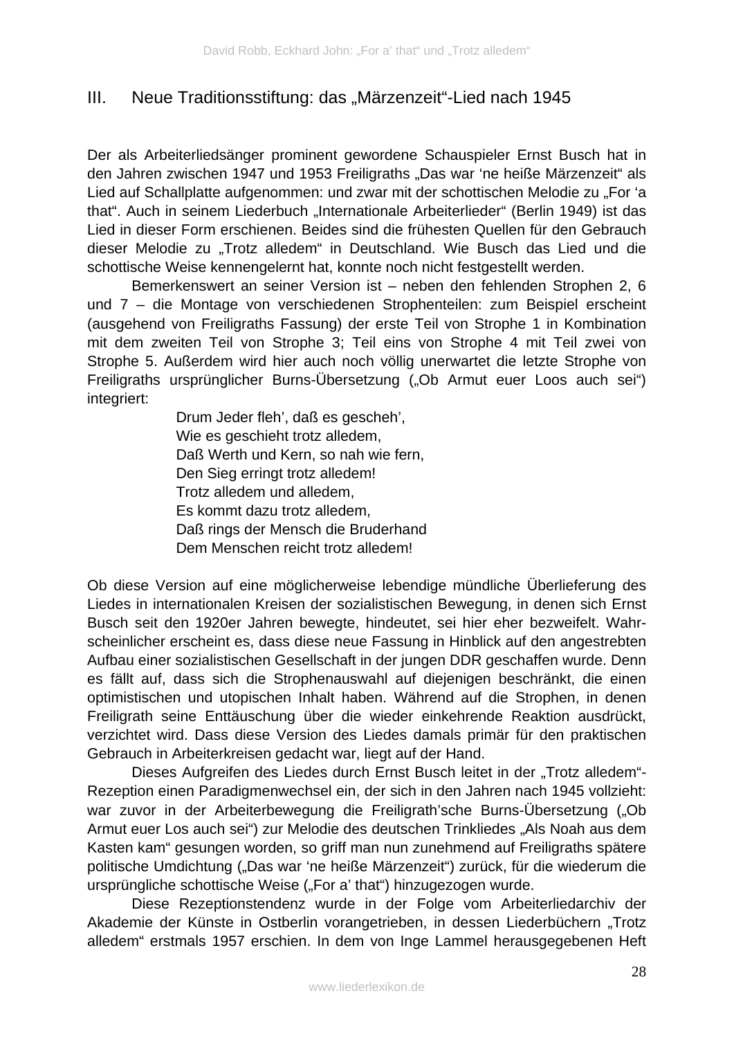## III. Neue Traditionsstiftung: das „Märzenzeit"-Lied nach 1945

Der als Arbeiterliedsänger prominent gewordene Schauspieler Ernst Busch hat in den Jahren zwischen 1947 und 1953 Freiligraths „Das war 'ne heiße Märzenzeit" als Lied auf Schallplatte aufgenommen: und zwar mit der schottischen Melodie zu „For 'a that". Auch in seinem Liederbuch „Internationale Arbeiterlieder" (Berlin 1949) ist das Lied in dieser Form erschienen. Beides sind die frühesten Quellen für den Gebrauch dieser Melodie zu „Trotz alledem" in Deutschland. Wie Busch das Lied und die schottische Weise kennengelernt hat, konnte noch nicht festgestellt werden.

Bemerkenswert an seiner Version ist – neben den fehlenden Strophen 2, 6 und 7 – die Montage von verschiedenen Strophenteilen: zum Beispiel erscheint (ausgehend von Freiligraths Fassung) der erste Teil von Strophe 1 in Kombination mit dem zweiten Teil von Strophe 3; Teil eins von Strophe 4 mit Teil zwei von Strophe 5. Außerdem wird hier auch noch völlig unerwartet die letzte Strophe von Freiligraths ursprünglicher Burns-Übersetzung („Ob Armut euer Loos auch sei") integriert:

> Drum Jeder fleh', daß es gescheh',
> Wie es geschieht trotz alledem,
> Daß Werth und Kern, so nah wie fern,
> Den Sieg erringt trotz alledem!
> Trotz alledem und alledem,
> Es kommt dazu trotz alledem,
> Daß rings der Mensch die Bruderhand
> Dem Menschen reicht trotz alledem!

Ob diese Version auf eine möglicherweise lebendige mündliche Überlieferung des Liedes in internationalen Kreisen der sozialistischen Bewegung, in denen sich Ernst Busch seit den 1920er Jahren bewegte, hindeutet, sei hier eher bezweifelt. Wahrscheinlicher erscheint es, dass diese neue Fassung in Hinblick auf den angestrebten Aufbau einer sozialistischen Gesellschaft in der jungen DDR geschaffen wurde. Denn es fällt auf, dass sich die Strophenauswahl auf diejenigen beschränkt, die einen optimistischen und utopischen Inhalt haben. Während auf die Strophen, in denen Freiligrath seine Enttäuschung über die wieder einkehrende Reaktion ausdrückt, verzichtet wird. Dass diese Version des Liedes damals primär für den praktischen Gebrauch in Arbeiterkreisen gedacht war, liegt auf der Hand.

Dieses Aufgreifen des Liedes durch Ernst Busch leitet in der „Trotz alledem"-Rezeption einen Paradigmenwechsel ein, der sich in den Jahren nach 1945 vollzieht: war zuvor in der Arbeiterbewegung die Freiligrath'sche Burns-Übersetzung („Ob Armut euer Los auch sei") zur Melodie des deutschen Trinkliedes „Als Noah aus dem Kasten kam" gesungen worden, so griff man nun zunehmend auf Freiligraths spätere politische Umdichtung („Das war 'ne heiße Märzenzeit") zurück, für die wiederum die ursprüngliche schottische Weise („For a' that") hinzugezogen wurde.

Diese Rezeptionstendenz wurde in der Folge vom Arbeiterliedarchiv der Akademie der Künste in Ostberlin vorangetrieben, in dessen Liederbüchern „Trotz alledem" erstmals 1957 erschien. In dem von Inge Lammel herausgegebenen Heft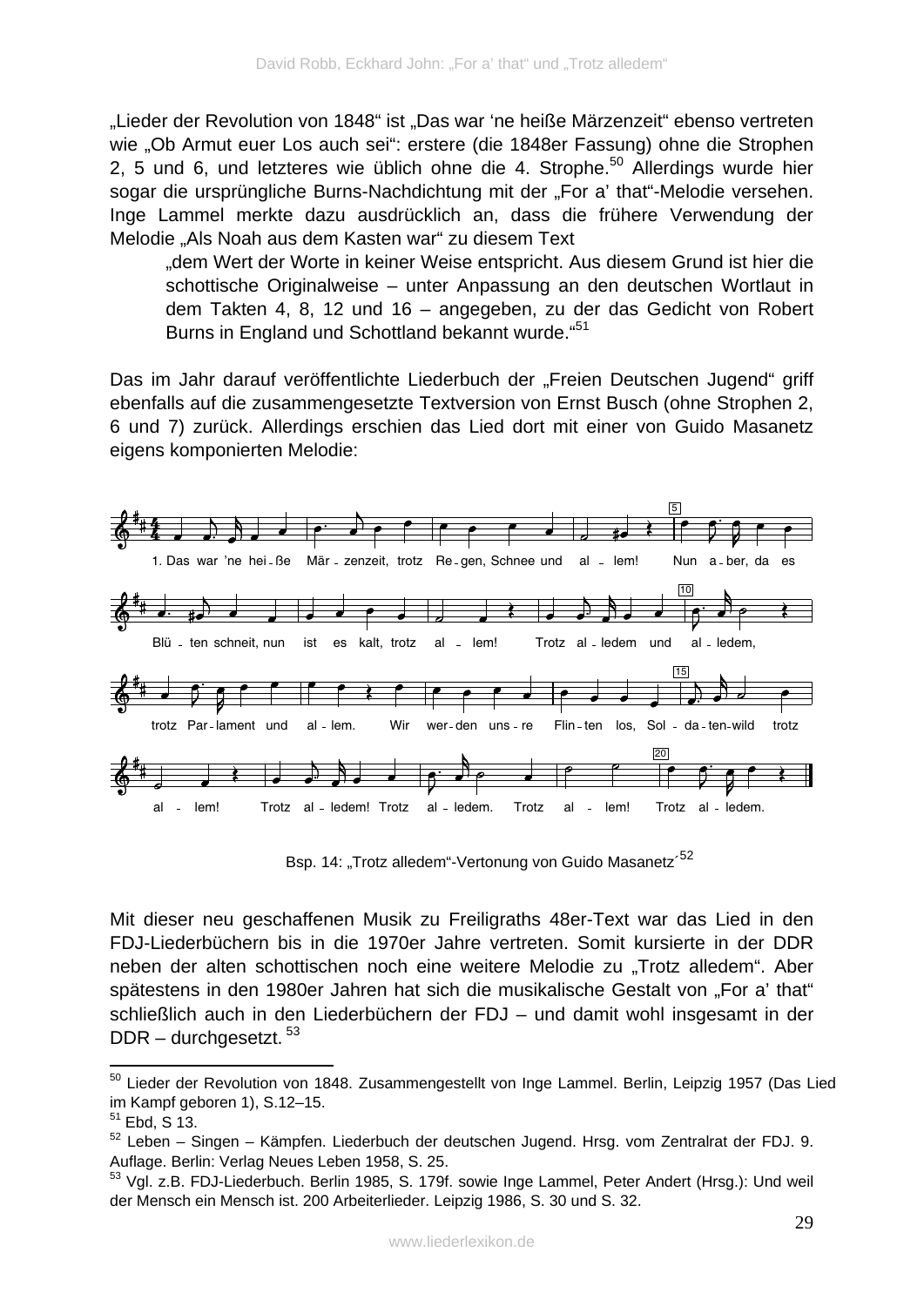„Lieder der Revolution von 1848“ ist „Das war ‘ne heiße Märzenzeit“ ebenso vertreten wie „Ob Armut euer Los auch sei“: erstere (die 1848er Fassung) ohne die Strophen 2, 5 und 6, und letzteres wie üblich ohne die 4. Strophe.[50] Allerdings wurde hier sogar die ursprüngliche Burns-Nachdichtung mit der „For a’ that“-Melodie versehen. Inge Lammel merkte dazu ausdrücklich an, dass die frühere Verwendung der Melodie „Als Noah aus dem Kasten war“ zu diesem Text

> „dem Wert der Worte in keiner Weise entspricht. Aus diesem Grund ist hier die schottische Originalweise – unter Anpassung an den deutschen Wortlaut in dem Takten 4, 8, 12 und 16 – angegeben, zu der das Gedicht von Robert Burns in England und Schottland bekannt wurde.“[51]

Das im Jahr darauf veröffentlichte Liederbuch der „Freien Deutschen Jugend“ griff ebenfalls auf die zusammengesetzte Textversion von Ernst Busch (ohne Strophen 2, 6 und 7) zurück. Allerdings erschien das Lied dort mit einer von Guido Masanetz eigens komponierten Melodie:

1. Das war ’ne hei - ße Mär - zenzeit, trotz Re - gen, Schnee und al - lem! Nun a - ber, da es Blü - ten schneit, nun ist es kalt, trotz al - lem! Trotz al - ledem und al - ledem, trotz Par - lament und al - lem. Wir wer - den uns - re Flin - ten los, Sol - da - ten-wild trotz al - lem! Trotz al - ledem! Trotz al - ledem. Trotz al - lem! Trotz al - ledem.

Bsp. 14: „Trotz alledem“-Vertonung von Guido Masanetz´[52]

Mit dieser neu geschaffenen Musik zu Freiligraths 48er-Text war das Lied in den FDJ-Liederbüchern bis in die 1970er Jahre vertreten. Somit kursierte in der DDR neben der alten schottischen noch eine weitere Melodie zu „Trotz alledem“. Aber spätestens in den 1980er Jahren hat sich die musikalische Gestalt von „For a’ that“ schließlich auch in den Liederbüchern der FDJ – und damit wohl insgesamt in der DDR – durchgesetzt.[53]

---

[50] Lieder der Revolution von 1848. Zusammengestellt von Inge Lammel. Berlin, Leipzig 1957 (Das Lied im Kampf geboren 1), S.12–15.

[51] Ebd, S 13.

[52] Leben – Singen – Kämpfen. Liederbuch der deutschen Jugend. Hrsg. vom Zentralrat der FDJ. 9. Auflage. Berlin: Verlag Neues Leben 1958, S. 25.

[53] Vgl. z.B. FDJ-Liederbuch. Berlin 1985, S. 179f. sowie Inge Lammel, Peter Andert (Hrsg.): Und weil der Mensch ein Mensch ist. 200 Arbeiterlieder. Leipzig 1986, S. 30 und S. 32.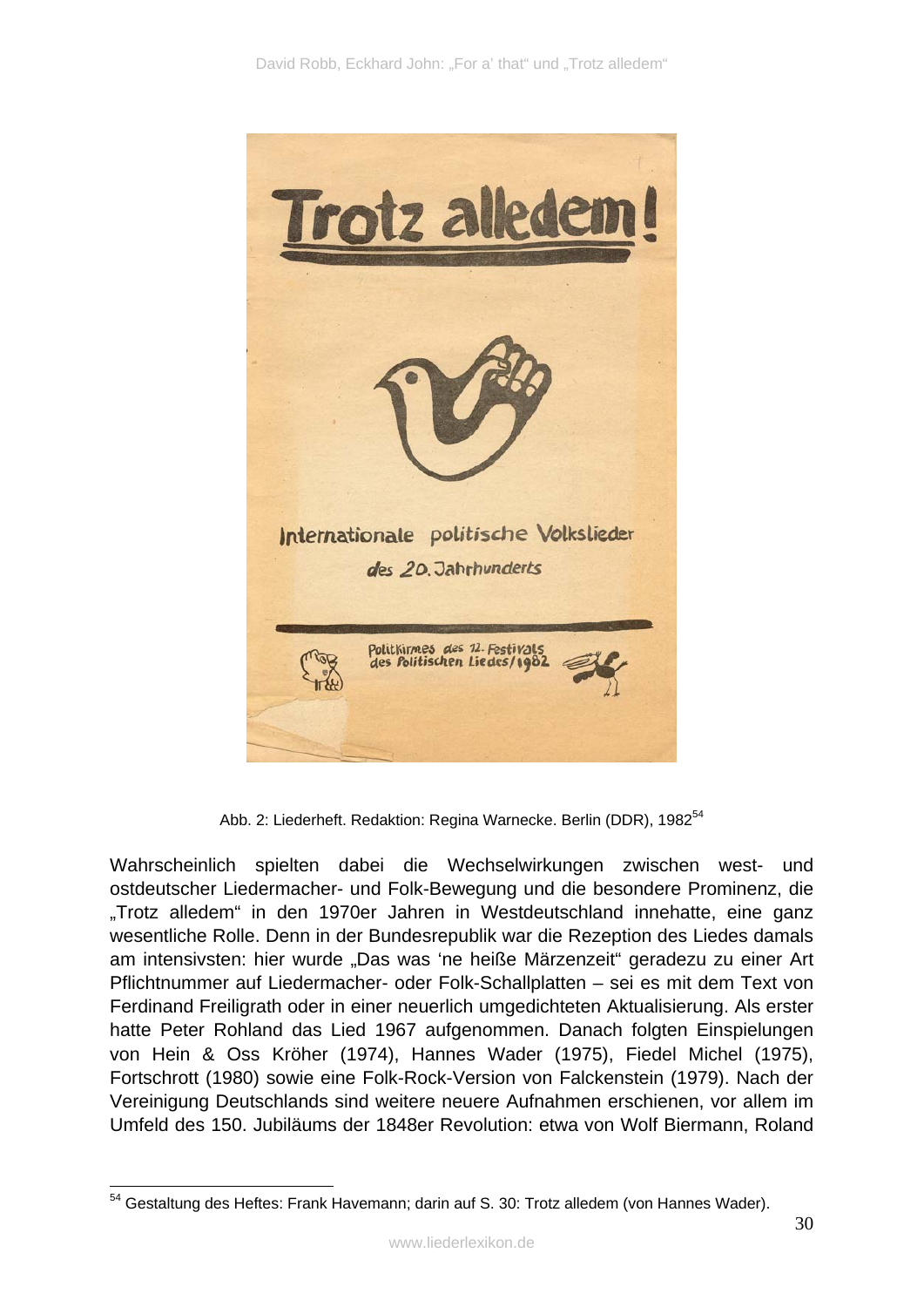Abb. 2: Liederheft. Redaktion: Regina Warnecke. Berlin (DDR), 1982[54]

Wahrscheinlich spielten dabei die Wechselwirkungen zwischen west- und ostdeutscher Liedermacher- und Folk-Bewegung und die besondere Prominenz, die „Trotz alledem" in den 1970er Jahren in Westdeutschland innehatte, eine ganz wesentliche Rolle. Denn in der Bundesrepublik war die Rezeption des Liedes damals am intensivsten: hier wurde „Das was 'ne heiße Märzenzeit" geradezu zu einer Art Pflichtnummer auf Liedermacher- oder Folk-Schallplatten – sei es mit dem Text von Ferdinand Freiligrath oder in einer neuerlich umgedichteten Aktualisierung. Als erster hatte Peter Rohland das Lied 1967 aufgenommen. Danach folgten Einspielungen von Hein & Oss Kröher (1974), Hannes Wader (1975), Fiedel Michel (1975), Fortschrott (1980) sowie eine Folk-Rock-Version von Falckenstein (1979). Nach der Vereinigung Deutschlands sind weitere neuere Aufnahmen erschienen, vor allem im Umfeld des 150. Jubiläums der 1848er Revolution: etwa von Wolf Biermann, Roland

---

[54] Gestaltung des Heftes: Frank Havemann; darin auf S. 30: Trotz alledem (von Hannes Wader).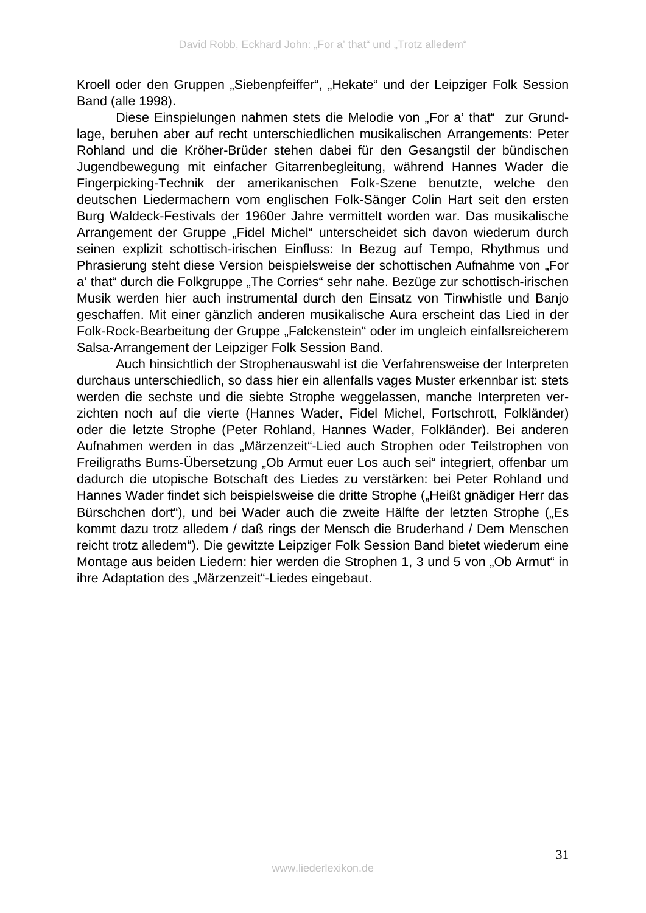Kroell oder den Gruppen „Siebenpfeiffer“, „Hekate“ und der Leipziger Folk Session Band (alle 1998).

Diese Einspielungen nahmen stets die Melodie von „For a’ that“ zur Grundlage, beruhen aber auf recht unterschiedlichen musikalischen Arrangements: Peter Rohland und die Kröher-Brüder stehen dabei für den Gesangstil der bündischen Jugendbewegung mit einfacher Gitarrenbegleitung, während Hannes Wader die Fingerpicking-Technik der amerikanischen Folk-Szene benutzte, welche den deutschen Liedermachern vom englischen Folk-Sänger Colin Hart seit den ersten Burg Waldeck-Festivals der 1960er Jahre vermittelt worden war. Das musikalische Arrangement der Gruppe „Fidel Michel“ unterscheidet sich davon wiederum durch seinen explizit schottisch-irischen Einfluss: In Bezug auf Tempo, Rhythmus und Phrasierung steht diese Version beispielsweise der schottischen Aufnahme von „For a’ that“ durch die Folkgruppe „The Corries“ sehr nahe. Bezüge zur schottisch-irischen Musik werden hier auch instrumental durch den Einsatz von Tinwhistle und Banjo geschaffen. Mit einer gänzlich anderen musikalische Aura erscheint das Lied in der Folk-Rock-Bearbeitung der Gruppe „Falckenstein“ oder im ungleich einfallsreicherem Salsa-Arrangement der Leipziger Folk Session Band.

Auch hinsichtlich der Strophenauswahl ist die Verfahrensweise der Interpreten durchaus unterschiedlich, so dass hier ein allenfalls vages Muster erkennbar ist: stets werden die sechste und die siebte Strophe weggelassen, manche Interpreten verzichten noch auf die vierte (Hannes Wader, Fidel Michel, Fortschrott, Folkländer) oder die letzte Strophe (Peter Rohland, Hannes Wader, Folkländer). Bei anderen Aufnahmen werden in das „Märzenzeit“-Lied auch Strophen oder Teilstrophen von Freiligraths Burns-Übersetzung „Ob Armut euer Los auch sei“ integriert, offenbar um dadurch die utopische Botschaft des Liedes zu verstärken: bei Peter Rohland und Hannes Wader findet sich beispielsweise die dritte Strophe („Heißt gnädiger Herr das Bürschchen dort“), und bei Wader auch die zweite Hälfte der letzten Strophe („Es kommt dazu trotz alledem / daß rings der Mensch die Bruderhand / Dem Menschen reicht trotz alledem“). Die gewitzte Leipziger Folk Session Band bietet wiederum eine Montage aus beiden Liedern: hier werden die Strophen 1, 3 und 5 von „Ob Armut“ in ihre Adaptation des „Märzenzeit“-Liedes eingebaut.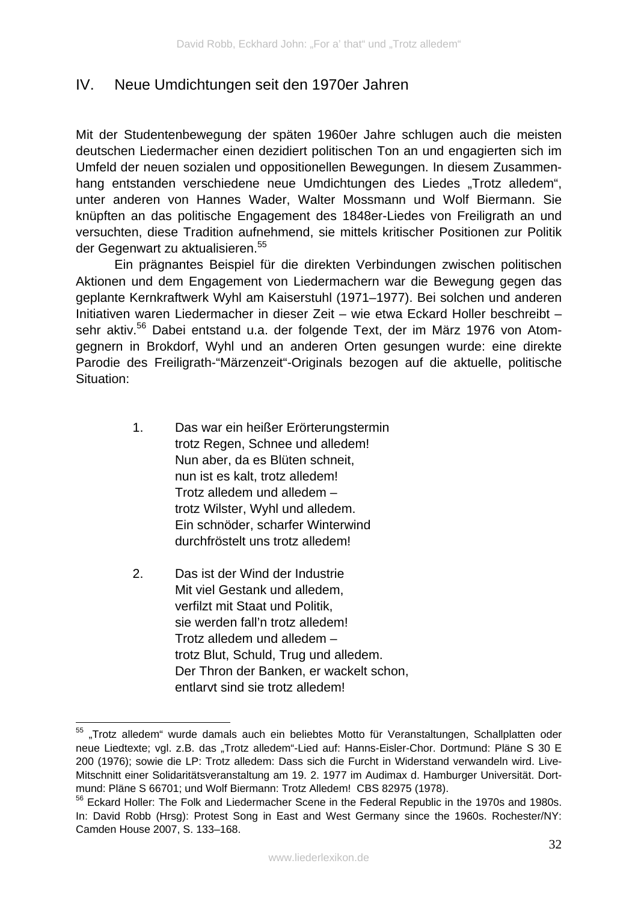## IV. Neue Umdichtungen seit den 1970er Jahren

Mit der Studentenbewegung der späten 1960er Jahre schlugen auch die meisten deutschen Liedermacher einen dezidiert politischen Ton an und engagierten sich im Umfeld der neuen sozialen und oppositionellen Bewegungen. In diesem Zusammenhang entstanden verschiedene neue Umdichtungen des Liedes „Trotz alledem“, unter anderen von Hannes Wader, Walter Mossmann und Wolf Biermann. Sie knüpften an das politische Engagement des 1848er-Liedes von Freiligrath an und versuchten, diese Tradition aufnehmend, sie mittels kritischer Positionen zur Politik der Gegenwart zu aktualisieren.[55]

Ein prägnantes Beispiel für die direkten Verbindungen zwischen politischen Aktionen und dem Engagement von Liedermachern war die Bewegung gegen das geplante Kernkraftwerk Wyhl am Kaiserstuhl (1971–1977). Bei solchen und anderen Initiativen waren Liedermacher in dieser Zeit – wie etwa Eckard Holler beschreibt – sehr aktiv.[56] Dabei entstand u.a. der folgende Text, der im März 1976 von Atomgegnern in Brokdorf, Wyhl und an anderen Orten gesungen wurde: eine direkte Parodie des Freiligrath-“Märzenzeit“-Originals bezogen auf die aktuelle, politische Situation:

1. Das war ein heißer Erörterungstermin
   trotz Regen, Schnee und alledem!
   Nun aber, da es Blüten schneit,
   nun ist es kalt, trotz alledem!
   Trotz alledem und alledem –
   trotz Wilster, Wyhl und alledem.
   Ein schnöder, scharfer Winterwind
   durchfröstelt uns trotz alledem!

2. Das ist der Wind der Industrie
   Mit viel Gestank und alledem,
   verfilzt mit Staat und Politik,
   sie werden fall’n trotz alledem!
   Trotz alledem und alledem –
   trotz Blut, Schuld, Trug und alledem.
   Der Thron der Banken, er wackelt schon,
   entlarvt sind sie trotz alledem!

---

[55] „Trotz alledem“ wurde damals auch ein beliebtes Motto für Veranstaltungen, Schallplatten oder neue Liedtexte; vgl. z.B. das „Trotz alledem“-Lied auf: Hanns-Eisler-Chor. Dortmund: Pläne S 30 E 200 (1976); sowie die LP: Trotz alledem: Dass sich die Furcht in Widerstand verwandeln wird. Live-Mitschnitt einer Solidaritätsveranstaltung am 19. 2. 1977 im Audimax d. Hamburger Universität. Dortmund: Pläne S 66701; und Wolf Biermann: Trotz Alledem! CBS 82975 (1978).

[56] Eckard Holler: The Folk and Liedermacher Scene in the Federal Republic in the 1970s and 1980s. In: David Robb (Hrsg): Protest Song in East and West Germany since the 1960s. Rochester/NY: Camden House 2007, S. 133–168.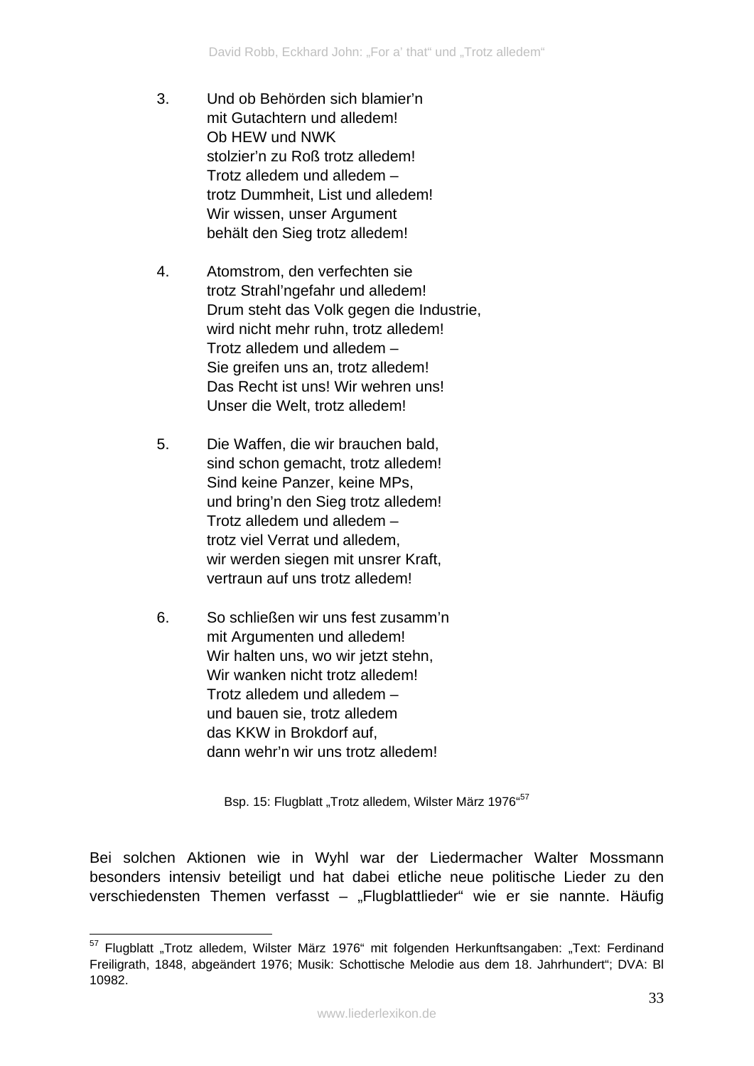3. Und ob Behörden sich blamier'n
   mit Gutachtern und alledem!
   Ob HEW und NWK
   stolzier'n zu Roß trotz alledem!
   Trotz alledem und alledem –
   trotz Dummheit, List und alledem!
   Wir wissen, unser Argument
   behält den Sieg trotz alledem!

4. Atomstrom, den verfechten sie
   trotz Strahl'ngefahr und alledem!
   Drum steht das Volk gegen die Industrie,
   wird nicht mehr ruhn, trotz alledem!
   Trotz alledem und alledem –
   Sie greifen uns an, trotz alledem!
   Das Recht ist uns! Wir wehren uns!
   Unser die Welt, trotz alledem!

5. Die Waffen, die wir brauchen bald,
   sind schon gemacht, trotz alledem!
   Sind keine Panzer, keine MPs,
   und bring'n den Sieg trotz alledem!
   Trotz alledem und alledem –
   trotz viel Verrat und alledem,
   wir werden siegen mit unsrer Kraft,
   vertraun auf uns trotz alledem!

6. So schließen wir uns fest zusamm'n
   mit Argumenten und alledem!
   Wir halten uns, wo wir jetzt stehn,
   Wir wanken nicht trotz alledem!
   Trotz alledem und alledem –
   und bauen sie, trotz alledem
   das KKW in Brokdorf auf,
   dann wehr'n wir uns trotz alledem!

Bsp. 15: Flugblatt „Trotz alledem, Wilster März 1976"[57]

Bei solchen Aktionen wie in Wyhl war der Liedermacher Walter Mossmann besonders intensiv beteiligt und hat dabei etliche neue politische Lieder zu den verschiedensten Themen verfasst – „Flugblattlieder" wie er sie nannte. Häufig

[57] Flugblatt „Trotz alledem, Wilster März 1976" mit folgenden Herkunftsangaben: „Text: Ferdinand Freiligrath, 1848, abgeändert 1976; Musik: Schottische Melodie aus dem 18. Jahrhundert"; DVA: Bl 10982.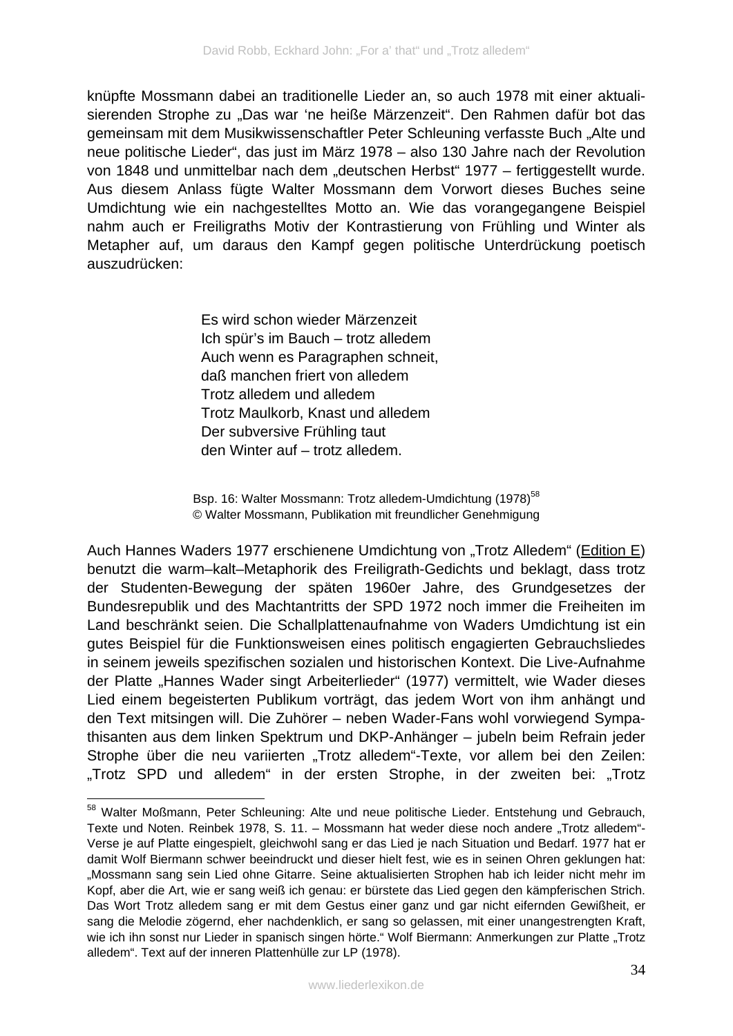knüpfte Mossmann dabei an traditionelle Lieder an, so auch 1978 mit einer aktualisierenden Strophe zu „Das war 'ne heiße Märzenzeit". Den Rahmen dafür bot das gemeinsam mit dem Musikwissenschaftler Peter Schleuning verfasste Buch „Alte und neue politische Lieder", das just im März 1978 – also 130 Jahre nach der Revolution von 1848 und unmittelbar nach dem „deutschen Herbst" 1977 – fertiggestellt wurde. Aus diesem Anlass fügte Walter Mossmann dem Vorwort dieses Buches seine Umdichtung wie ein nachgestelltes Motto an. Wie das vorangegangene Beispiel nahm auch er Freiligraths Motiv der Kontrastierung von Frühling und Winter als Metapher auf, um daraus den Kampf gegen politische Unterdrückung poetisch auszudrücken:

> Es wird schon wieder Märzenzeit  
> Ich spür's im Bauch – trotz alledem  
> Auch wenn es Paragraphen schneit,  
> daß manchen friert von alledem  
> Trotz alledem und alledem  
> Trotz Maulkorb, Knast und alledem  
> Der subversive Frühling taut  
> den Winter auf – trotz alledem.

Bsp. 16: Walter Mossmann: Trotz alledem-Umdichtung (1978)[58]  
© Walter Mossmann, Publikation mit freundlicher Genehmigung

Auch Hannes Waders 1977 erschienene Umdichtung von „Trotz Alledem" (Edition E) benutzt die warm–kalt–Metaphorik des Freiligrath-Gedichts und beklagt, dass trotz der Studenten-Bewegung der späten 1960er Jahre, des Grundgesetzes der Bundesrepublik und des Machtantritts der SPD 1972 noch immer die Freiheiten im Land beschränkt seien. Die Schallplattenaufnahme von Waders Umdichtung ist ein gutes Beispiel für die Funktionsweisen eines politisch engagierten Gebrauchsliedes in seinem jeweils spezifischen sozialen und historischen Kontext. Die Live-Aufnahme der Platte „Hannes Wader singt Arbeiterlieder" (1977) vermittelt, wie Wader dieses Lied einem begeisterten Publikum vorträgt, das jedem Wort von ihm anhängt und den Text mitsingen will. Die Zuhörer – neben Wader-Fans wohl vorwiegend Sympathisanten aus dem linken Spektrum und DKP-Anhänger – jubeln beim Refrain jeder Strophe über die neu variierten „Trotz alledem"-Texte, vor allem bei den Zeilen: „Trotz SPD und alledem" in der ersten Strophe, in der zweiten bei: „Trotz

---

[58] Walter Moßmann, Peter Schleuning: Alte und neue politische Lieder. Entstehung und Gebrauch, Texte und Noten. Reinbek 1978, S. 11. – Mossmann hat weder diese noch andere „Trotz alledem"-Verse je auf Platte eingespielt, gleichwohl sang er das Lied je nach Situation und Bedarf. 1977 hat er damit Wolf Biermann schwer beeindruckt und dieser hielt fest, wie es in seinen Ohren geklungen hat: „Mossmann sang sein Lied ohne Gitarre. Seine aktualisierten Strophen hab ich leider nicht mehr im Kopf, aber die Art, wie er sang weiß ich genau: er bürstete das Lied gegen den kämpferischen Strich. Das Wort Trotz alledem sang er mit dem Gestus einer ganz und gar nicht eifernden Gewißheit, er sang die Melodie zögernd, eher nachdenklich, er sang so gelassen, mit einer unangestrengten Kraft, wie ich ihn sonst nur Lieder in spanisch singen hörte." Wolf Biermann: Anmerkungen zur Platte „Trotz alledem". Text auf der inneren Plattenhülle zur LP (1978).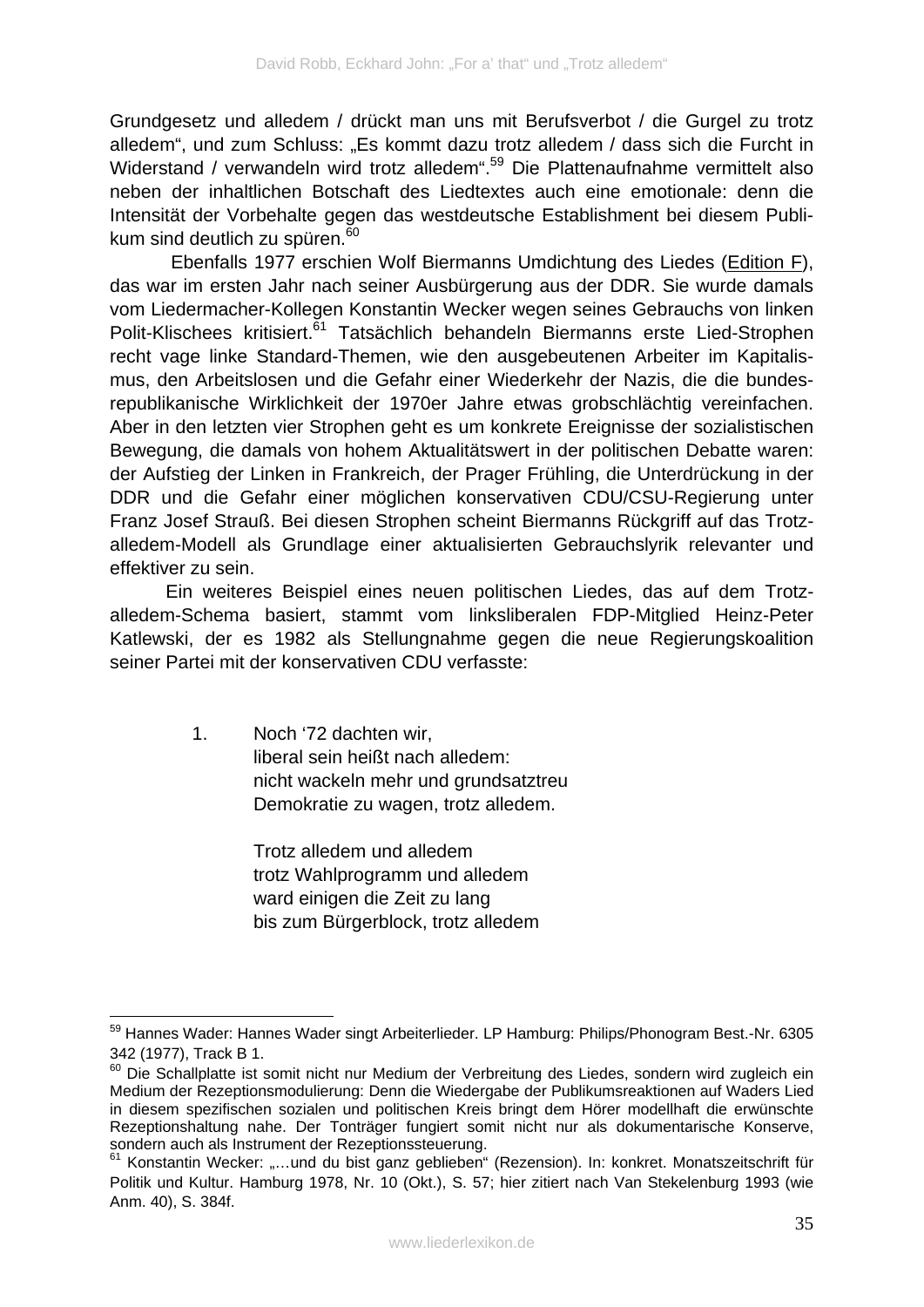Grundgesetz und alledem / drückt man uns mit Berufsverbot / die Gurgel zu trotz alledem", und zum Schluss: „Es kommt dazu trotz alledem / dass sich die Furcht in Widerstand / verwandeln wird trotz alledem".[59] Die Plattenaufnahme vermittelt also neben der inhaltlichen Botschaft des Liedtextes auch eine emotionale: denn die Intensität der Vorbehalte gegen das westdeutsche Establishment bei diesem Publikum sind deutlich zu spüren.[60]

Ebenfalls 1977 erschien Wolf Biermanns Umdichtung des Liedes (Edition F), das war im ersten Jahr nach seiner Ausbürgerung aus der DDR. Sie wurde damals vom Liedermacher-Kollegen Konstantin Wecker wegen seines Gebrauchs von linken Polit-Klischees kritisiert.[61] Tatsächlich behandeln Biermanns erste Lied-Strophen recht vage linke Standard-Themen, wie den ausgebeutenen Arbeiter im Kapitalismus, den Arbeitslosen und die Gefahr einer Wiederkehr der Nazis, die die bundesrepublikanische Wirklichkeit der 1970er Jahre etwas grobschlächtig vereinfachen. Aber in den letzten vier Strophen geht es um konkrete Ereignisse der sozialistischen Bewegung, die damals von hohem Aktualitätswert in der politischen Debatte waren: der Aufstieg der Linken in Frankreich, der Prager Frühling, die Unterdrückung in der DDR und die Gefahr einer möglichen konservativen CDU/CSU-Regierung unter Franz Josef Strauß. Bei diesen Strophen scheint Biermanns Rückgriff auf das Trotz-alledem-Modell als Grundlage einer aktualisierten Gebrauchslyrik relevanter und effektiver zu sein.

Ein weiteres Beispiel eines neuen politischen Liedes, das auf dem Trotz-alledem-Schema basiert, stammt vom linksliberalen FDP-Mitglied Heinz-Peter Katlewski, der es 1982 als Stellungnahme gegen die neue Regierungskoalition seiner Partei mit der konservativen CDU verfasste:

1. Noch '72 dachten wir,
liberal sein heißt nach alledem:
nicht wackeln mehr und grundsatztreu
Demokratie zu wagen, trotz alledem.

Trotz alledem und alledem
trotz Wahlprogramm und alledem
ward einigen die Zeit zu lang
bis zum Bürgerblock, trotz alledem

---

[59] Hannes Wader: Hannes Wader singt Arbeiterlieder. LP Hamburg: Philips/Phonogram Best.-Nr. 6305 342 (1977), Track B 1.

[60] Die Schallplatte ist somit nicht nur Medium der Verbreitung des Liedes, sondern wird zugleich ein Medium der Rezeptionsmodulierung: Denn die Wiedergabe der Publikumsreaktionen auf Waders Lied in diesem spezifischen sozialen und politischen Kreis bringt dem Hörer modellhaft die erwünschte Rezeptionshaltung nahe. Der Tonträger fungiert somit nicht nur als dokumentarische Konserve, sondern auch als Instrument der Rezeptionssteuerung.

[61] Konstantin Wecker: „…und du bist ganz geblieben" (Rezension). In: konkret. Monatszeitschrift für Politik und Kultur. Hamburg 1978, Nr. 10 (Okt.), S. 57; hier zitiert nach Van Stekelenburg 1993 (wie Anm. 40), S. 384f.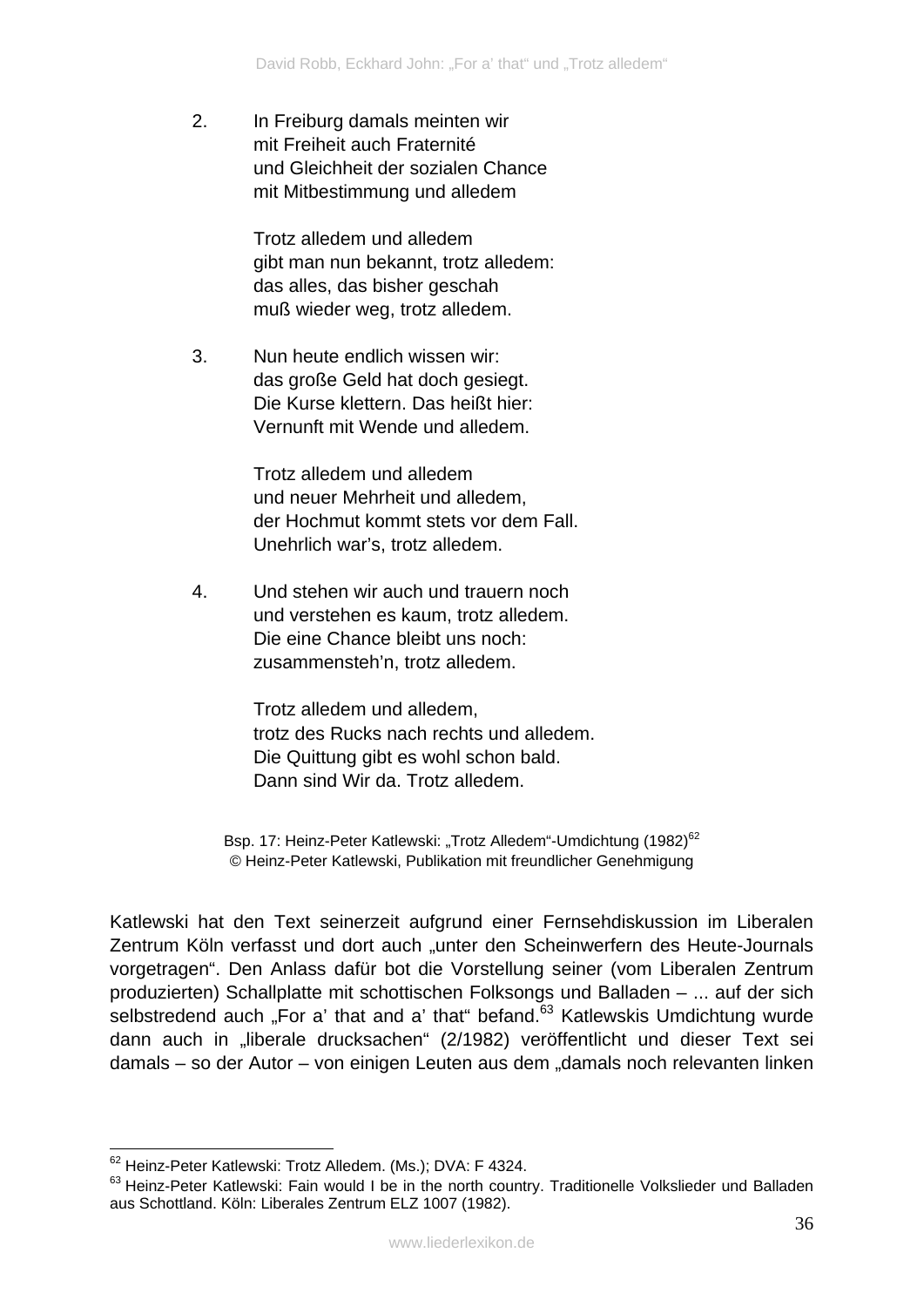2. In Freiburg damals meinten wir  
mit Freiheit auch Fraternité  
und Gleichheit der sozialen Chance  
mit Mitbestimmung und alledem

Trotz alledem und alledem  
gibt man nun bekannt, trotz alledem:  
das alles, das bisher geschah  
muß wieder weg, trotz alledem.

3. Nun heute endlich wissen wir:  
das große Geld hat doch gesiegt.  
Die Kurse klettern. Das heißt hier:  
Vernunft mit Wende und alledem.

Trotz alledem und alledem  
und neuer Mehrheit und alledem,  
der Hochmut kommt stets vor dem Fall.  
Unehrlich war's, trotz alledem.

4. Und stehen wir auch und trauern noch  
und verstehen es kaum, trotz alledem.  
Die eine Chance bleibt uns noch:  
zusammensteh'n, trotz alledem.

Trotz alledem und alledem,  
trotz des Rucks nach rechts und alledem.  
Die Quittung gibt es wohl schon bald.  
Dann sind Wir da. Trotz alledem.

Bsp. 17: Heinz-Peter Katlewski: „Trotz Alledem"-Umdichtung (1982)[62]  
© Heinz-Peter Katlewski, Publikation mit freundlicher Genehmigung

Katlewski hat den Text seinerzeit aufgrund einer Fernsehdiskussion im Liberalen Zentrum Köln verfasst und dort auch „unter den Scheinwerfern des Heute-Journals vorgetragen". Den Anlass dafür bot die Vorstellung seiner (vom Liberalen Zentrum produzierten) Schallplatte mit schottischen Folksongs und Balladen – ... auf der sich selbstredend auch „For a' that and a' that" befand.[63] Katlewskis Umdichtung wurde dann auch in „liberale drucksachen" (2/1982) veröffentlicht und dieser Text sei damals – so der Autor – von einigen Leuten aus dem „damals noch relevanten linken

---

[62] Heinz-Peter Katlewski: Trotz Alledem. (Ms.); DVA: F 4324.

[63] Heinz-Peter Katlewski: Fain would I be in the north country. Traditionelle Volkslieder und Balladen aus Schottland. Köln: Liberales Zentrum ELZ 1007 (1982).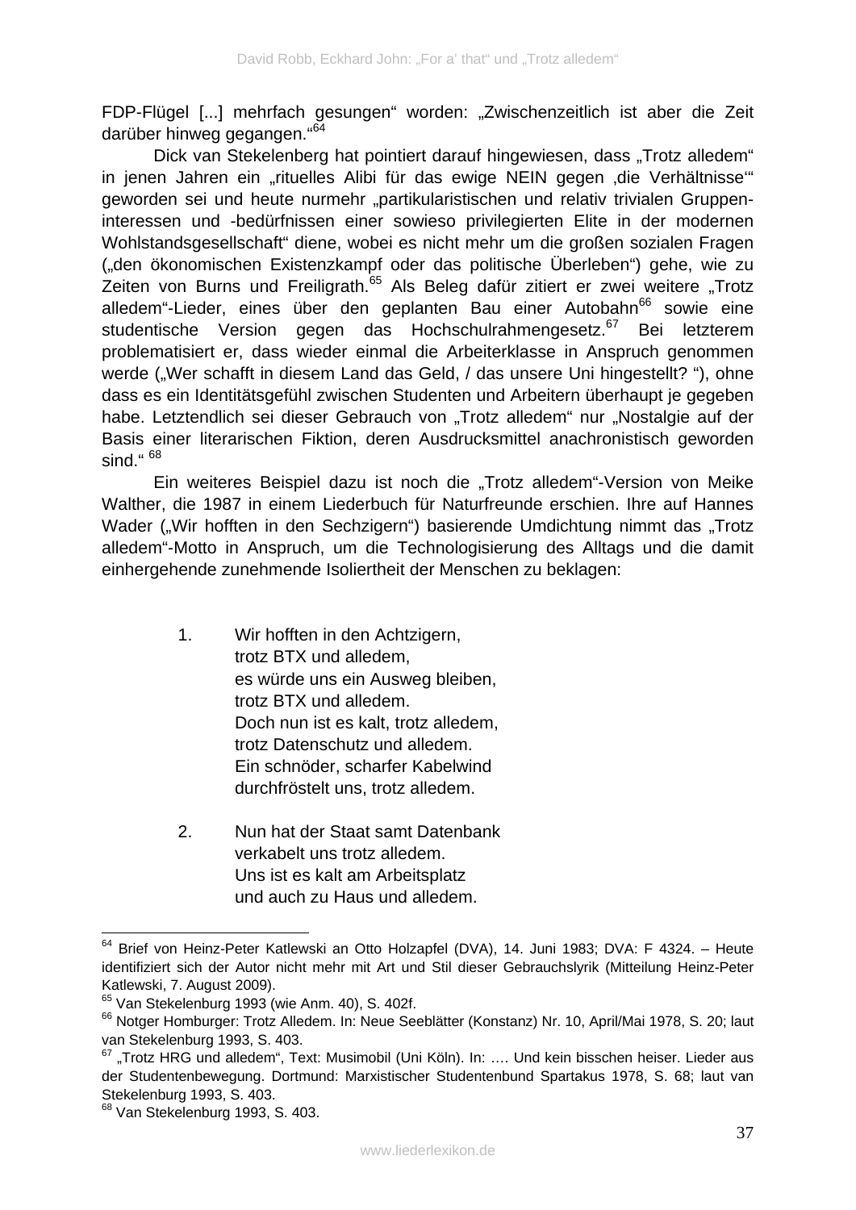FDP-Flügel [...] mehrfach gesungen“ worden: „Zwischenzeitlich ist aber die Zeit darüber hinweg gegangen.“[64]

Dick van Stekelenberg hat pointiert darauf hingewiesen, dass „Trotz alledem“ in jenen Jahren ein „rituelles Alibi für das ewige NEIN gegen ‚die Verhältnisse‘“ geworden sei und heute nurmehr „partikularistischen und relativ trivialen Gruppen-interessen und -bedürfnissen einer sowieso privilegierten Elite in der modernen Wohlstandsgesellschaft“ diene, wobei es nicht mehr um die großen sozialen Fragen („den ökonomischen Existenzkampf oder das politische Überleben“) gehe, wie zu Zeiten von Burns und Freiligrath.[65] Als Beleg dafür zitiert er zwei weitere „Trotz alledem“-Lieder, eines über den geplanten Bau einer Autobahn[66] sowie eine studentische Version gegen das Hochschulrahmengesetz.[67] Bei letzterem problematisiert er, dass wieder einmal die Arbeiterklasse in Anspruch genommen werde („Wer schafft in diesem Land das Geld, / das unsere Uni hingestellt? “), ohne dass es ein Identitätsgefühl zwischen Studenten und Arbeitern überhaupt je gegeben habe. Letztendlich sei dieser Gebrauch von „Trotz alledem“ nur „Nostalgie auf der Basis einer literarischen Fiktion, deren Ausdrucksmittel anachronistisch geworden sind.“ [68]

Ein weiteres Beispiel dazu ist noch die „Trotz alledem“-Version von Meike Walther, die 1987 in einem Liederbuch für Naturfreunde erschien. Ihre auf Hannes Wader („Wir hofften in den Sechzigern“) basierende Umdichtung nimmt das „Trotz alledem“-Motto in Anspruch, um die Technologisierung des Alltags und die damit einhergehende zunehmende Isoliertheit der Menschen zu beklagen:

1. Wir hofften in den Achtzigern,
   trotz BTX und alledem,
   es würde uns ein Ausweg bleiben,
   trotz BTX und alledem.
   Doch nun ist es kalt, trotz alledem,
   trotz Datenschutz und alledem.
   Ein schnöder, scharfer Kabelwind
   durchfröstelt uns, trotz alledem.

2. Nun hat der Staat samt Datenbank
   verkabelt uns trotz alledem.
   Uns ist es kalt am Arbeitsplatz
   und auch zu Haus und alledem.

---

[64] Brief von Heinz-Peter Katlewski an Otto Holzapfel (DVA), 14. Juni 1983; DVA: F 4324. – Heute identifiziert sich der Autor nicht mehr mit Art und Stil dieser Gebrauchslyrik (Mitteilung Heinz-Peter Katlewski, 7. August 2009).

[65] Van Stekelenburg 1993 (wie Anm. 40), S. 402f.

[66] Notger Homburger: Trotz Alledem. In: Neue Seeblätter (Konstanz) Nr. 10, April/Mai 1978, S. 20; laut van Stekelenburg 1993, S. 403.

[67] „Trotz HRG und alledem“, Text: Musimobil (Uni Köln). In: …. Und kein bisschen heiser. Lieder aus der Studentenbewegung. Dortmund: Marxistischer Studentenbund Spartakus 1978, S. 68; laut van Stekelenburg 1993, S. 403.

[68] Van Stekelenburg 1993, S. 403.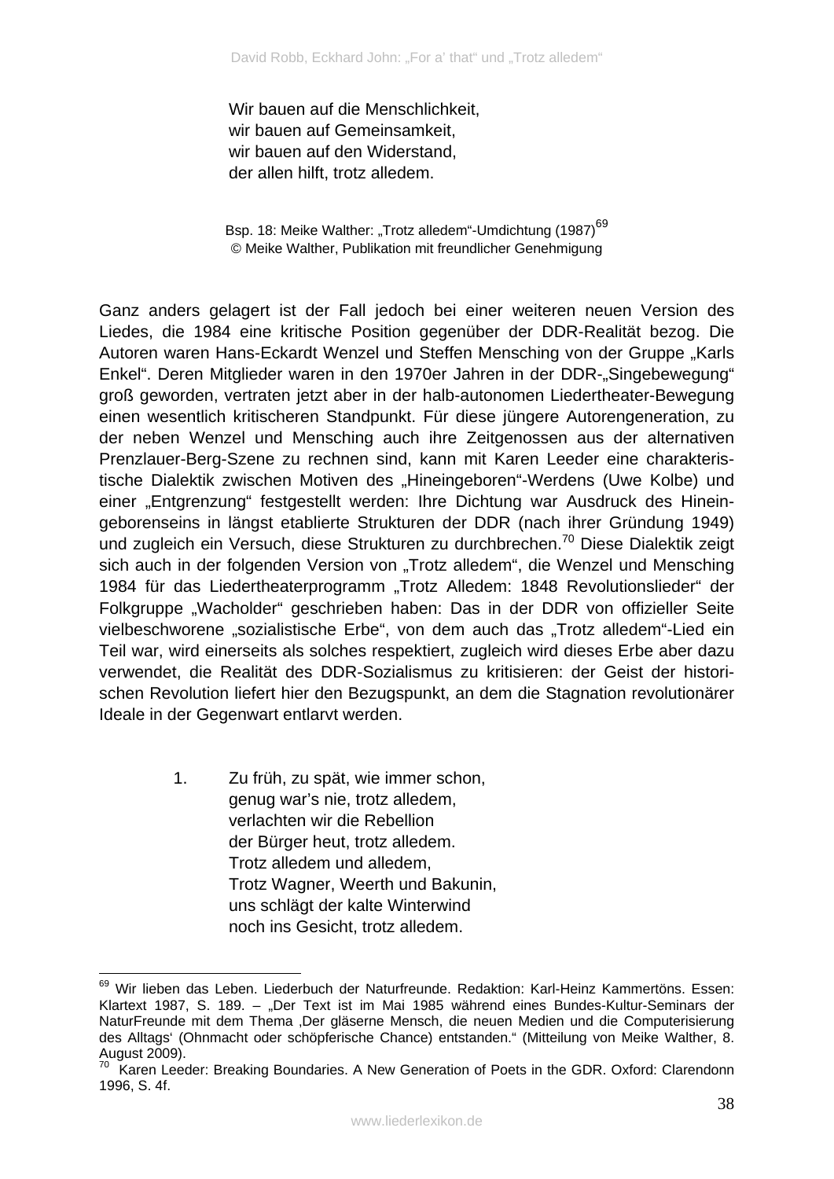Wir bauen auf die Menschlichkeit,  
wir bauen auf Gemeinsamkeit,  
wir bauen auf den Widerstand,  
der allen hilft, trotz alledem.

Bsp. 18: Meike Walther: „Trotz alledem“-Umdichtung (1987)[69]  
© Meike Walther, Publikation mit freundlicher Genehmigung

Ganz anders gelagert ist der Fall jedoch bei einer weiteren neuen Version des Liedes, die 1984 eine kritische Position gegenüber der DDR-Realität bezog. Die Autoren waren Hans-Eckardt Wenzel und Steffen Mensching von der Gruppe „Karls Enkel“. Deren Mitglieder waren in den 1970er Jahren in der DDR-„Singebewegung“ groß geworden, vertraten jetzt aber in der halb-autonomen Liedertheater-Bewegung einen wesentlich kritischeren Standpunkt. Für diese jüngere Autorengeneration, zu der neben Wenzel und Mensching auch ihre Zeitgenossen aus der alternativen Prenzlauer-Berg-Szene zu rechnen sind, kann mit Karen Leeder eine charakteristische Dialektik zwischen Motiven des „Hineingeboren“-Werdens (Uwe Kolbe) und einer „Entgrenzung“ festgestellt werden: Ihre Dichtung war Ausdruck des Hineingeborenseins in längst etablierte Strukturen der DDR (nach ihrer Gründung 1949) und zugleich ein Versuch, diese Strukturen zu durchbrechen.[70] Diese Dialektik zeigt sich auch in der folgenden Version von „Trotz alledem“, die Wenzel und Mensching 1984 für das Liedertheaterprogramm „Trotz Alledem: 1848 Revolutionslieder“ der Folkgruppe „Wacholder“ geschrieben haben: Das in der DDR von offizieller Seite vielbeschworene „sozialistische Erbe“, von dem auch das „Trotz alledem“-Lied ein Teil war, wird einerseits als solches respektiert, zugleich wird dieses Erbe aber dazu verwendet, die Realität des DDR-Sozialismus zu kritisieren: der Geist der historischen Revolution liefert hier den Bezugspunkt, an dem die Stagnation revolutionärer Ideale in der Gegenwart entlarvt werden.

1. Zu früh, zu spät, wie immer schon,  
genug war’s nie, trotz alledem,  
verlachten wir die Rebellion  
der Bürger heut, trotz alledem.  
Trotz alledem und alledem,  
Trotz Wagner, Weerth und Bakunin,  
uns schlägt der kalte Winterwind  
noch ins Gesicht, trotz alledem.

---

[69] Wir lieben das Leben. Liederbuch der Naturfreunde. Redaktion: Karl-Heinz Kammertöns. Essen: Klartext 1987, S. 189. – „Der Text ist im Mai 1985 während eines Bundes-Kultur-Seminars der NaturFreunde mit dem Thema ‚Der gläserne Mensch, die neuen Medien und die Computerisierung des Alltags‘ (Ohnmacht oder schöpferische Chance) entstanden.“ (Mitteilung von Meike Walther, 8. August 2009).

[70] Karen Leeder: Breaking Boundaries. A New Generation of Poets in the GDR. Oxford: Clarendonn 1996, S. 4f.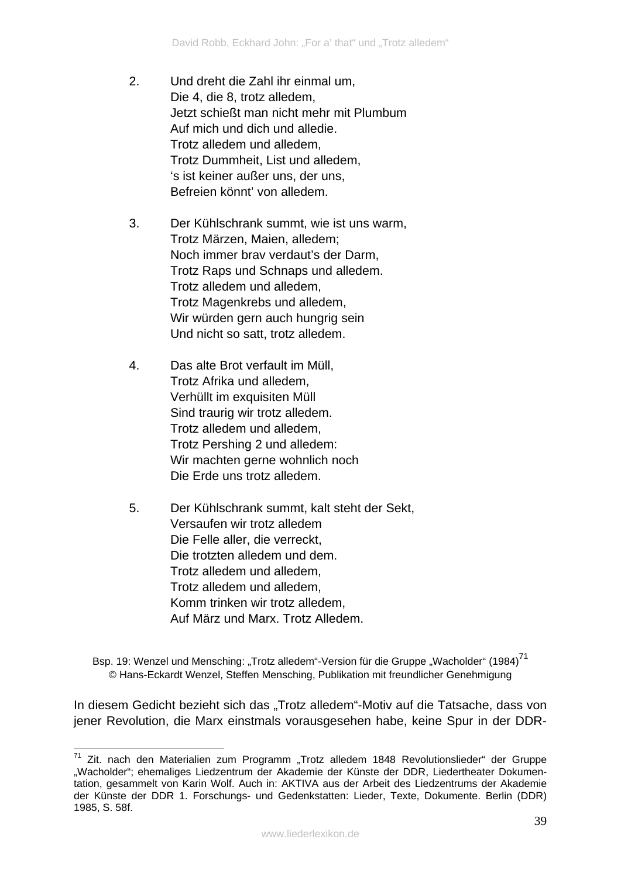2. Und dreht die Zahl ihr einmal um,  
Die 4, die 8, trotz alledem,  
Jetzt schießt man nicht mehr mit Plumbum  
Auf mich und dich und alledie.  
Trotz alledem und alledem,  
Trotz Dummheit, List und alledem,  
‘s ist keiner außer uns, der uns,  
Befreien könnt’ von alledem.

3. Der Kühlschrank summt, wie ist uns warm,  
Trotz Märzen, Maien, alledem;  
Noch immer brav verdaut’s der Darm,  
Trotz Raps und Schnaps und alledem.  
Trotz alledem und alledem,  
Trotz Magenkrebs und alledem,  
Wir würden gern auch hungrig sein  
Und nicht so satt, trotz alledem.

4. Das alte Brot verfault im Müll,  
Trotz Afrika und alledem,  
Verhüllt im exquisiten Müll  
Sind traurig wir trotz alledem.  
Trotz alledem und alledem,  
Trotz Pershing 2 und alledem:  
Wir machten gerne wohnlich noch  
Die Erde uns trotz alledem.

5. Der Kühlschrank summt, kalt steht der Sekt,  
Versaufen wir trotz alledem  
Die Felle aller, die verreckt,  
Die trotzten alledem und dem.  
Trotz alledem und alledem,  
Trotz alledem und alledem,  
Komm trinken wir trotz alledem,  
Auf März und Marx. Trotz Alledem.

Bsp. 19: Wenzel und Mensching: „Trotz alledem“-Version für die Gruppe „Wacholder“ (1984)[71]  
© Hans-Eckardt Wenzel, Steffen Mensching, Publikation mit freundlicher Genehmigung

In diesem Gedicht bezieht sich das „Trotz alledem“-Motiv auf die Tatsache, dass von jener Revolution, die Marx einstmals vorausgesehen habe, keine Spur in der DDR-

---

[71] Zit. nach den Materialien zum Programm „Trotz alledem 1848 Revolutionslieder“ der Gruppe „Wacholder“; ehemaliges Liedzentrum der Akademie der Künste der DDR, Liedertheater Dokumentation, gesammelt von Karin Wolf. Auch in: AKTIVA aus der Arbeit des Liedzentrums der Akademie der Künste der DDR 1. Forschungs- und Gedenkstatten: Lieder, Texte, Dokumente. Berlin (DDR) 1985, S. 58f.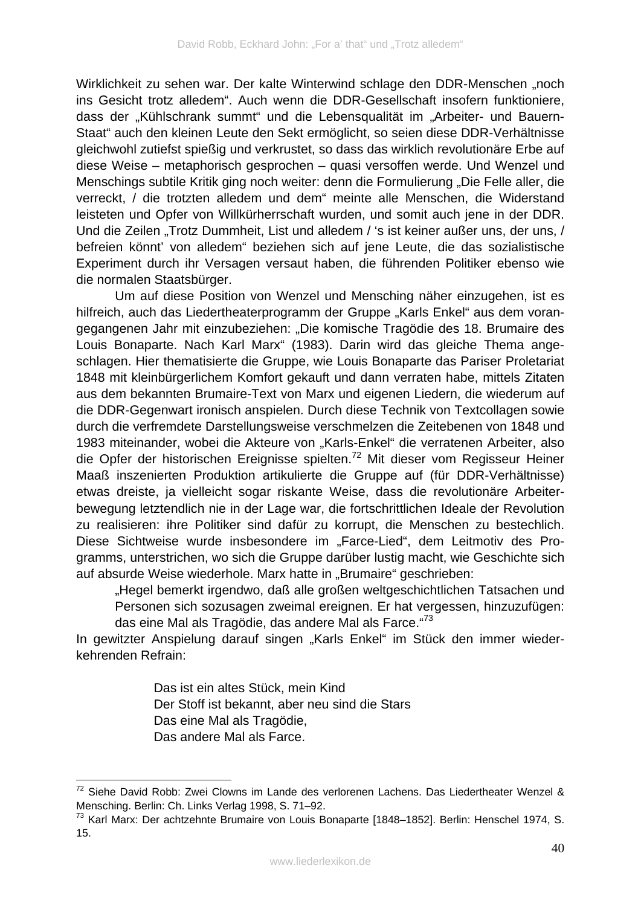Wirklichkeit zu sehen war. Der kalte Winterwind schlage den DDR-Menschen „noch ins Gesicht trotz alledem". Auch wenn die DDR-Gesellschaft insofern funktioniere, dass der „Kühlschrank summt" und die Lebensqualität im „Arbeiter- und Bauern-Staat" auch den kleinen Leute den Sekt ermöglicht, so seien diese DDR-Verhältnisse gleichwohl zutiefst spießig und verkrustet, so dass das wirklich revolutionäre Erbe auf diese Weise – metaphorisch gesprochen – quasi versoffen werde. Und Wenzel und Menschings subtile Kritik ging noch weiter: denn die Formulierung „Die Felle aller, die verreckt, / die trotzten alledem und dem" meinte alle Menschen, die Widerstand leisteten und Opfer von Willkürherrschaft wurden, und somit auch jene in der DDR. Und die Zeilen „Trotz Dummheit, List und alledem / 's ist keiner außer uns, der uns, / befreien könnt' von alledem" beziehen sich auf jene Leute, die das sozialistische Experiment durch ihr Versagen versaut haben, die führenden Politiker ebenso wie die normalen Staatsbürger.

Um auf diese Position von Wenzel und Mensching näher einzugehen, ist es hilfreich, auch das Liedertheaterprogramm der Gruppe „Karls Enkel" aus dem vorangegangenen Jahr mit einzubeziehen: „Die komische Tragödie des 18. Brumaire des Louis Bonaparte. Nach Karl Marx" (1983). Darin wird das gleiche Thema angeschlagen. Hier thematisierte die Gruppe, wie Louis Bonaparte das Pariser Proletariat 1848 mit kleinbürgerlichem Komfort gekauft und dann verraten habe, mittels Zitaten aus dem bekannten Brumaire-Text von Marx und eigenen Liedern, die wiederum auf die DDR-Gegenwart ironisch anspielen. Durch diese Technik von Textcollagen sowie durch die verfremdete Darstellungsweise verschmelzen die Zeitebenen von 1848 und 1983 miteinander, wobei die Akteure von „Karls-Enkel" die verratenen Arbeiter, also die Opfer der historischen Ereignisse spielten.[72] Mit dieser vom Regisseur Heiner Maaß inszenierten Produktion artikulierte die Gruppe auf (für DDR-Verhältnisse) etwas dreiste, ja vielleicht sogar riskante Weise, dass die revolutionäre Arbeiterbewegung letztendlich nie in der Lage war, die fortschrittlichen Ideale der Revolution zu realisieren: ihre Politiker sind dafür zu korrupt, die Menschen zu bestechlich. Diese Sichtweise wurde insbesondere im „Farce-Lied", dem Leitmotiv des Programms, unterstrichen, wo sich die Gruppe darüber lustig macht, wie Geschichte sich auf absurde Weise wiederhole. Marx hatte in „Brumaire" geschrieben:

> „Hegel bemerkt irgendwo, daß alle großen weltgeschichtlichen Tatsachen und Personen sich sozusagen zweimal ereignen. Er hat vergessen, hinzuzufügen: das eine Mal als Tragödie, das andere Mal als Farce."[73]

In gewitzter Anspielung darauf singen „Karls Enkel" im Stück den immer wiederkehrenden Refrain:

> Das ist ein altes Stück, mein Kind
> Der Stoff ist bekannt, aber neu sind die Stars
> Das eine Mal als Tragödie,
> Das andere Mal als Farce.

---

[72] Siehe David Robb: Zwei Clowns im Lande des verlorenen Lachens. Das Liedertheater Wenzel & Mensching. Berlin: Ch. Links Verlag 1998, S. 71–92.

[73] Karl Marx: Der achtzehnte Brumaire von Louis Bonaparte [1848–1852]. Berlin: Henschel 1974, S. 15.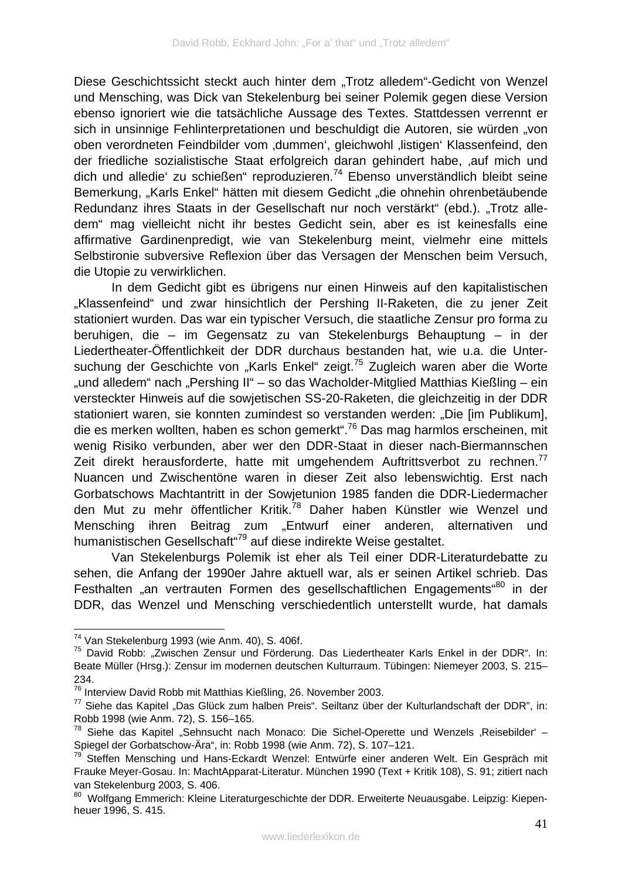Diese Geschichtssicht steckt auch hinter dem „Trotz alledem"-Gedicht von Wenzel und Mensching, was Dick van Stekelenburg bei seiner Polemik gegen diese Version ebenso ignoriert wie die tatsächliche Aussage des Textes. Stattdessen verrennt er sich in unsinnige Fehlinterpretationen und beschuldigt die Autoren, sie würden „von oben verordneten Feindbilder vom ‚dummen', gleichwohl ‚listigen' Klassenfeind, den der friedliche sozialistische Staat erfolgreich daran gehindert habe, ‚auf mich und dich und alledie' zu schießen" reproduzieren.[74] Ebenso unverständlich bleibt seine Bemerkung, „Karls Enkel" hätten mit diesem Gedicht „die ohnehin ohrenbetäubende Redundanz ihres Staats in der Gesellschaft nur noch verstärkt" (ebd.). „Trotz alledem" mag vielleicht nicht ihr bestes Gedicht sein, aber es ist keinesfalls eine affirmative Gardinenpredigt, wie van Stekelenburg meint, vielmehr eine mittels Selbstironie subversive Reflexion über das Versagen der Menschen beim Versuch, die Utopie zu verwirklichen.

In dem Gedicht gibt es übrigens nur einen Hinweis auf den kapitalistischen „Klassenfeind" und zwar hinsichtlich der Pershing II-Raketen, die zu jener Zeit stationiert wurden. Das war ein typischer Versuch, die staatliche Zensur pro forma zu beruhigen, die – im Gegensatz zu van Stekelenburgs Behauptung – in der Liedertheater-Öffentlichkeit der DDR durchaus bestanden hat, wie u.a. die Untersuchung der Geschichte von „Karls Enkel" zeigt.[75] Zugleich waren aber die Worte „und alledem" nach „Pershing II" – so das Wacholder-Mitglied Matthias Kießling – ein versteckter Hinweis auf die sowjetischen SS-20-Raketen, die gleichzeitig in der DDR stationiert waren, sie konnten zumindest so verstanden werden: „Die [im Publikum], die es merken wollten, haben es schon gemerkt".[76] Das mag harmlos erscheinen, mit wenig Risiko verbunden, aber wer den DDR-Staat in dieser nach-Biermannschen Zeit direkt herausforderte, hatte mit umgehendem Auftrittsverbot zu rechnen.[77] Nuancen und Zwischentöne waren in dieser Zeit also lebenswichtig. Erst nach Gorbatschows Machtantritt in der Sowjetunion 1985 fanden die DDR-Liedermacher den Mut zu mehr öffentlicher Kritik.[78] Daher haben Künstler wie Wenzel und Mensching ihren Beitrag zum „Entwurf einer anderen, alternativen und humanistischen Gesellschaft"[79] auf diese indirekte Weise gestaltet.

Van Stekelenburgs Polemik ist eher als Teil einer DDR-Literaturdebatte zu sehen, die Anfang der 1990er Jahre aktuell war, als er seinen Artikel schrieb. Das Festhalten „an vertrauten Formen des gesellschaftlichen Engagements"[80] in der DDR, das Wenzel und Mensching verschiedentlich unterstellt wurde, hat damals

---

[74] Van Stekelenburg 1993 (wie Anm. 40), S. 406f.

[75] David Robb: „Zwischen Zensur und Förderung. Das Liedertheater Karls Enkel in der DDR". In: Beate Müller (Hrsg.): Zensur im modernen deutschen Kulturraum. Tübingen: Niemeyer 2003, S. 215–234.

[76] Interview David Robb mit Matthias Kießling, 26. November 2003.

[77] Siehe das Kapitel „Das Glück zum halben Preis". Seiltanz über der Kulturlandschaft der DDR", in: Robb 1998 (wie Anm. 72), S. 156–165.

[78] Siehe das Kapitel „Sehnsucht nach Monaco: Die Sichel-Operette und Wenzels ‚Reisebilder' – Spiegel der Gorbatschow-Ära", in: Robb 1998 (wie Anm. 72), S. 107–121.

[79] Steffen Mensching und Hans-Eckardt Wenzel: Entwürfe einer anderen Welt. Ein Gespräch mit Frauke Meyer-Gosau. In: MachtApparat-Literatur. München 1990 (Text + Kritik 108), S. 91; zitiert nach van Stekelenburg 2003, S. 406.

[80] Wolfgang Emmerich: Kleine Literaturgeschichte der DDR. Erweiterte Neuausgabe. Leipzig: Kiepenheuer 1996, S. 415.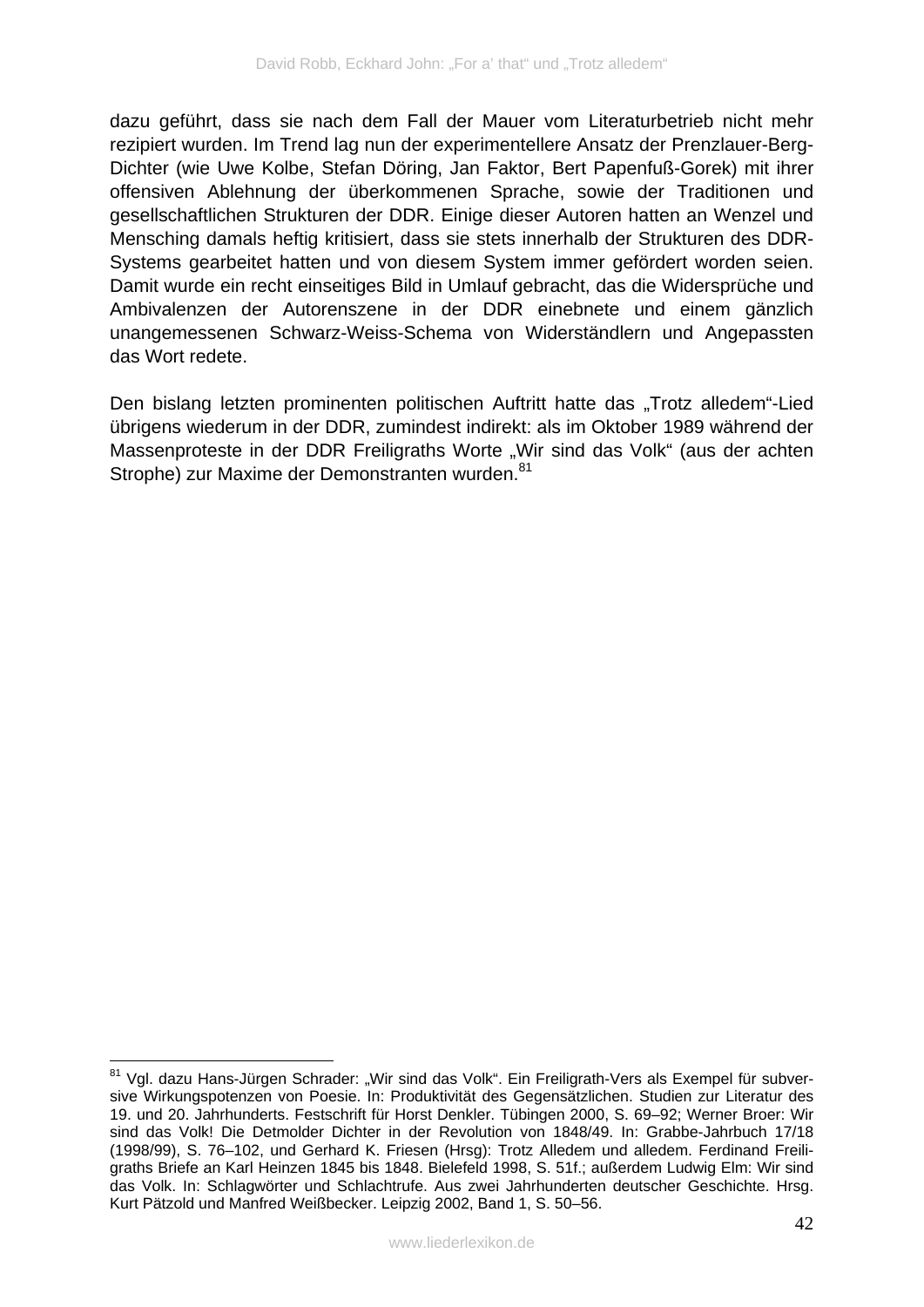dazu geführt, dass sie nach dem Fall der Mauer vom Literaturbetrieb nicht mehr rezipiert wurden. Im Trend lag nun der experimentellere Ansatz der Prenzlauer-Berg-Dichter (wie Uwe Kolbe, Stefan Döring, Jan Faktor, Bert Papenfuß-Gorek) mit ihrer offensiven Ablehnung der überkommenen Sprache, sowie der Traditionen und gesellschaftlichen Strukturen der DDR. Einige dieser Autoren hatten an Wenzel und Mensching damals heftig kritisiert, dass sie stets innerhalb der Strukturen des DDR-Systems gearbeitet hatten und von diesem System immer gefördert worden seien. Damit wurde ein recht einseitiges Bild in Umlauf gebracht, das die Widersprüche und Ambivalenzen der Autorenszene in der DDR einebnete und einem gänzlich unangemessenen Schwarz-Weiss-Schema von Widerständlern und Angepassten das Wort redete.

Den bislang letzten prominenten politischen Auftritt hatte das „Trotz alledem"-Lied übrigens wiederum in der DDR, zumindest indirekt: als im Oktober 1989 während der Massenproteste in der DDR Freiligraths Worte „Wir sind das Volk" (aus der achten Strophe) zur Maxime der Demonstranten wurden.[81]

---

[81] Vgl. dazu Hans-Jürgen Schrader: „Wir sind das Volk". Ein Freiligrath-Vers als Exempel für subversive Wirkungspotenzen von Poesie. In: Produktivität des Gegensätzlichen. Studien zur Literatur des 19. und 20. Jahrhunderts. Festschrift für Horst Denkler. Tübingen 2000, S. 69–92; Werner Broer: Wir sind das Volk! Die Detmolder Dichter in der Revolution von 1848/49. In: Grabbe-Jahrbuch 17/18 (1998/99), S. 76–102, und Gerhard K. Friesen (Hrsg): Trotz Alledem und alledem. Ferdinand Freiligraths Briefe an Karl Heinzen 1845 bis 1848. Bielefeld 1998, S. 51f.; außerdem Ludwig Elm: Wir sind das Volk. In: Schlagwörter und Schlachtrufe. Aus zwei Jahrhunderten deutscher Geschichte. Hrsg. Kurt Pätzold und Manfred Weißbecker. Leipzig 2002, Band 1, S. 50–56.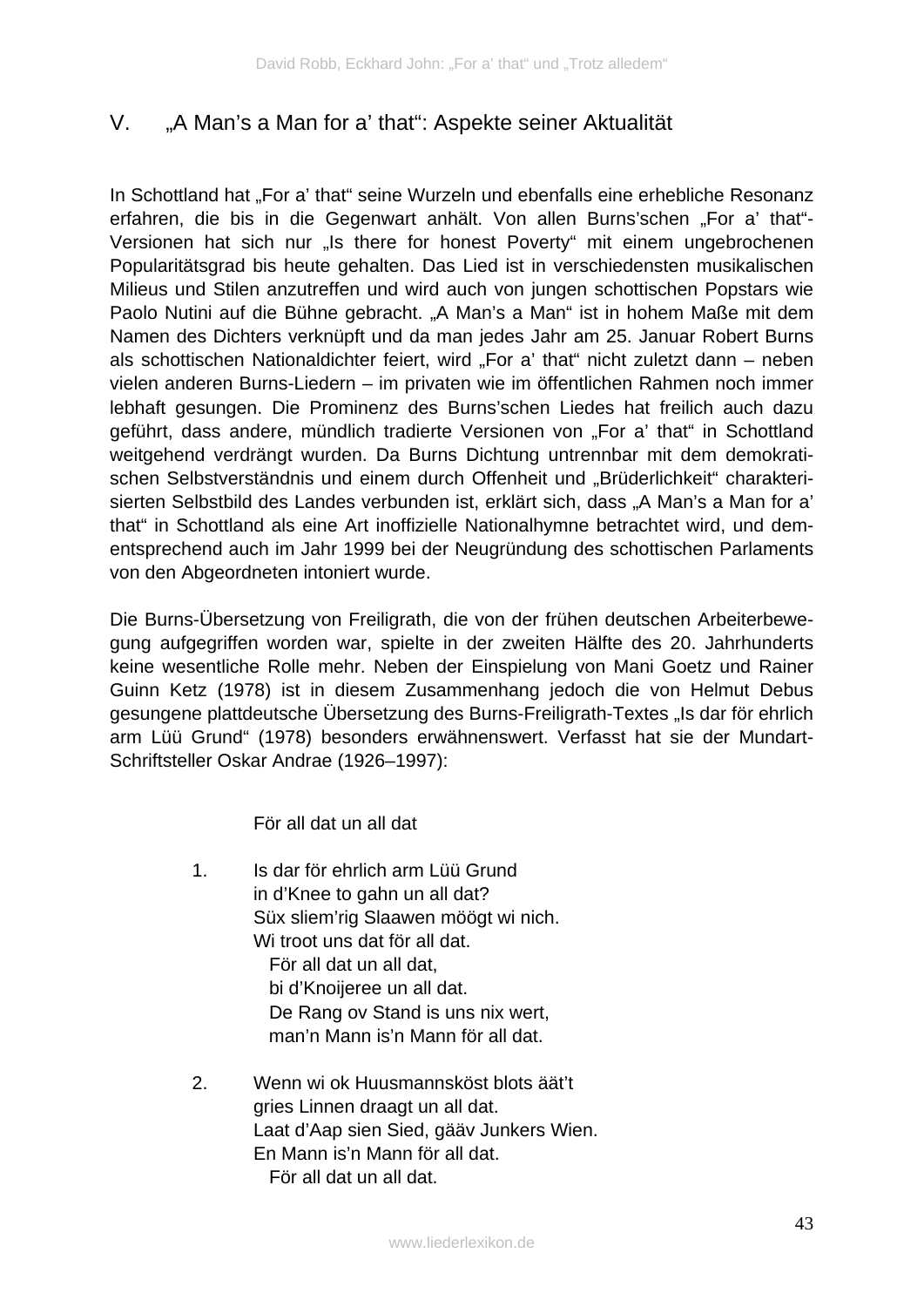## V. „A Man's a Man for a' that": Aspekte seiner Aktualität

In Schottland hat „For a' that" seine Wurzeln und ebenfalls eine erhebliche Resonanz erfahren, die bis in die Gegenwart anhält. Von allen Burns'schen „For a' that"-Versionen hat sich nur „Is there for honest Poverty" mit einem ungebrochenen Popularitätsgrad bis heute gehalten. Das Lied ist in verschiedensten musikalischen Milieus und Stilen anzutreffen und wird auch von jungen schottischen Popstars wie Paolo Nutini auf die Bühne gebracht. „A Man's a Man" ist in hohem Maße mit dem Namen des Dichters verknüpft und da man jedes Jahr am 25. Januar Robert Burns als schottischen Nationaldichter feiert, wird „For a' that" nicht zuletzt dann – neben vielen anderen Burns-Liedern – im privaten wie im öffentlichen Rahmen noch immer lebhaft gesungen. Die Prominenz des Burns'schen Liedes hat freilich auch dazu geführt, dass andere, mündlich tradierte Versionen von „For a' that" in Schottland weitgehend verdrängt wurden. Da Burns Dichtung untrennbar mit dem demokratischen Selbstverständnis und einem durch Offenheit und „Brüderlichkeit" charakterisierten Selbstbild des Landes verbunden ist, erklärt sich, dass „A Man's a Man for a' that" in Schottland als eine Art inoffizielle Nationalhymne betrachtet wird, und dementsprechend auch im Jahr 1999 bei der Neugründung des schottischen Parlaments von den Abgeordneten intoniert wurde.

Die Burns-Übersetzung von Freiligrath, die von der frühen deutschen Arbeiterbewegung aufgegriffen worden war, spielte in der zweiten Hälfte des 20. Jahrhunderts keine wesentliche Rolle mehr. Neben der Einspielung von Mani Goetz und Rainer Guinn Ketz (1978) ist in diesem Zusammenhang jedoch die von Helmut Debus gesungene plattdeutsche Übersetzung des Burns-Freiligrath-Textes „Is dar för ehrlich arm Lüü Grund" (1978) besonders erwähnenswert. Verfasst hat sie der Mundart-Schriftsteller Oskar Andrae (1926–1997):

För all dat un all dat

1. Is dar för ehrlich arm Lüü Grund
in d'Knee to gahn un all dat?
Süx sliem'rig Slaawen möögt wi nich.
Wi troot uns dat för all dat.
För all dat un all dat,
bi d'Knoijeree un all dat.
De Rang ov Stand is uns nix wert,
man'n Mann is'n Mann för all dat.

2. Wenn wi ok Huusmannsköst blots äät't
gries Linnen draagt un all dat.
Laat d'Aap sien Sied, gääv Junkers Wien.
En Mann is'n Mann för all dat.
För all dat un all dat.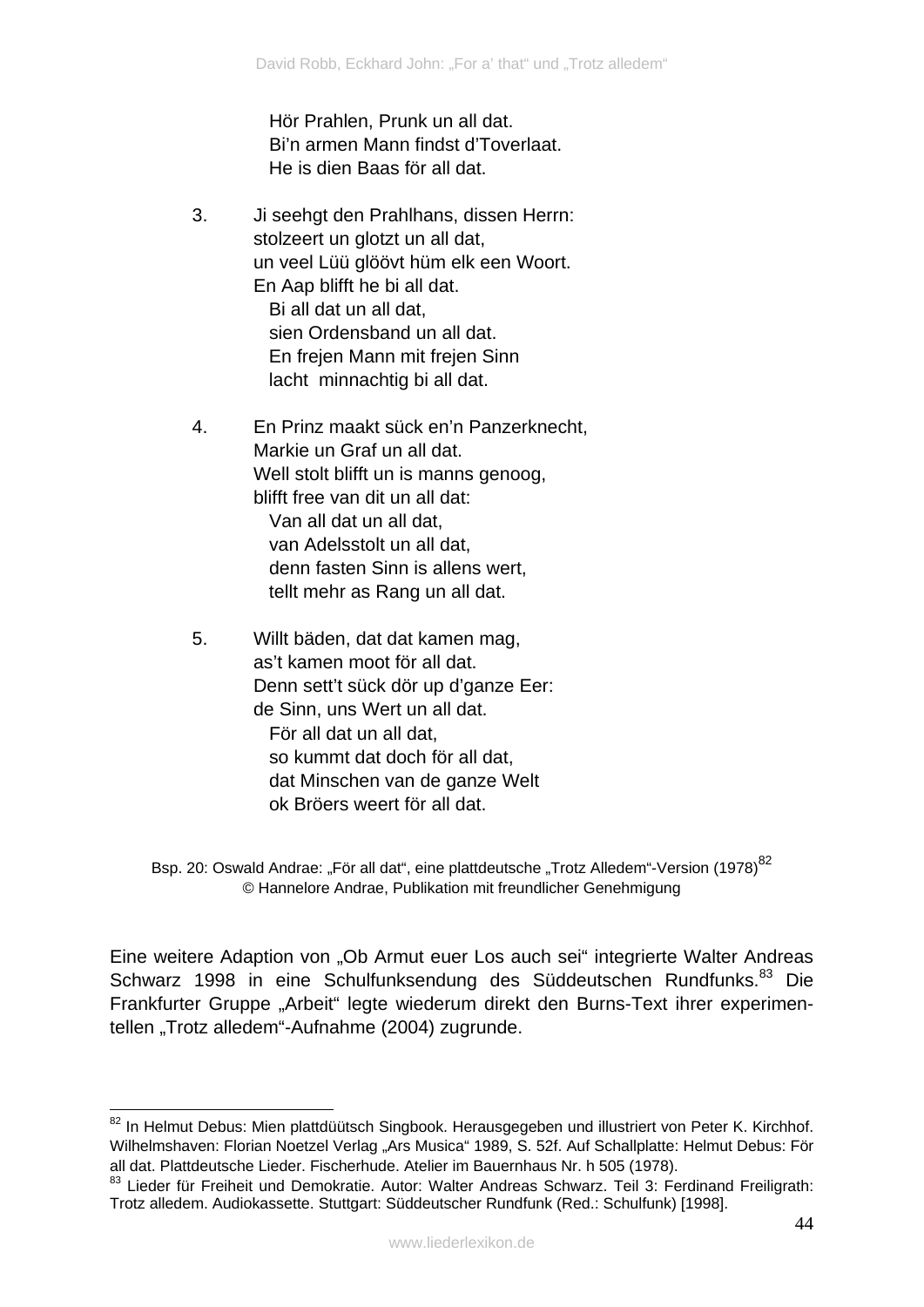Hör Prahlen, Prunk un all dat.
Bi'n armen Mann findst d'Toverlaat.
He is dien Baas för all dat.

3. Ji seehgt den Prahlhans, dissen Herrn:
stolzeert un glotzt un all dat,
un veel Lüü glöövt hüm elk een Woort.
En Aap blifft he bi all dat.
Bi all dat un all dat,
sien Ordensband un all dat.
En frejen Mann mit frejen Sinn
lacht minnachtig bi all dat.

4. En Prinz maakt sück en'n Panzerknecht,
Markie un Graf un all dat.
Well stolt blifft un is manns genoog,
blifft free van dit un all dat:
Van all dat un all dat,
van Adelsstolt un all dat,
denn fasten Sinn is allens wert,
tellt mehr as Rang un all dat.

5. Willt bäden, dat dat kamen mag,
as't kamen moot för all dat.
Denn sett't sück dör up d'ganze Eer:
de Sinn, uns Wert un all dat.
För all dat un all dat,
so kummt dat doch för all dat,
dat Minschen van de ganze Welt
ok Bröers weert för all dat.

Bsp. 20: Oswald Andrae: „För all dat", eine plattdeutsche „Trotz Alledem"-Version (1978)[82]
© Hannelore Andrae, Publikation mit freundlicher Genehmigung

Eine weitere Adaption von „Ob Armut euer Los auch sei" integrierte Walter Andreas Schwarz 1998 in eine Schulfunksendung des Süddeutschen Rundfunks.[83] Die Frankfurter Gruppe „Arbeit" legte wiederum direkt den Burns-Text ihrer experimentellen „Trotz alledem"-Aufnahme (2004) zugrunde.

---

[82] In Helmut Debus: Mien plattdüütsch Singbook. Herausgegeben und illustriert von Peter K. Kirchhof. Wilhelmshaven: Florian Noetzel Verlag „Ars Musica" 1989, S. 52f. Auf Schallplatte: Helmut Debus: För all dat. Plattdeutsche Lieder. Fischerhude. Atelier im Bauernhaus Nr. h 505 (1978).

[83] Lieder für Freiheit und Demokratie. Autor: Walter Andreas Schwarz. Teil 3: Ferdinand Freiligrath: Trotz alledem. Audiokassette. Stuttgart: Süddeutscher Rundfunk (Red.: Schulfunk) [1998].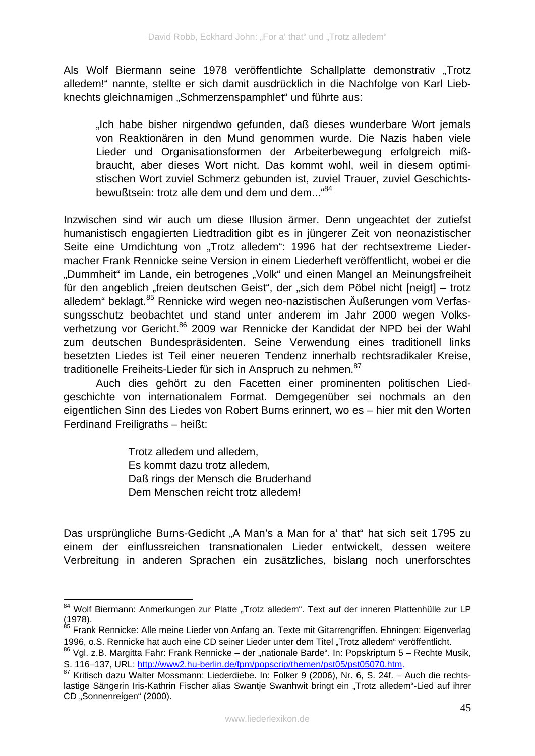Als Wolf Biermann seine 1978 veröffentlichte Schallplatte demonstrativ „Trotz alledem!" nannte, stellte er sich damit ausdrücklich in die Nachfolge von Karl Liebknechts gleichnamigen „Schmerzenspamphlet" und führte aus:

> „Ich habe bisher nirgendwo gefunden, daß dieses wunderbare Wort jemals von Reaktionären in den Mund genommen wurde. Die Nazis haben viele Lieder und Organisationsformen der Arbeiterbewegung erfolgreich mißbraucht, aber dieses Wort nicht. Das kommt wohl, weil in diesem optimistischen Wort zuviel Schmerz gebunden ist, zuviel Trauer, zuviel Geschichtsbewußtsein: trotz alle dem und dem und dem..."[84]

Inzwischen sind wir auch um diese Illusion ärmer. Denn ungeachtet der zutiefst humanistisch engagierten Liedtradition gibt es in jüngerer Zeit von neonazistischer Seite eine Umdichtung von „Trotz alledem": 1996 hat der rechtsextreme Liedermacher Frank Rennicke seine Version in einem Liederheft veröffentlicht, wobei er die „Dummheit" im Lande, ein betrogenes „Volk" und einen Mangel an Meinungsfreiheit für den angeblich „freien deutschen Geist", der „sich dem Pöbel nicht [neigt] – trotz alledem" beklagt.[85] Rennicke wird wegen neo-nazistischen Äußerungen vom Verfassungsschutz beobachtet und stand unter anderem im Jahr 2000 wegen Volksverhetzung vor Gericht.[86] 2009 war Rennicke der Kandidat der NPD bei der Wahl zum deutschen Bundespräsidenten. Seine Verwendung eines traditionell links besetzten Liedes ist Teil einer neueren Tendenz innerhalb rechtsradikaler Kreise, traditionelle Freiheits-Lieder für sich in Anspruch zu nehmen.[87]

Auch dies gehört zu den Facetten einer prominenten politischen Liedgeschichte von internationalem Format. Demgegenüber sei nochmals an den eigentlichen Sinn des Liedes von Robert Burns erinnert, wo es – hier mit den Worten Ferdinand Freiligraths – heißt:

> Trotz alledem und alledem,
> Es kommt dazu trotz alledem,
> Daß rings der Mensch die Bruderhand
> Dem Menschen reicht trotz alledem!

Das ursprüngliche Burns-Gedicht „A Man's a Man for a' that" hat sich seit 1795 zu einem der einflussreichen transnationalen Lieder entwickelt, dessen weitere Verbreitung in anderen Sprachen ein zusätzliches, bislang noch unerforschtes

---

[84] Wolf Biermann: Anmerkungen zur Platte „Trotz alledem". Text auf der inneren Plattenhülle zur LP (1978).

[85] Frank Rennicke: Alle meine Lieder von Anfang an. Texte mit Gitarrengriffen. Ehningen: Eigenverlag 1996, o.S. Rennicke hat auch eine CD seiner Lieder unter dem Titel „Trotz alledem" veröffentlicht.

[86] Vgl. z.B. Margitta Fahr: Frank Rennicke – der „nationale Barde". In: Popskriptum 5 – Rechte Musik, S. 116–137, URL: http://www2.hu-berlin.de/fpm/popscrip/themen/pst05/pst05070.htm.

[87] Kritisch dazu Walter Mossmann: Liederdiebe. In: Folker 9 (2006), Nr. 6, S. 24f. – Auch die rechtslastige Sängerin Iris-Kathrin Fischer alias Swantje Swanhwit bringt ein „Trotz alledem"-Lied auf ihrer CD „Sonnenreigen" (2000).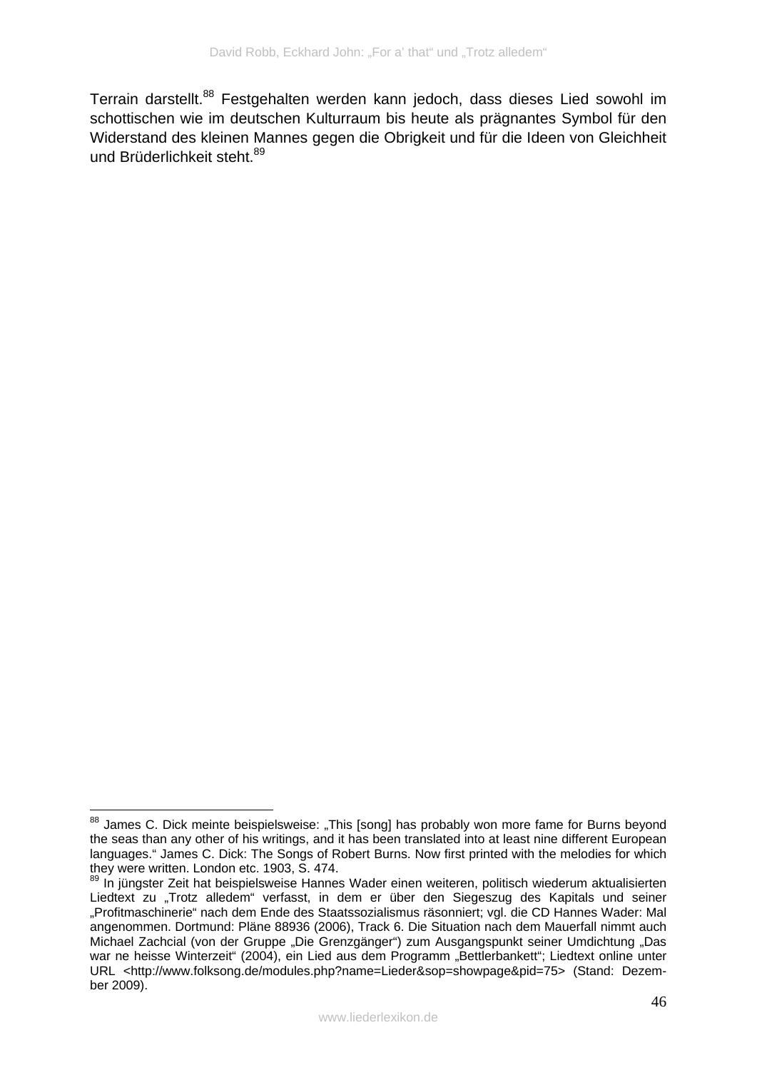Terrain darstellt.[88] Festgehalten werden kann jedoch, dass dieses Lied sowohl im schottischen wie im deutschen Kulturraum bis heute als prägnantes Symbol für den Widerstand des kleinen Mannes gegen die Obrigkeit und für die Ideen von Gleichheit und Brüderlichkeit steht.[89]

---

[88] James C. Dick meinte beispielsweise: „This [song] has probably won more fame for Burns beyond the seas than any other of his writings, and it has been translated into at least nine different European languages." James C. Dick: The Songs of Robert Burns. Now first printed with the melodies for which they were written. London etc. 1903, S. 474.

[89] In jüngster Zeit hat beispielsweise Hannes Wader einen weiteren, politisch wiederum aktualisierten Liedtext zu „Trotz alledem" verfasst, in dem er über den Siegeszug des Kapitals und seiner „Profitmaschinerie" nach dem Ende des Staatssozialismus räsonniert; vgl. die CD Hannes Wader: Mal angenommen. Dortmund: Pläne 88936 (2006), Track 6. Die Situation nach dem Mauerfall nimmt auch Michael Zachcial (von der Gruppe „Die Grenzgänger") zum Ausgangspunkt seiner Umdichtung „Das war ne heisse Winterzeit" (2004), ein Lied aus dem Programm „Bettlerbankett"; Liedtext online unter URL <http://www.folksong.de/modules.php?name=Lieder&sop=showpage&pid=75> (Stand: Dezember 2009).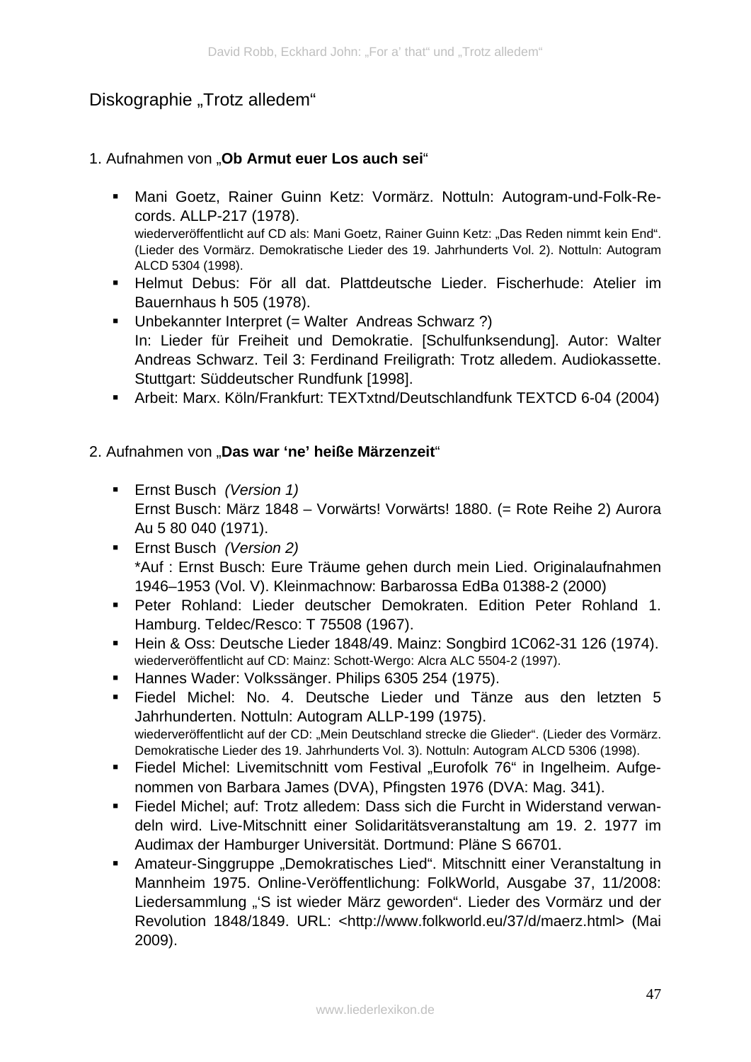## Diskographie „Trotz alledem“

### 1. Aufnahmen von „**Ob Armut euer Los auch sei**“

- Mani Goetz, Rainer Guinn Ketz: Vormärz. Nottuln: Autogram-und-Folk-Records. ALLP-217 (1978).
  wiederveröffentlicht auf CD als: Mani Goetz, Rainer Guinn Ketz: „Das Reden nimmt kein End“. (Lieder des Vormärz. Demokratische Lieder des 19. Jahrhunderts Vol. 2). Nottuln: Autogram ALCD 5304 (1998).
- Helmut Debus: För all dat. Plattdeutsche Lieder. Fischerhude: Atelier im Bauernhaus h 505 (1978).
- Unbekannter Interpret (= Walter Andreas Schwarz ?)
  In: Lieder für Freiheit und Demokratie. [Schulfunksendung]. Autor: Walter Andreas Schwarz. Teil 3: Ferdinand Freiligrath: Trotz alledem. Audiokassette. Stuttgart: Süddeutscher Rundfunk [1998].
- Arbeit: Marx. Köln/Frankfurt: TEXTxtnd/Deutschlandfunk TEXTCD 6-04 (2004)

### 2. Aufnahmen von „**Das war ‘ne’ heiße Märzenzeit**“

- Ernst Busch *(Version 1)*
  Ernst Busch: März 1848 – Vorwärts! Vorwärts! 1880. (= Rote Reihe 2) Aurora Au 5 80 040 (1971).
- Ernst Busch *(Version 2)*
  *Auf : Ernst Busch: Eure Träume gehen durch mein Lied. Originalaufnahmen 1946–1953 (Vol. V). Kleinmachnow: Barbarossa EdBa 01388-2 (2000)
- Peter Rohland: Lieder deutscher Demokraten. Edition Peter Rohland 1. Hamburg. Teldec/Resco: T 75508 (1967).
- Hein & Oss: Deutsche Lieder 1848/49. Mainz: Songbird 1C062-31 126 (1974).
  wiederveröffentlicht auf CD: Mainz: Schott-Wergo: Alcra ALC 5504-2 (1997).
- Hannes Wader: Volkssänger. Philips 6305 254 (1975).
- Fiedel Michel: No. 4. Deutsche Lieder und Tänze aus den letzten 5 Jahrhunderten. Nottuln: Autogram ALLP-199 (1975).
  wiederveröffentlicht auf der CD: „Mein Deutschland strecke die Glieder“. (Lieder des Vormärz. Demokratische Lieder des 19. Jahrhunderts Vol. 3). Nottuln: Autogram ALCD 5306 (1998).
- Fiedel Michel: Livemitschnitt vom Festival „Eurofolk 76“ in Ingelheim. Aufgenommen von Barbara James (DVA), Pfingsten 1976 (DVA: Mag. 341).
- Fiedel Michel; auf: Trotz alledem: Dass sich die Furcht in Widerstand verwandeln wird. Live-Mitschnitt einer Solidaritätsveranstaltung am 19. 2. 1977 im Audimax der Hamburger Universität. Dortmund: Pläne S 66701.
- Amateur-Singgruppe „Demokratisches Lied“. Mitschnitt einer Veranstaltung in Mannheim 1975. Online-Veröffentlichung: FolkWorld, Ausgabe 37, 11/2008: Liedersammlung „‘S ist wieder März geworden“. Lieder des Vormärz und der Revolution 1848/1849. URL: <http://www.folkworld.eu/37/d/maerz.html> (Mai 2009).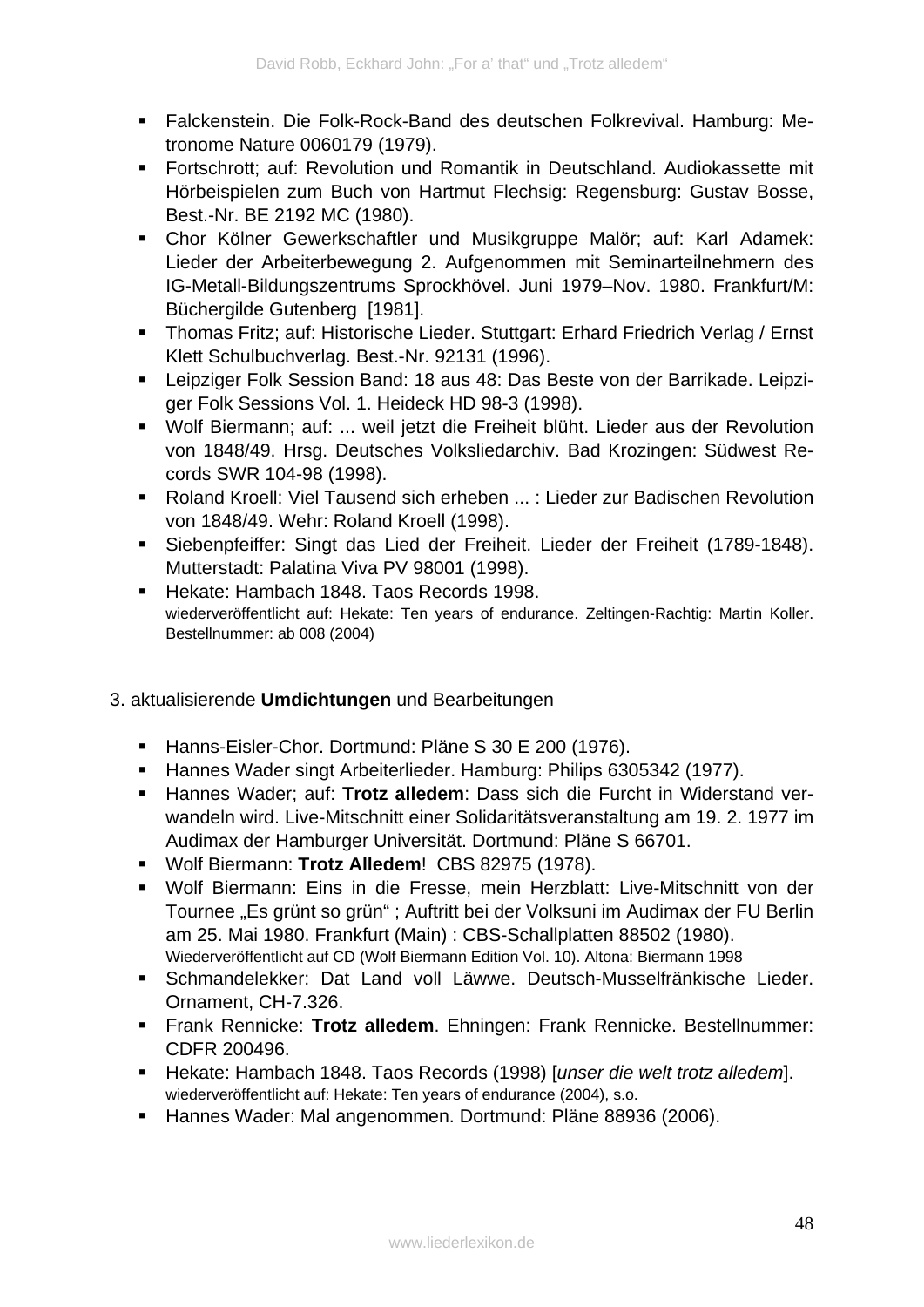- Falckenstein. Die Folk-Rock-Band des deutschen Folkrevival. Hamburg: Metronome Nature 0060179 (1979).
- Fortschrott; auf: Revolution und Romantik in Deutschland. Audiokassette mit Hörbeispielen zum Buch von Hartmut Flechsig: Regensburg: Gustav Bosse, Best.-Nr. BE 2192 MC (1980).
- Chor Kölner Gewerkschaftler und Musikgruppe Malör; auf: Karl Adamek: Lieder der Arbeiterbewegung 2. Aufgenommen mit Seminarteilnehmern des IG-Metall-Bildungszentrums Sprockhövel. Juni 1979–Nov. 1980. Frankfurt/M: Büchergilde Gutenberg [1981].
- Thomas Fritz; auf: Historische Lieder. Stuttgart: Erhard Friedrich Verlag / Ernst Klett Schulbuchverlag. Best.-Nr. 92131 (1996).
- Leipziger Folk Session Band: 18 aus 48: Das Beste von der Barrikade. Leipziger Folk Sessions Vol. 1. Heideck HD 98-3 (1998).
- Wolf Biermann; auf: ... weil jetzt die Freiheit blüht. Lieder aus der Revolution von 1848/49. Hrsg. Deutsches Volksliedarchiv. Bad Krozingen: Südwest Records SWR 104-98 (1998).
- Roland Kroell: Viel Tausend sich erheben ... : Lieder zur Badischen Revolution von 1848/49. Wehr: Roland Kroell (1998).
- Siebenpfeiffer: Singt das Lied der Freiheit. Lieder der Freiheit (1789-1848). Mutterstadt: Palatina Viva PV 98001 (1998).
- Hekate: Hambach 1848. Taos Records 1998.
  wiederveröffentlicht auf: Hekate: Ten years of endurance. Zeltingen-Rachtig: Martin Koller. Bestellnummer: ab 008 (2004)

3. aktualisierende **Umdichtungen** und Bearbeitungen

- Hanns-Eisler-Chor. Dortmund: Pläne S 30 E 200 (1976).
- Hannes Wader singt Arbeiterlieder. Hamburg: Philips 6305342 (1977).
- Hannes Wader; auf: **Trotz alledem**: Dass sich die Furcht in Widerstand verwandeln wird. Live-Mitschnitt einer Solidaritätsveranstaltung am 19. 2. 1977 im Audimax der Hamburger Universität. Dortmund: Pläne S 66701.
- Wolf Biermann: **Trotz Alledem**! CBS 82975 (1978).
- Wolf Biermann: Eins in die Fresse, mein Herzblatt: Live-Mitschnitt von der Tournee „Es grünt so grün" ; Auftritt bei der Volksuni im Audimax der FU Berlin am 25. Mai 1980. Frankfurt (Main) : CBS-Schallplatten 88502 (1980).
  Wiederveröffentlicht auf CD (Wolf Biermann Edition Vol. 10). Altona: Biermann 1998
- Schmandelekker: Dat Land voll Läwwe. Deutsch-Musselfränkische Lieder. Ornament, CH-7.326.
- Frank Rennicke: **Trotz alledem**. Ehningen: Frank Rennicke. Bestellnummer: CDFR 200496.
- Hekate: Hambach 1848. Taos Records (1998) [*unser die welt trotz alledem*].
  wiederveröffentlicht auf: Hekate: Ten years of endurance (2004), s.o.
- Hannes Wader: Mal angenommen. Dortmund: Pläne 88936 (2006).